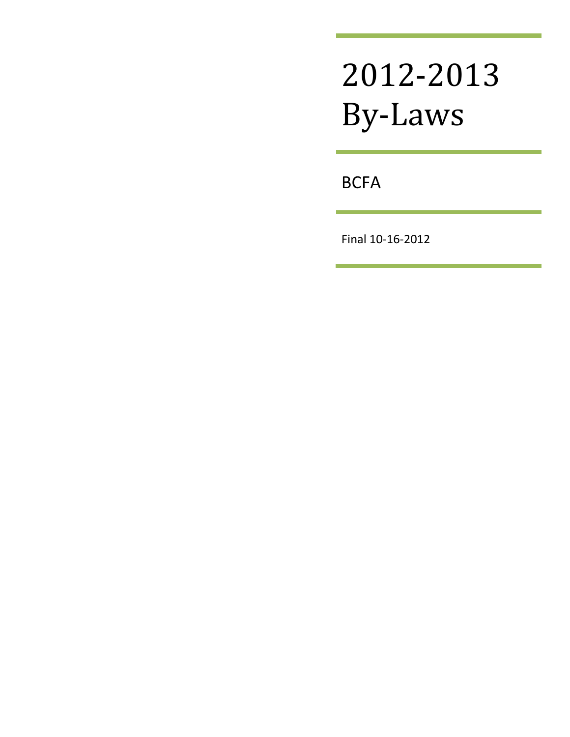# 2012-2013 By-Laws

BCFA

Final 10-16-2012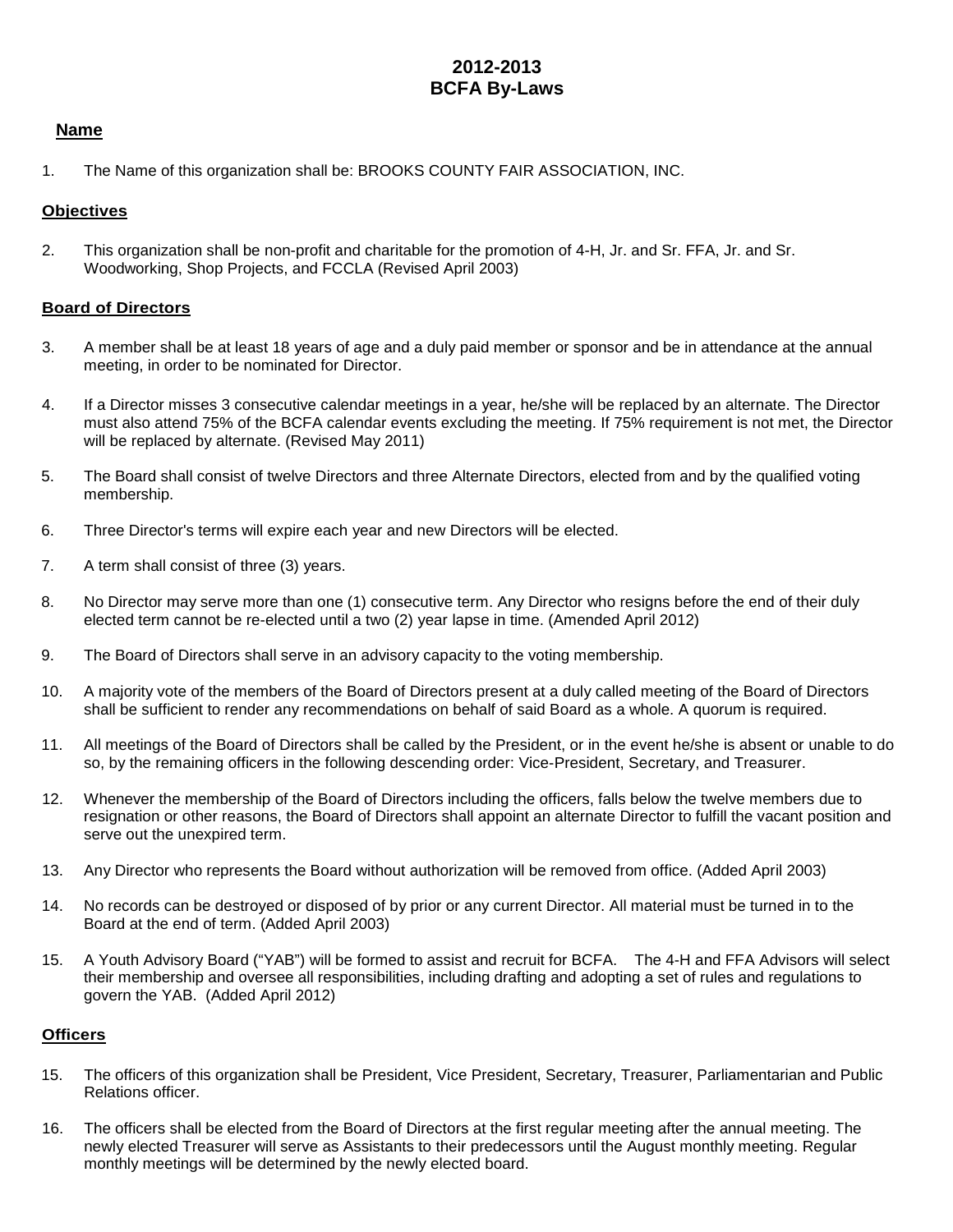# 2012-2013
# BCFA By-Laws

## Name

1. The Name of this organization shall be: BROOKS COUNTY FAIR ASSOCIATION, INC.

## Objectives

2. This organization shall be non-profit and charitable for the promotion of 4-H, Jr. and Sr. FFA, Jr. and Sr. Woodworking, Shop Projects, and FCCLA (Revised April 2003)

## Board of Directors

3. A member shall be at least 18 years of age and a duly paid member or sponsor and be in attendance at the annual meeting, in order to be nominated for Director.

4. If a Director misses 3 consecutive calendar meetings in a year, he/she will be replaced by an alternate. The Director must also attend 75% of the BCFA calendar events excluding the meeting. If 75% requirement is not met, the Director will be replaced by alternate. (Revised May 2011)

5. The Board shall consist of twelve Directors and three Alternate Directors, elected from and by the qualified voting membership.

6. Three Director's terms will expire each year and new Directors will be elected.

7. A term shall consist of three (3) years.

8. No Director may serve more than one (1) consecutive term. Any Director who resigns before the end of their duly elected term cannot be re-elected until a two (2) year lapse in time. (Amended April 2012)

9. The Board of Directors shall serve in an advisory capacity to the voting membership.

10. A majority vote of the members of the Board of Directors present at a duly called meeting of the Board of Directors shall be sufficient to render any recommendations on behalf of said Board as a whole. A quorum is required.

11. All meetings of the Board of Directors shall be called by the President, or in the event he/she is absent or unable to do so, by the remaining officers in the following descending order: Vice-President, Secretary, and Treasurer.

12. Whenever the membership of the Board of Directors including the officers, falls below the twelve members due to resignation or other reasons, the Board of Directors shall appoint an alternate Director to fulfill the vacant position and serve out the unexpired term.

13. Any Director who represents the Board without authorization will be removed from office. (Added April 2003)

14. No records can be destroyed or disposed of by prior or any current Director. All material must be turned in to the Board at the end of term. (Added April 2003)

15. A Youth Advisory Board ("YAB") will be formed to assist and recruit for BCFA. The 4-H and FFA Advisors will select their membership and oversee all responsibilities, including drafting and adopting a set of rules and regulations to govern the YAB. (Added April 2012)

## Officers

15. The officers of this organization shall be President, Vice President, Secretary, Treasurer, Parliamentarian and Public Relations officer.

16. The officers shall be elected from the Board of Directors at the first regular meeting after the annual meeting. The newly elected Treasurer will serve as Assistants to their predecessors until the August monthly meeting. Regular monthly meetings will be determined by the newly elected board.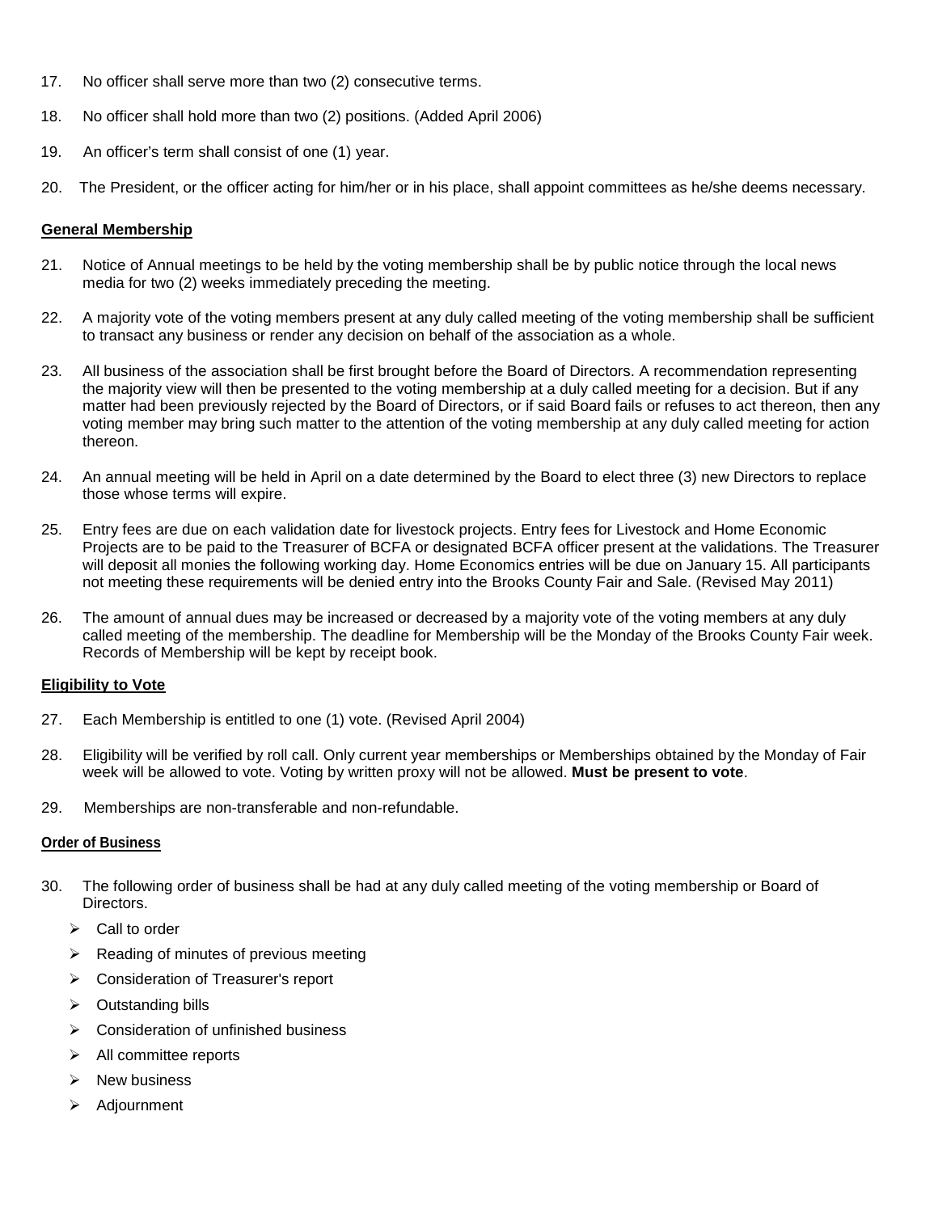17. No officer shall serve more than two (2) consecutive terms.

18. No officer shall hold more than two (2) positions. (Added April 2006)

19. An officer's term shall consist of one (1) year.

20. The President, or the officer acting for him/her or in his place, shall appoint committees as he/she deems necessary.

**General Membership**

21. Notice of Annual meetings to be held by the voting membership shall be by public notice through the local news media for two (2) weeks immediately preceding the meeting.

22. A majority vote of the voting members present at any duly called meeting of the voting membership shall be sufficient to transact any business or render any decision on behalf of the association as a whole.

23. All business of the association shall be first brought before the Board of Directors. A recommendation representing the majority view will then be presented to the voting membership at a duly called meeting for a decision. But if any matter had been previously rejected by the Board of Directors, or if said Board fails or refuses to act thereon, then any voting member may bring such matter to the attention of the voting membership at any duly called meeting for action thereon.

24. An annual meeting will be held in April on a date determined by the Board to elect three (3) new Directors to replace those whose terms will expire.

25. Entry fees are due on each validation date for livestock projects. Entry fees for Livestock and Home Economic Projects are to be paid to the Treasurer of BCFA or designated BCFA officer present at the validations. The Treasurer will deposit all monies the following working day. Home Economics entries will be due on January 15. All participants not meeting these requirements will be denied entry into the Brooks County Fair and Sale. (Revised May 2011)

26. The amount of annual dues may be increased or decreased by a majority vote of the voting members at any duly called meeting of the membership. The deadline for Membership will be the Monday of the Brooks County Fair week. Records of Membership will be kept by receipt book.

**Eligibility to Vote**

27. Each Membership is entitled to one (1) vote. (Revised April 2004)

28. Eligibility will be verified by roll call. Only current year memberships or Memberships obtained by the Monday of Fair week will be allowed to vote. Voting by written proxy will not be allowed. **Must be present to vote**.

29. Memberships are non-transferable and non-refundable.

**Order of Business**

30. The following order of business shall be had at any duly called meeting of the voting membership or Board of Directors.
    - Call to order
    - Reading of minutes of previous meeting
    - Consideration of Treasurer's report
    - Outstanding bills
    - Consideration of unfinished business
    - All committee reports
    - New business
    - Adjournment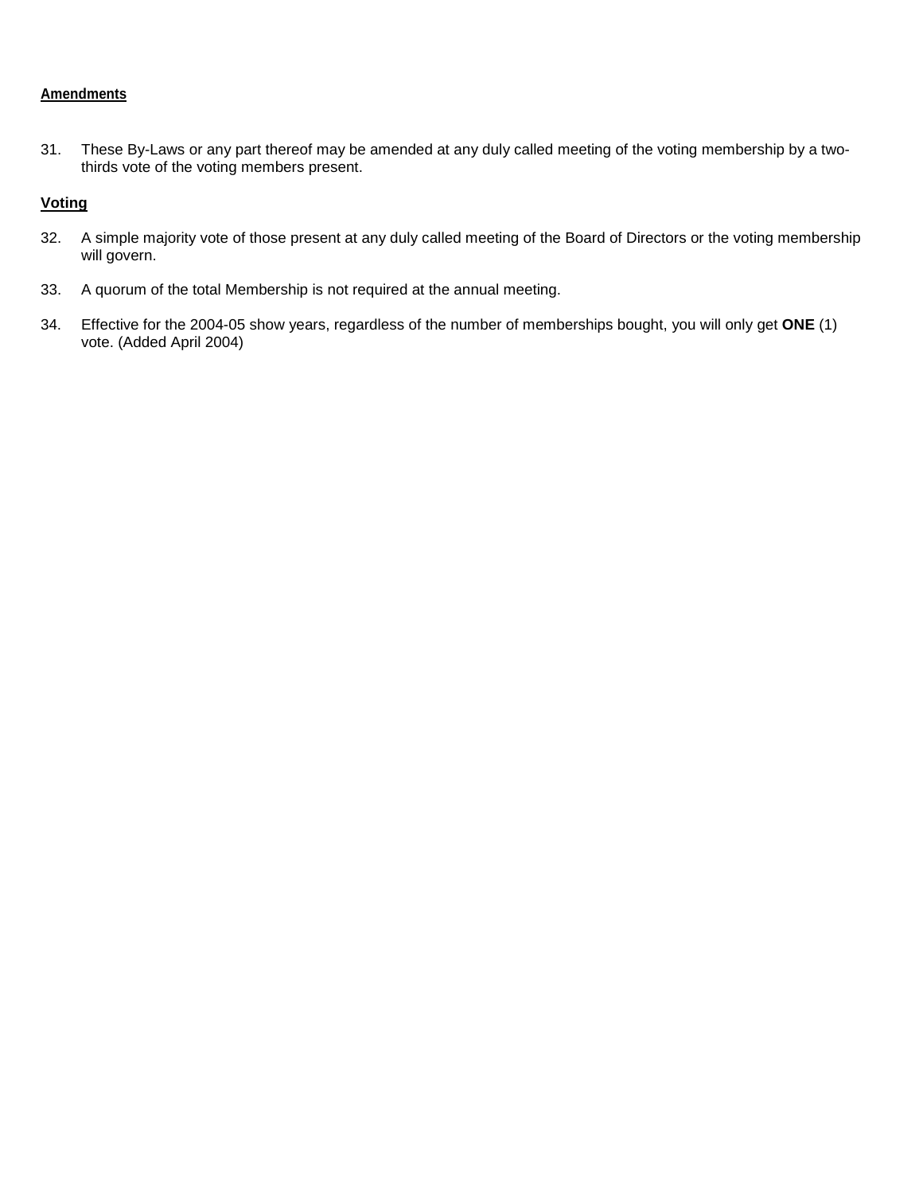**Amendments**

31. These By-Laws or any part thereof may be amended at any duly called meeting of the voting membership by a two-thirds vote of the voting members present.

**Voting**

32. A simple majority vote of those present at any duly called meeting of the Board of Directors or the voting membership will govern.

33. A quorum of the total Membership is not required at the annual meeting.

34. Effective for the 2004-05 show years, regardless of the number of memberships bought, you will only get **ONE** (1) vote. (Added April 2004)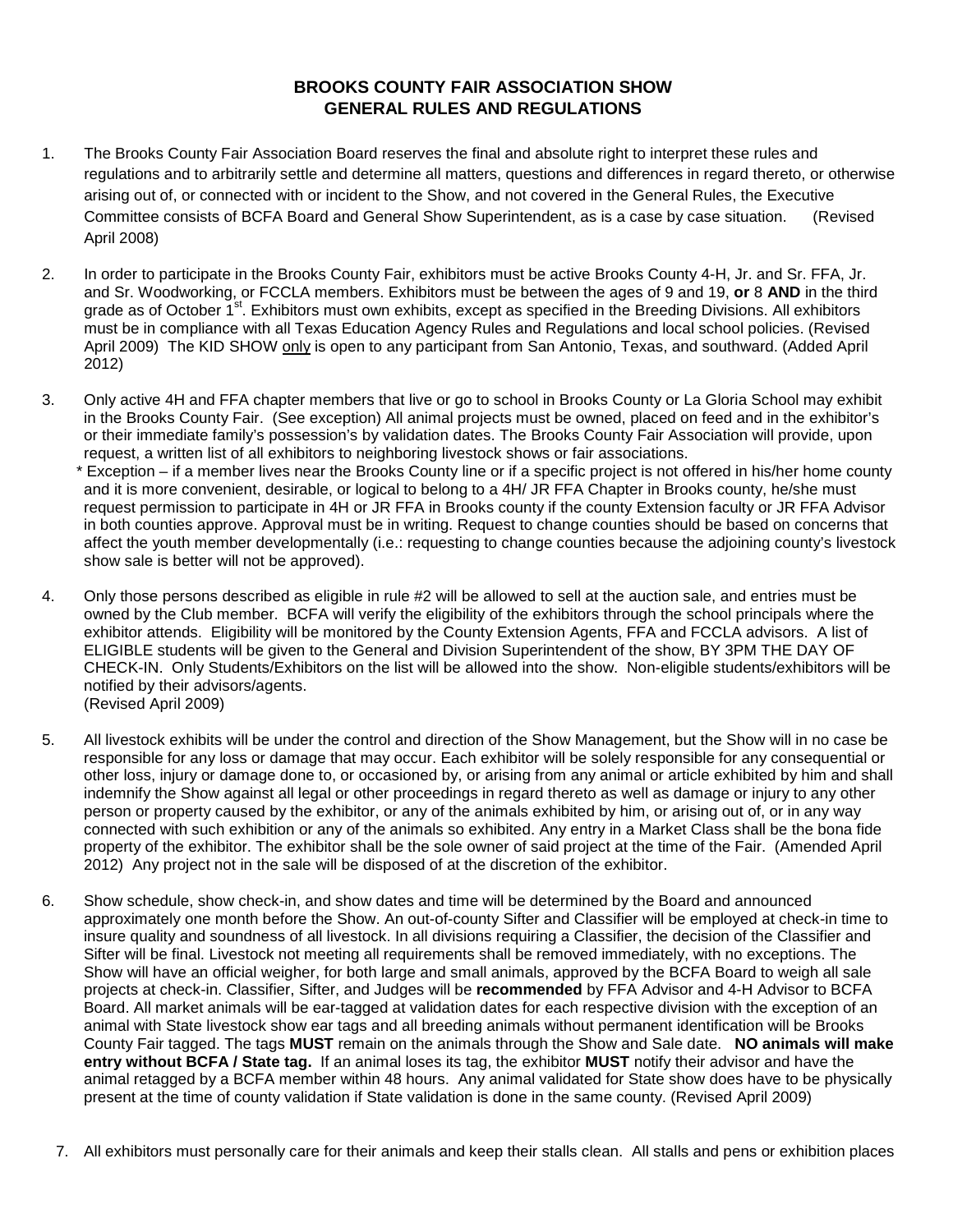# BROOKS COUNTY FAIR ASSOCIATION SHOW
## GENERAL RULES AND REGULATIONS

1. The Brooks County Fair Association Board reserves the final and absolute right to interpret these rules and regulations and to arbitrarily settle and determine all matters, questions and differences in regard thereto, or otherwise arising out of, or connected with or incident to the Show, and not covered in the General Rules, the Executive Committee consists of BCFA Board and General Show Superintendent, as is a case by case situation. (Revised April 2008)

2. In order to participate in the Brooks County Fair, exhibitors must be active Brooks County 4-H, Jr. and Sr. FFA, Jr. and Sr. Woodworking, or FCCLA members. Exhibitors must be between the ages of 9 and 19, **or** 8 **AND** in the third grade as of October 1st. Exhibitors must own exhibits, except as specified in the Breeding Divisions. All exhibitors must be in compliance with all Texas Education Agency Rules and Regulations and local school policies. (Revised April 2009) The KID SHOW only is open to any participant from San Antonio, Texas, and southward. (Added April 2012)

3. Only active 4H and FFA chapter members that live or go to school in Brooks County or La Gloria School may exhibit in the Brooks County Fair. (See exception) All animal projects must be owned, placed on feed and in the exhibitor's or their immediate family's possession's by validation dates. The Brooks County Fair Association will provide, upon request, a written list of all exhibitors to neighboring livestock shows or fair associations.
   * Exception – if a member lives near the Brooks County line or if a specific project is not offered in his/her home county and it is more convenient, desirable, or logical to belong to a 4H/ JR FFA Chapter in Brooks county, he/she must request permission to participate in 4H or JR FFA in Brooks county if the county Extension faculty or JR FFA Advisor in both counties approve. Approval must be in writing. Request to change counties should be based on concerns that affect the youth member developmentally (i.e.: requesting to change counties because the adjoining county's livestock show sale is better will not be approved).

4. Only those persons described as eligible in rule #2 will be allowed to sell at the auction sale, and entries must be owned by the Club member. BCFA will verify the eligibility of the exhibitors through the school principals where the exhibitor attends. Eligibility will be monitored by the County Extension Agents, FFA and FCCLA advisors. A list of ELIGIBLE students will be given to the General and Division Superintendent of the show, BY 3PM THE DAY OF CHECK-IN. Only Students/Exhibitors on the list will be allowed into the show. Non-eligible students/exhibitors will be notified by their advisors/agents.
   (Revised April 2009)

5. All livestock exhibits will be under the control and direction of the Show Management, but the Show will in no case be responsible for any loss or damage that may occur. Each exhibitor will be solely responsible for any consequential or other loss, injury or damage done to, or occasioned by, or arising from any animal or article exhibited by him and shall indemnify the Show against all legal or other proceedings in regard thereto as well as damage or injury to any other person or property caused by the exhibitor, or any of the animals exhibited by him, or arising out of, or in any way connected with such exhibition or any of the animals so exhibited. Any entry in a Market Class shall be the bona fide property of the exhibitor. The exhibitor shall be the sole owner of said project at the time of the Fair. (Amended April 2012) Any project not in the sale will be disposed of at the discretion of the exhibitor.

6. Show schedule, show check-in, and show dates and time will be determined by the Board and announced approximately one month before the Show. An out-of-county Sifter and Classifier will be employed at check-in time to insure quality and soundness of all livestock. In all divisions requiring a Classifier, the decision of the Classifier and Sifter will be final. Livestock not meeting all requirements shall be removed immediately, with no exceptions. The Show will have an official weigher, for both large and small animals, approved by the BCFA Board to weigh all sale projects at check-in. Classifier, Sifter, and Judges will be **recommended** by FFA Advisor and 4-H Advisor to BCFA Board. All market animals will be ear-tagged at validation dates for each respective division with the exception of an animal with State livestock show ear tags and all breeding animals without permanent identification will be Brooks County Fair tagged. The tags **MUST** remain on the animals through the Show and Sale date. **NO animals will make entry without BCFA / State tag.** If an animal loses its tag, the exhibitor **MUST** notify their advisor and have the animal retagged by a BCFA member within 48 hours. Any animal validated for State show does have to be physically present at the time of county validation if State validation is done in the same county. (Revised April 2009)

7. All exhibitors must personally care for their animals and keep their stalls clean. All stalls and pens or exhibition places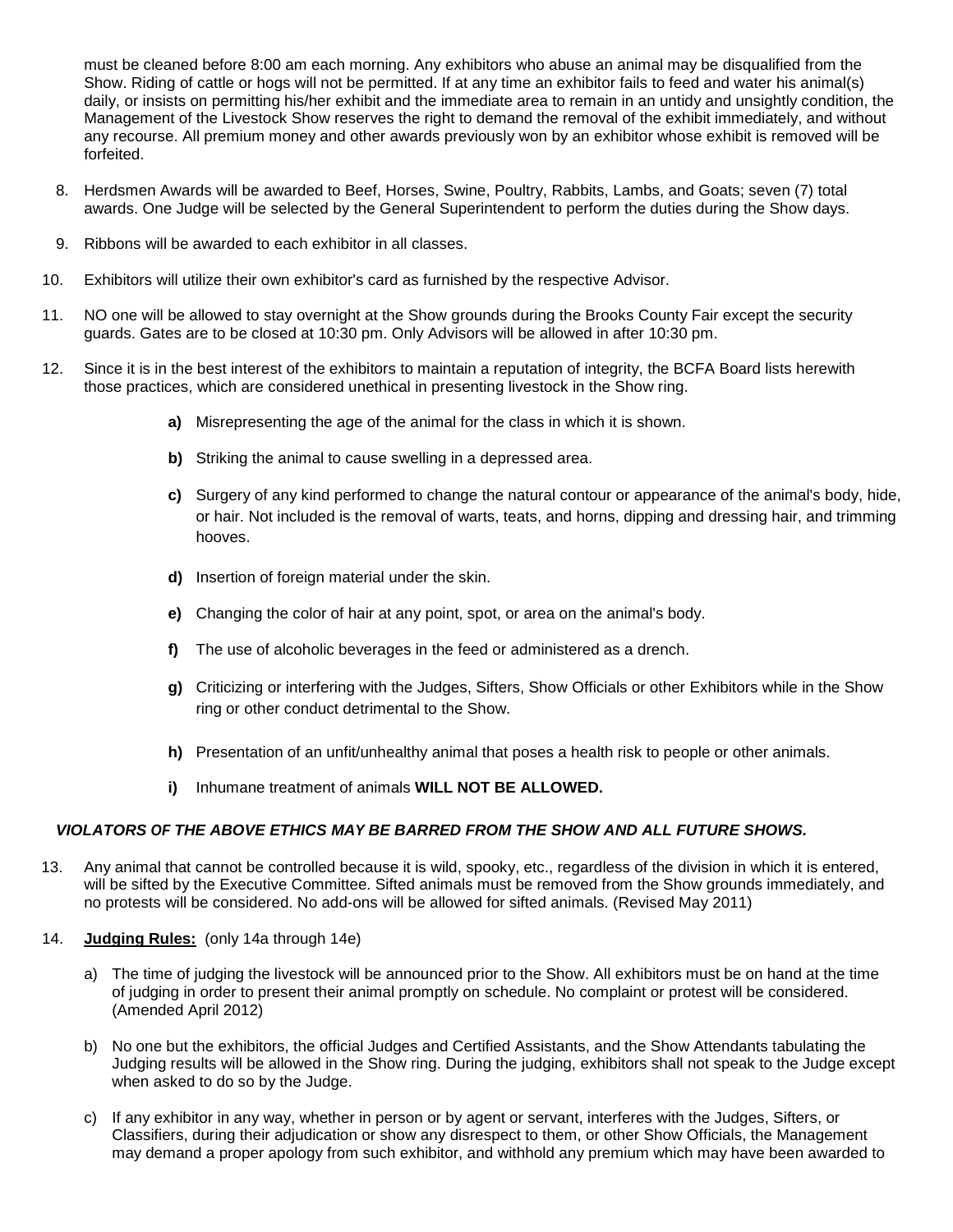must be cleaned before 8:00 am each morning. Any exhibitors who abuse an animal may be disqualified from the Show. Riding of cattle or hogs will not be permitted. If at any time an exhibitor fails to feed and water his animal(s) daily, or insists on permitting his/her exhibit and the immediate area to remain in an untidy and unsightly condition, the Management of the Livestock Show reserves the right to demand the removal of the exhibit immediately, and without any recourse. All premium money and other awards previously won by an exhibitor whose exhibit is removed will be forfeited.

8. Herdsmen Awards will be awarded to Beef, Horses, Swine, Poultry, Rabbits, Lambs, and Goats; seven (7) total awards. One Judge will be selected by the General Superintendent to perform the duties during the Show days.

9. Ribbons will be awarded to each exhibitor in all classes.

10. Exhibitors will utilize their own exhibitor's card as furnished by the respective Advisor.

11. NO one will be allowed to stay overnight at the Show grounds during the Brooks County Fair except the security guards. Gates are to be closed at 10:30 pm. Only Advisors will be allowed in after 10:30 pm.

12. Since it is in the best interest of the exhibitors to maintain a reputation of integrity, the BCFA Board lists herewith those practices, which are considered unethical in presenting livestock in the Show ring.

    **a)** Misrepresenting the age of the animal for the class in which it is shown.

    **b)** Striking the animal to cause swelling in a depressed area.

    **c)** Surgery of any kind performed to change the natural contour or appearance of the animal's body, hide, or hair. Not included is the removal of warts, teats, and horns, dipping and dressing hair, and trimming hooves.

    **d)** Insertion of foreign material under the skin.

    **e)** Changing the color of hair at any point, spot, or area on the animal's body.

    **f)** The use of alcoholic beverages in the feed or administered as a drench.

    **g)** Criticizing or interfering with the Judges, Sifters, Show Officials or other Exhibitors while in the Show ring or other conduct detrimental to the Show.

    **h)** Presentation of an unfit/unhealthy animal that poses a health risk to people or other animals.

    **i)** Inhumane treatment of animals **WILL NOT BE ALLOWED.**

***VIOLATORS OF THE ABOVE ETHICS MAY BE BARRED FROM THE SHOW AND ALL FUTURE SHOWS.***

13. Any animal that cannot be controlled because it is wild, spooky, etc., regardless of the division in which it is entered, will be sifted by the Executive Committee. Sifted animals must be removed from the Show grounds immediately, and no protests will be considered. No add-ons will be allowed for sifted animals. (Revised May 2011)

14. **<u>Judging Rules:</u>** (only 14a through 14e)

    a) The time of judging the livestock will be announced prior to the Show. All exhibitors must be on hand at the time of judging in order to present their animal promptly on schedule. No complaint or protest will be considered. (Amended April 2012)

    b) No one but the exhibitors, the official Judges and Certified Assistants, and the Show Attendants tabulating the Judging results will be allowed in the Show ring. During the judging, exhibitors shall not speak to the Judge except when asked to do so by the Judge.

    c) If any exhibitor in any way, whether in person or by agent or servant, interferes with the Judges, Sifters, or Classifiers, during their adjudication or show any disrespect to them, or other Show Officials, the Management may demand a proper apology from such exhibitor, and withhold any premium which may have been awarded to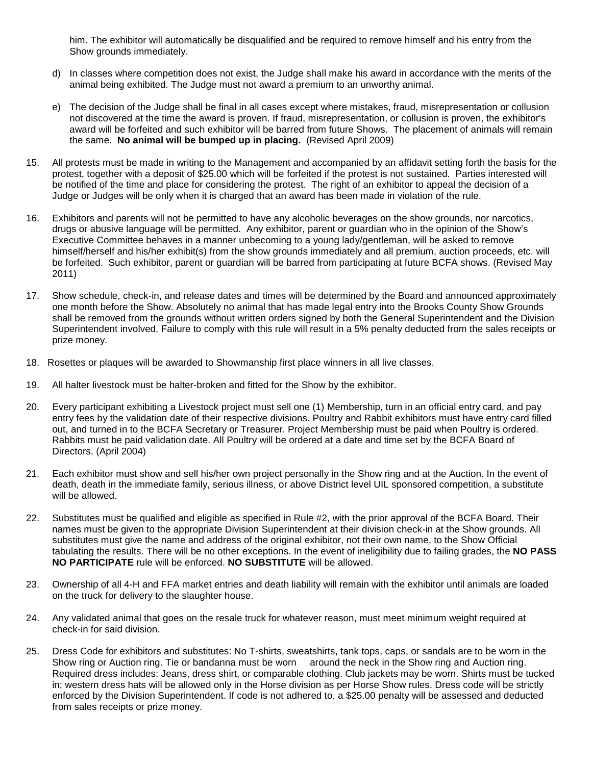him. The exhibitor will automatically be disqualified and be required to remove himself and his entry from the Show grounds immediately.

d) In classes where competition does not exist, the Judge shall make his award in accordance with the merits of the animal being exhibited. The Judge must not award a premium to an unworthy animal.

e) The decision of the Judge shall be final in all cases except where mistakes, fraud, misrepresentation or collusion not discovered at the time the award is proven. If fraud, misrepresentation, or collusion is proven, the exhibitor's award will be forfeited and such exhibitor will be barred from future Shows. The placement of animals will remain the same. **No animal will be bumped up in placing.** (Revised April 2009)

15. All protests must be made in writing to the Management and accompanied by an affidavit setting forth the basis for the protest, together with a deposit of $25.00 which will be forfeited if the protest is not sustained. Parties interested will be notified of the time and place for considering the protest. The right of an exhibitor to appeal the decision of a Judge or Judges will be only when it is charged that an award has been made in violation of the rule.

16. Exhibitors and parents will not be permitted to have any alcoholic beverages on the show grounds, nor narcotics, drugs or abusive language will be permitted. Any exhibitor, parent or guardian who in the opinion of the Show's Executive Committee behaves in a manner unbecoming to a young lady/gentleman, will be asked to remove himself/herself and his/her exhibit(s) from the show grounds immediately and all premium, auction proceeds, etc. will be forfeited. Such exhibitor, parent or guardian will be barred from participating at future BCFA shows. (Revised May 2011)

17. Show schedule, check-in, and release dates and times will be determined by the Board and announced approximately one month before the Show. Absolutely no animal that has made legal entry into the Brooks County Show Grounds shall be removed from the grounds without written orders signed by both the General Superintendent and the Division Superintendent involved. Failure to comply with this rule will result in a 5% penalty deducted from the sales receipts or prize money.

18. Rosettes or plaques will be awarded to Showmanship first place winners in all live classes.

19. All halter livestock must be halter-broken and fitted for the Show by the exhibitor.

20. Every participant exhibiting a Livestock project must sell one (1) Membership, turn in an official entry card, and pay entry fees by the validation date of their respective divisions. Poultry and Rabbit exhibitors must have entry card filled out, and turned in to the BCFA Secretary or Treasurer. Project Membership must be paid when Poultry is ordered. Rabbits must be paid validation date. All Poultry will be ordered at a date and time set by the BCFA Board of Directors. (April 2004)

21. Each exhibitor must show and sell his/her own project personally in the Show ring and at the Auction. In the event of death, death in the immediate family, serious illness, or above District level UIL sponsored competition, a substitute will be allowed.

22. Substitutes must be qualified and eligible as specified in Rule #2, with the prior approval of the BCFA Board. Their names must be given to the appropriate Division Superintendent at their division check-in at the Show grounds. All substitutes must give the name and address of the original exhibitor, not their own name, to the Show Official tabulating the results. There will be no other exceptions. In the event of ineligibility due to failing grades, the **NO PASS NO PARTICIPATE** rule will be enforced. **NO SUBSTITUTE** will be allowed.

23. Ownership of all 4-H and FFA market entries and death liability will remain with the exhibitor until animals are loaded on the truck for delivery to the slaughter house.

24. Any validated animal that goes on the resale truck for whatever reason, must meet minimum weight required at check-in for said division.

25. Dress Code for exhibitors and substitutes: No T-shirts, sweatshirts, tank tops, caps, or sandals are to be worn in the Show ring or Auction ring. Tie or bandanna must be worn around the neck in the Show ring and Auction ring. Required dress includes: Jeans, dress shirt, or comparable clothing. Club jackets may be worn. Shirts must be tucked in; western dress hats will be allowed only in the Horse division as per Horse Show rules. Dress code will be strictly enforced by the Division Superintendent. If code is not adhered to, a $25.00 penalty will be assessed and deducted from sales receipts or prize money.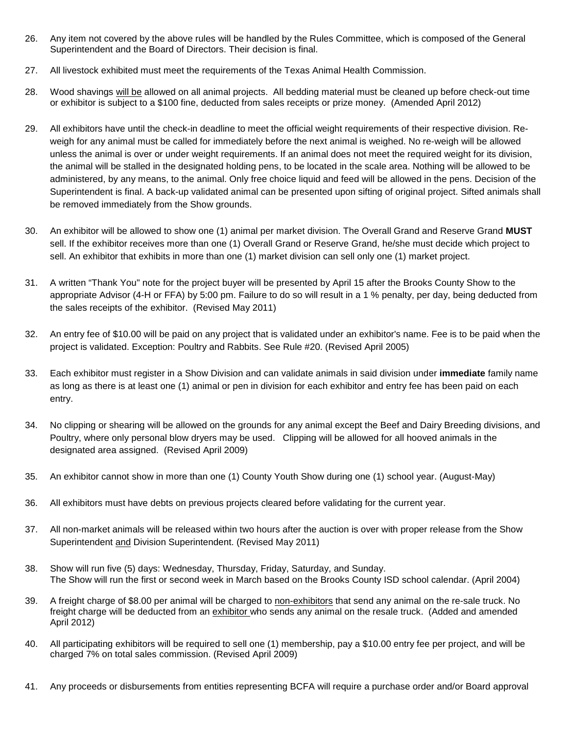26. Any item not covered by the above rules will be handled by the Rules Committee, which is composed of the General Superintendent and the Board of Directors. Their decision is final.

27. All livestock exhibited must meet the requirements of the Texas Animal Health Commission.

28. Wood shavings will be allowed on all animal projects. All bedding material must be cleaned up before check-out time or exhibitor is subject to a $100 fine, deducted from sales receipts or prize money. (Amended April 2012)

29. All exhibitors have until the check-in deadline to meet the official weight requirements of their respective division. Re-weigh for any animal must be called for immediately before the next animal is weighed. No re-weigh will be allowed unless the animal is over or under weight requirements. If an animal does not meet the required weight for its division, the animal will be stalled in the designated holding pens, to be located in the scale area. Nothing will be allowed to be administered, by any means, to the animal. Only free choice liquid and feed will be allowed in the pens. Decision of the Superintendent is final. A back-up validated animal can be presented upon sifting of original project. Sifted animals shall be removed immediately from the Show grounds.

30. An exhibitor will be allowed to show one (1) animal per market division. The Overall Grand and Reserve Grand **MUST** sell. If the exhibitor receives more than one (1) Overall Grand or Reserve Grand, he/she must decide which project to sell. An exhibitor that exhibits in more than one (1) market division can sell only one (1) market project.

31. A written "Thank You" note for the project buyer will be presented by April 15 after the Brooks County Show to the appropriate Advisor (4-H or FFA) by 5:00 pm. Failure to do so will result in a 1 % penalty, per day, being deducted from the sales receipts of the exhibitor. (Revised May 2011)

32. An entry fee of $10.00 will be paid on any project that is validated under an exhibitor's name. Fee is to be paid when the project is validated. Exception: Poultry and Rabbits. See Rule #20. (Revised April 2005)

33. Each exhibitor must register in a Show Division and can validate animals in said division under **immediate** family name as long as there is at least one (1) animal or pen in division for each exhibitor and entry fee has been paid on each entry.

34. No clipping or shearing will be allowed on the grounds for any animal except the Beef and Dairy Breeding divisions, and Poultry, where only personal blow dryers may be used. Clipping will be allowed for all hooved animals in the designated area assigned. (Revised April 2009)

35. An exhibitor cannot show in more than one (1) County Youth Show during one (1) school year. (August-May)

36. All exhibitors must have debts on previous projects cleared before validating for the current year.

37. All non-market animals will be released within two hours after the auction is over with proper release from the Show Superintendent and Division Superintendent. (Revised May 2011)

38. Show will run five (5) days: Wednesday, Thursday, Friday, Saturday, and Sunday.
    The Show will run the first or second week in March based on the Brooks County ISD school calendar. (April 2004)

39. A freight charge of $8.00 per animal will be charged to non-exhibitors that send any animal on the re-sale truck. No freight charge will be deducted from an exhibitor who sends any animal on the resale truck. (Added and amended April 2012)

40. All participating exhibitors will be required to sell one (1) membership, pay a $10.00 entry fee per project, and will be charged 7% on total sales commission. (Revised April 2009)

41. Any proceeds or disbursements from entities representing BCFA will require a purchase order and/or Board approval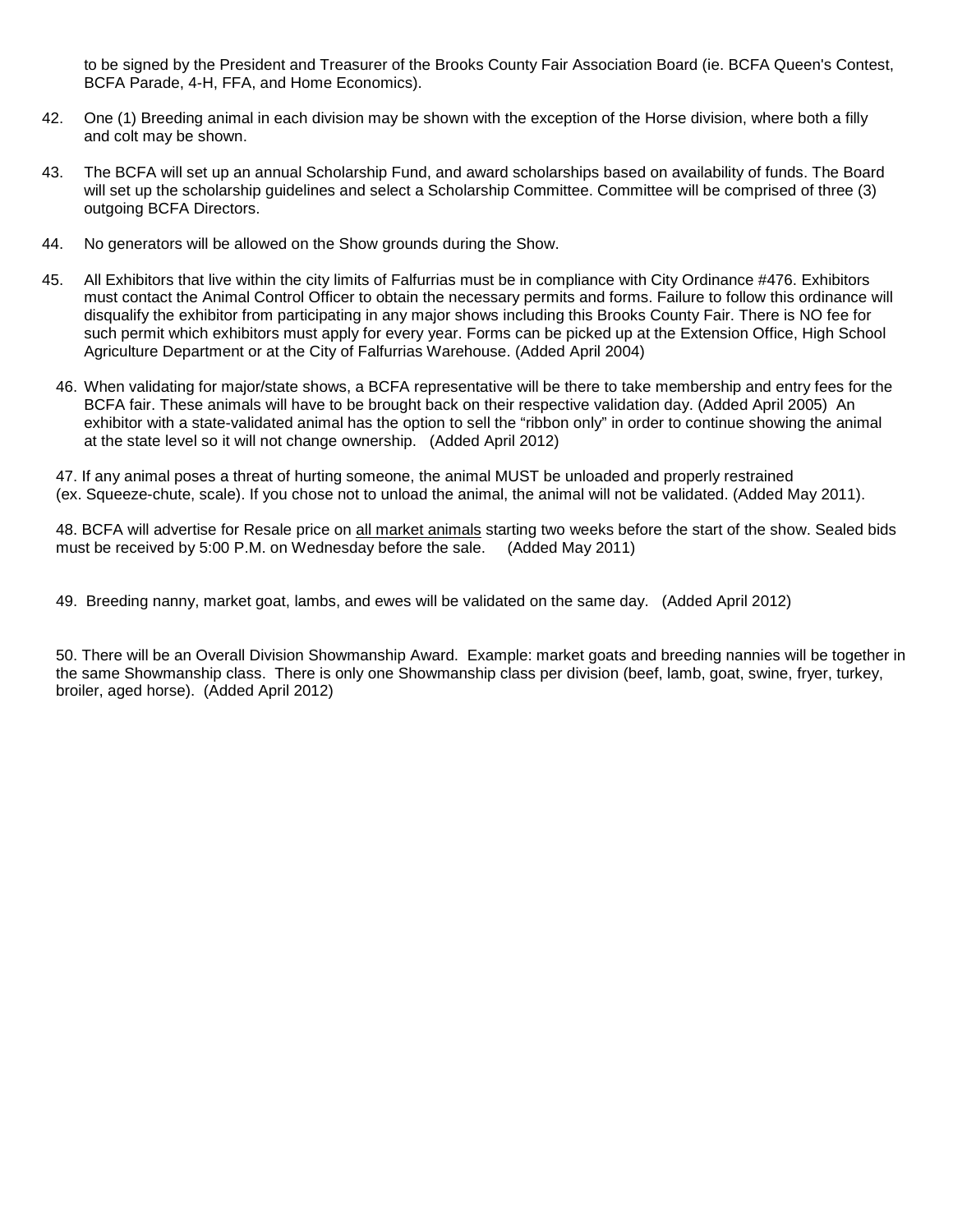to be signed by the President and Treasurer of the Brooks County Fair Association Board (ie. BCFA Queen's Contest, BCFA Parade, 4-H, FFA, and Home Economics).

42. One (1) Breeding animal in each division may be shown with the exception of the Horse division, where both a filly and colt may be shown.

43. The BCFA will set up an annual Scholarship Fund, and award scholarships based on availability of funds. The Board will set up the scholarship guidelines and select a Scholarship Committee. Committee will be comprised of three (3) outgoing BCFA Directors.

44. No generators will be allowed on the Show grounds during the Show.

45. All Exhibitors that live within the city limits of Falfurrias must be in compliance with City Ordinance #476. Exhibitors must contact the Animal Control Officer to obtain the necessary permits and forms. Failure to follow this ordinance will disqualify the exhibitor from participating in any major shows including this Brooks County Fair. There is NO fee for such permit which exhibitors must apply for every year. Forms can be picked up at the Extension Office, High School Agriculture Department or at the City of Falfurrias Warehouse. (Added April 2004)

46. When validating for major/state shows, a BCFA representative will be there to take membership and entry fees for the BCFA fair. These animals will have to be brought back on their respective validation day. (Added April 2005) An exhibitor with a state-validated animal has the option to sell the "ribbon only" in order to continue showing the animal at the state level so it will not change ownership. (Added April 2012)

47. If any animal poses a threat of hurting someone, the animal MUST be unloaded and properly restrained (ex. Squeeze-chute, scale). If you chose not to unload the animal, the animal will not be validated. (Added May 2011).

48. BCFA will advertise for Resale price on <u>all market animals</u> starting two weeks before the start of the show. Sealed bids must be received by 5:00 P.M. on Wednesday before the sale. (Added May 2011)

49. Breeding nanny, market goat, lambs, and ewes will be validated on the same day. (Added April 2012)

50. There will be an Overall Division Showmanship Award. Example: market goats and breeding nannies will be together in the same Showmanship class. There is only one Showmanship class per division (beef, lamb, goat, swine, fryer, turkey, broiler, aged horse). (Added April 2012)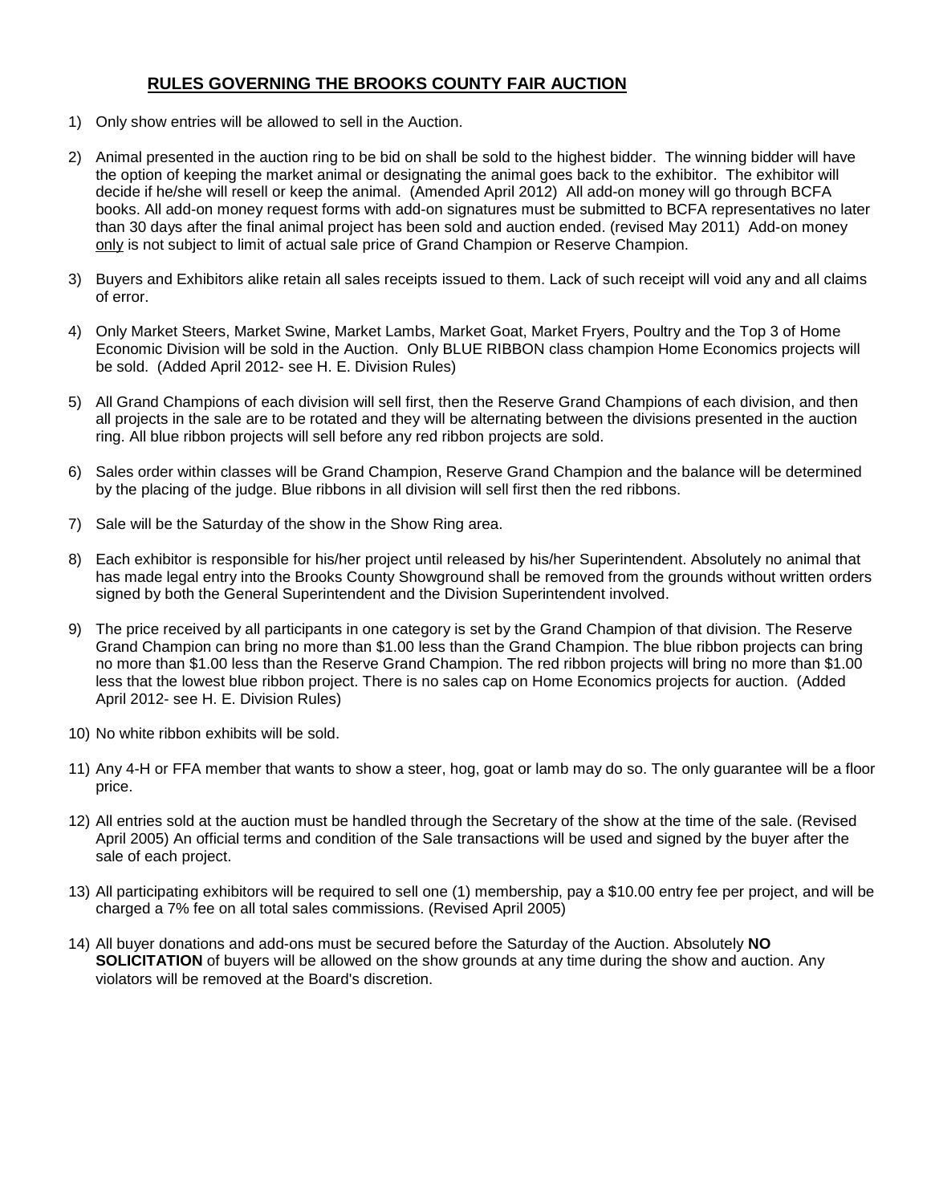## RULES GOVERNING THE BROOKS COUNTY FAIR AUCTION

1) Only show entries will be allowed to sell in the Auction.

2) Animal presented in the auction ring to be bid on shall be sold to the highest bidder. The winning bidder will have the option of keeping the market animal or designating the animal goes back to the exhibitor. The exhibitor will decide if he/she will resell or keep the animal. (Amended April 2012) All add-on money will go through BCFA books. All add-on money request forms with add-on signatures must be submitted to BCFA representatives no later than 30 days after the final animal project has been sold and auction ended. (revised May 2011) Add-on money only is not subject to limit of actual sale price of Grand Champion or Reserve Champion.

3) Buyers and Exhibitors alike retain all sales receipts issued to them. Lack of such receipt will void any and all claims of error.

4) Only Market Steers, Market Swine, Market Lambs, Market Goat, Market Fryers, Poultry and the Top 3 of Home Economic Division will be sold in the Auction. Only BLUE RIBBON class champion Home Economics projects will be sold. (Added April 2012- see H. E. Division Rules)

5) All Grand Champions of each division will sell first, then the Reserve Grand Champions of each division, and then all projects in the sale are to be rotated and they will be alternating between the divisions presented in the auction ring. All blue ribbon projects will sell before any red ribbon projects are sold.

6) Sales order within classes will be Grand Champion, Reserve Grand Champion and the balance will be determined by the placing of the judge. Blue ribbons in all division will sell first then the red ribbons.

7) Sale will be the Saturday of the show in the Show Ring area.

8) Each exhibitor is responsible for his/her project until released by his/her Superintendent. Absolutely no animal that has made legal entry into the Brooks County Showground shall be removed from the grounds without written orders signed by both the General Superintendent and the Division Superintendent involved.

9) The price received by all participants in one category is set by the Grand Champion of that division. The Reserve Grand Champion can bring no more than $1.00 less than the Grand Champion. The blue ribbon projects can bring no more than $1.00 less than the Reserve Grand Champion. The red ribbon projects will bring no more than $1.00 less that the lowest blue ribbon project. There is no sales cap on Home Economics projects for auction. (Added April 2012- see H. E. Division Rules)

10) No white ribbon exhibits will be sold.

11) Any 4-H or FFA member that wants to show a steer, hog, goat or lamb may do so. The only guarantee will be a floor price.

12) All entries sold at the auction must be handled through the Secretary of the show at the time of the sale. (Revised April 2005) An official terms and condition of the Sale transactions will be used and signed by the buyer after the sale of each project.

13) All participating exhibitors will be required to sell one (1) membership, pay a $10.00 entry fee per project, and will be charged a 7% fee on all total sales commissions. (Revised April 2005)

14) All buyer donations and add-ons must be secured before the Saturday of the Auction. Absolutely **NO SOLICITATION** of buyers will be allowed on the show grounds at any time during the show and auction. Any violators will be removed at the Board's discretion.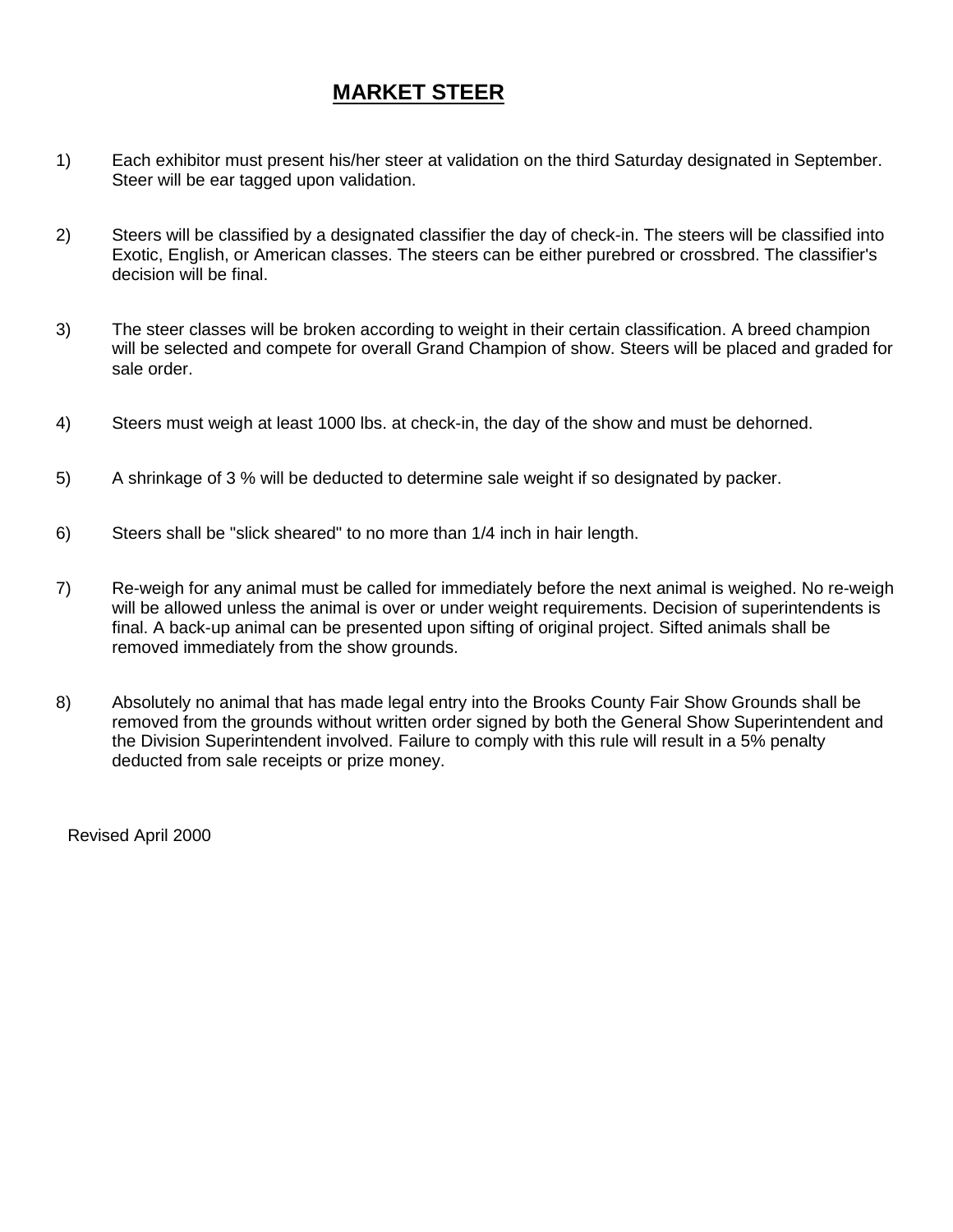# MARKET STEER

1) Each exhibitor must present his/her steer at validation on the third Saturday designated in September. Steer will be ear tagged upon validation.

2) Steers will be classified by a designated classifier the day of check-in. The steers will be classified into Exotic, English, or American classes. The steers can be either purebred or crossbred. The classifier's decision will be final.

3) The steer classes will be broken according to weight in their certain classification. A breed champion will be selected and compete for overall Grand Champion of show. Steers will be placed and graded for sale order.

4) Steers must weigh at least 1000 lbs. at check-in, the day of the show and must be dehorned.

5) A shrinkage of 3 % will be deducted to determine sale weight if so designated by packer.

6) Steers shall be "slick sheared" to no more than 1/4 inch in hair length.

7) Re-weigh for any animal must be called for immediately before the next animal is weighed. No re-weigh will be allowed unless the animal is over or under weight requirements. Decision of superintendents is final. A back-up animal can be presented upon sifting of original project. Sifted animals shall be removed immediately from the show grounds.

8) Absolutely no animal that has made legal entry into the Brooks County Fair Show Grounds shall be removed from the grounds without written order signed by both the General Show Superintendent and the Division Superintendent involved. Failure to comply with this rule will result in a 5% penalty deducted from sale receipts or prize money.

Revised April 2000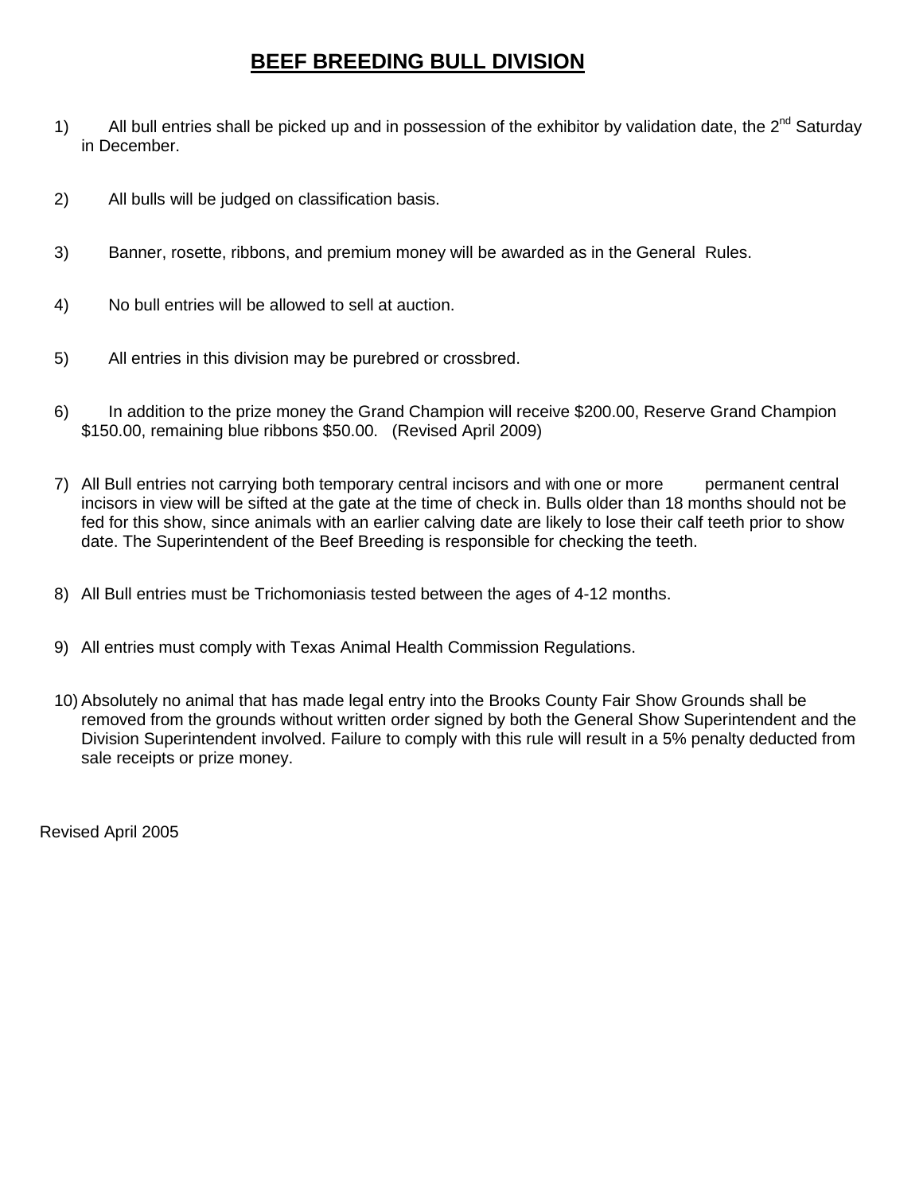# BEEF BREEDING BULL DIVISION

1) All bull entries shall be picked up and in possession of the exhibitor by validation date, the 2nd Saturday in December.

2) All bulls will be judged on classification basis.

3) Banner, rosette, ribbons, and premium money will be awarded as in the General Rules.

4) No bull entries will be allowed to sell at auction.

5) All entries in this division may be purebred or crossbred.

6) In addition to the prize money the Grand Champion will receive $200.00, Reserve Grand Champion $150.00, remaining blue ribbons $50.00. (Revised April 2009)

7) All Bull entries not carrying both temporary central incisors and with one or more permanent central incisors in view will be sifted at the gate at the time of check in. Bulls older than 18 months should not be fed for this show, since animals with an earlier calving date are likely to lose their calf teeth prior to show date. The Superintendent of the Beef Breeding is responsible for checking the teeth.

8) All Bull entries must be Trichomoniasis tested between the ages of 4-12 months.

9) All entries must comply with Texas Animal Health Commission Regulations.

10) Absolutely no animal that has made legal entry into the Brooks County Fair Show Grounds shall be removed from the grounds without written order signed by both the General Show Superintendent and the Division Superintendent involved. Failure to comply with this rule will result in a 5% penalty deducted from sale receipts or prize money.

Revised April 2005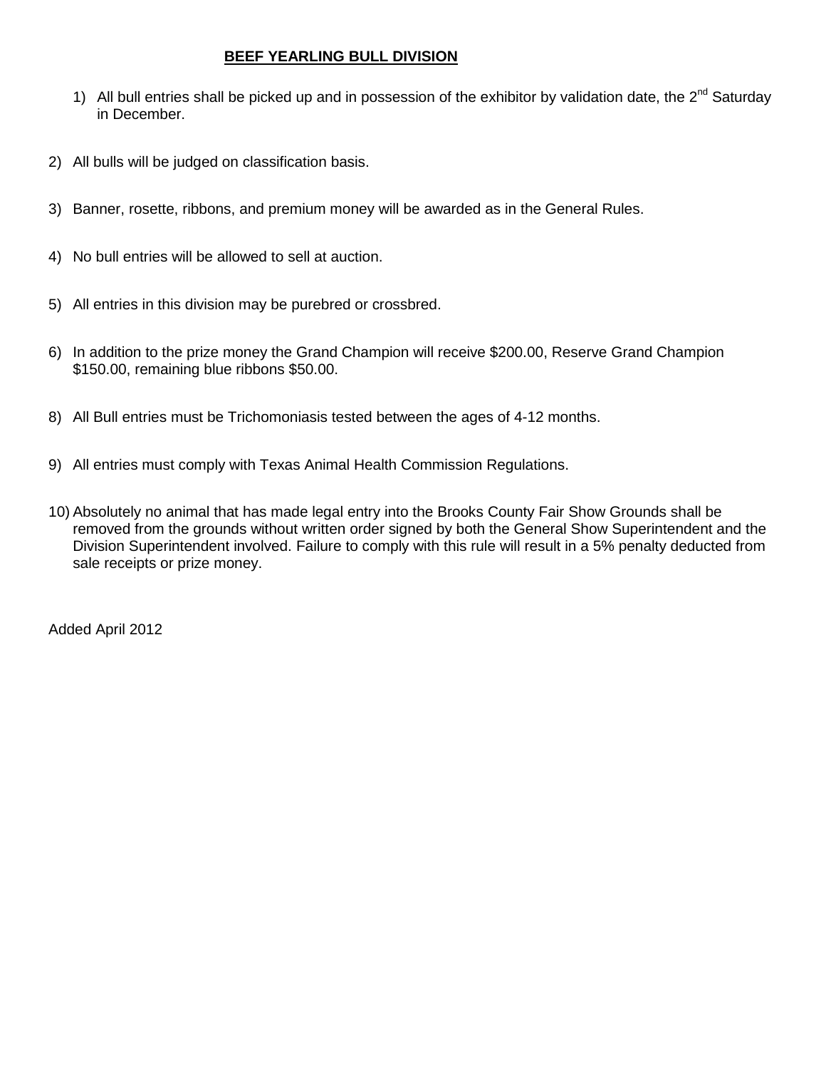## BEEF YEARLING BULL DIVISION

1) All bull entries shall be picked up and in possession of the exhibitor by validation date, the 2nd Saturday in December.

2) All bulls will be judged on classification basis.

3) Banner, rosette, ribbons, and premium money will be awarded as in the General Rules.

4) No bull entries will be allowed to sell at auction.

5) All entries in this division may be purebred or crossbred.

6) In addition to the prize money the Grand Champion will receive $200.00, Reserve Grand Champion $150.00, remaining blue ribbons $50.00.

8) All Bull entries must be Trichomoniasis tested between the ages of 4-12 months.

9) All entries must comply with Texas Animal Health Commission Regulations.

10) Absolutely no animal that has made legal entry into the Brooks County Fair Show Grounds shall be removed from the grounds without written order signed by both the General Show Superintendent and the Division Superintendent involved. Failure to comply with this rule will result in a 5% penalty deducted from sale receipts or prize money.

Added April 2012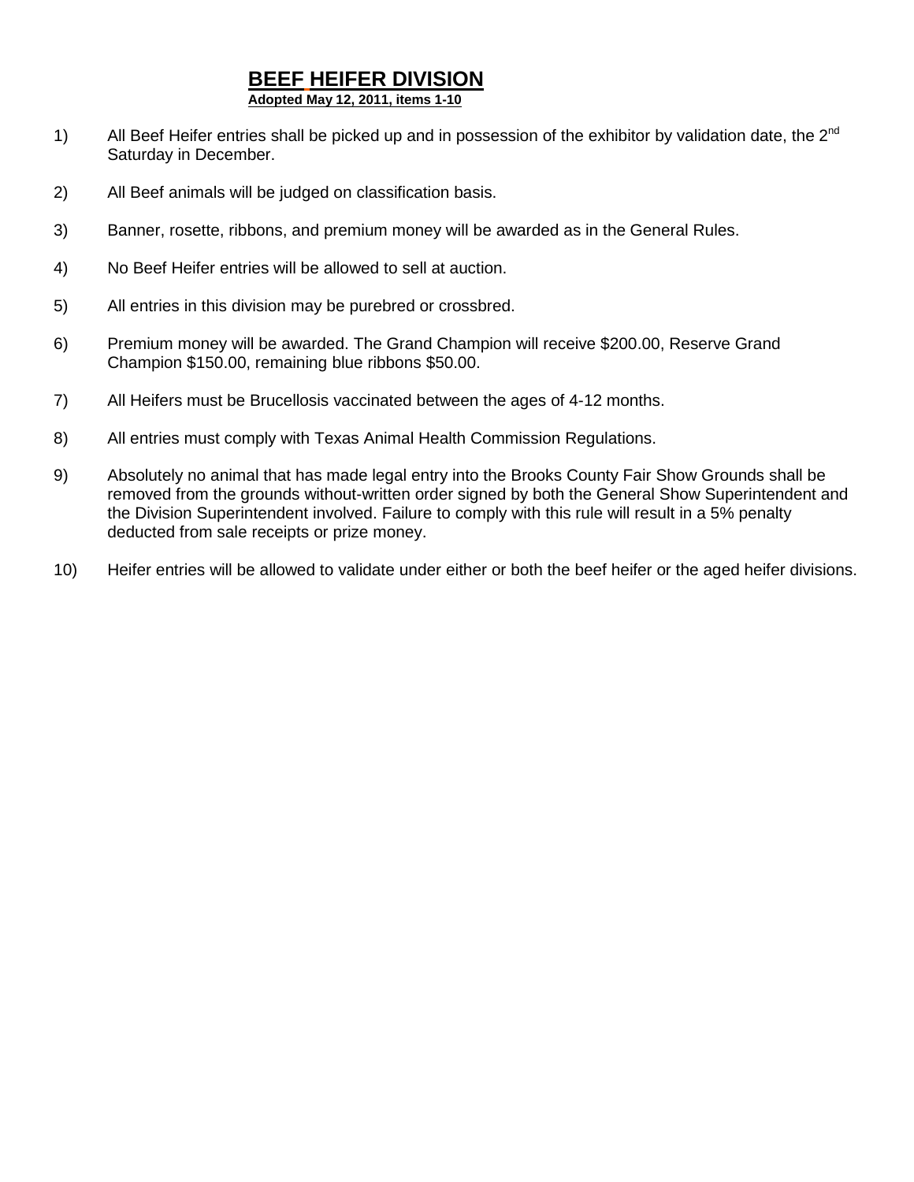# BEEF HEIFER DIVISION

**Adopted May 12, 2011, items 1-10**

1) All Beef Heifer entries shall be picked up and in possession of the exhibitor by validation date, the 2nd Saturday in December.

2) All Beef animals will be judged on classification basis.

3) Banner, rosette, ribbons, and premium money will be awarded as in the General Rules.

4) No Beef Heifer entries will be allowed to sell at auction.

5) All entries in this division may be purebred or crossbred.

6) Premium money will be awarded. The Grand Champion will receive $200.00, Reserve Grand Champion $150.00, remaining blue ribbons $50.00.

7) All Heifers must be Brucellosis vaccinated between the ages of 4-12 months.

8) All entries must comply with Texas Animal Health Commission Regulations.

9) Absolutely no animal that has made legal entry into the Brooks County Fair Show Grounds shall be removed from the grounds without-written order signed by both the General Show Superintendent and the Division Superintendent involved. Failure to comply with this rule will result in a 5% penalty deducted from sale receipts or prize money.

10) Heifer entries will be allowed to validate under either or both the beef heifer or the aged heifer divisions.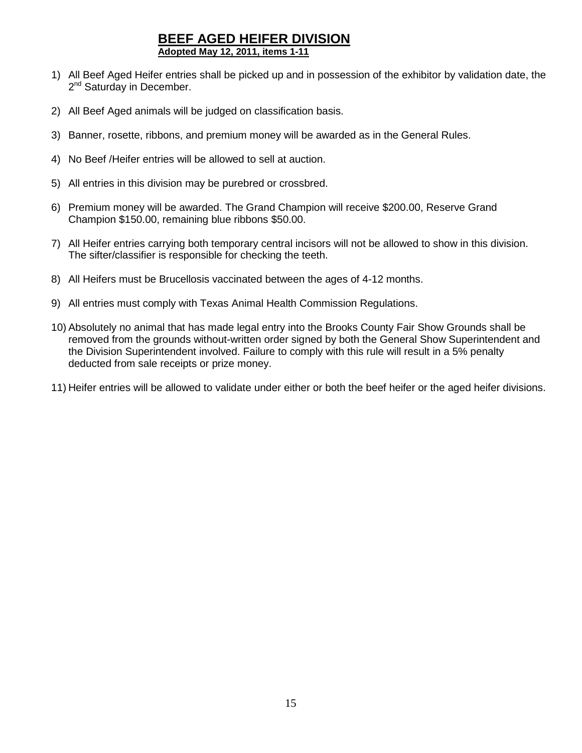# BEEF AGED HEIFER DIVISION

**Adopted May 12, 2011, items 1-11**

1) All Beef Aged Heifer entries shall be picked up and in possession of the exhibitor by validation date, the 2nd Saturday in December.

2) All Beef Aged animals will be judged on classification basis.

3) Banner, rosette, ribbons, and premium money will be awarded as in the General Rules.

4) No Beef /Heifer entries will be allowed to sell at auction.

5) All entries in this division may be purebred or crossbred.

6) Premium money will be awarded. The Grand Champion will receive $200.00, Reserve Grand Champion $150.00, remaining blue ribbons $50.00.

7) All Heifer entries carrying both temporary central incisors will not be allowed to show in this division. The sifter/classifier is responsible for checking the teeth.

8) All Heifers must be Brucellosis vaccinated between the ages of 4-12 months.

9) All entries must comply with Texas Animal Health Commission Regulations.

10) Absolutely no animal that has made legal entry into the Brooks County Fair Show Grounds shall be removed from the grounds without-written order signed by both the General Show Superintendent and the Division Superintendent involved. Failure to comply with this rule will result in a 5% penalty deducted from sale receipts or prize money.

11) Heifer entries will be allowed to validate under either or both the beef heifer or the aged heifer divisions.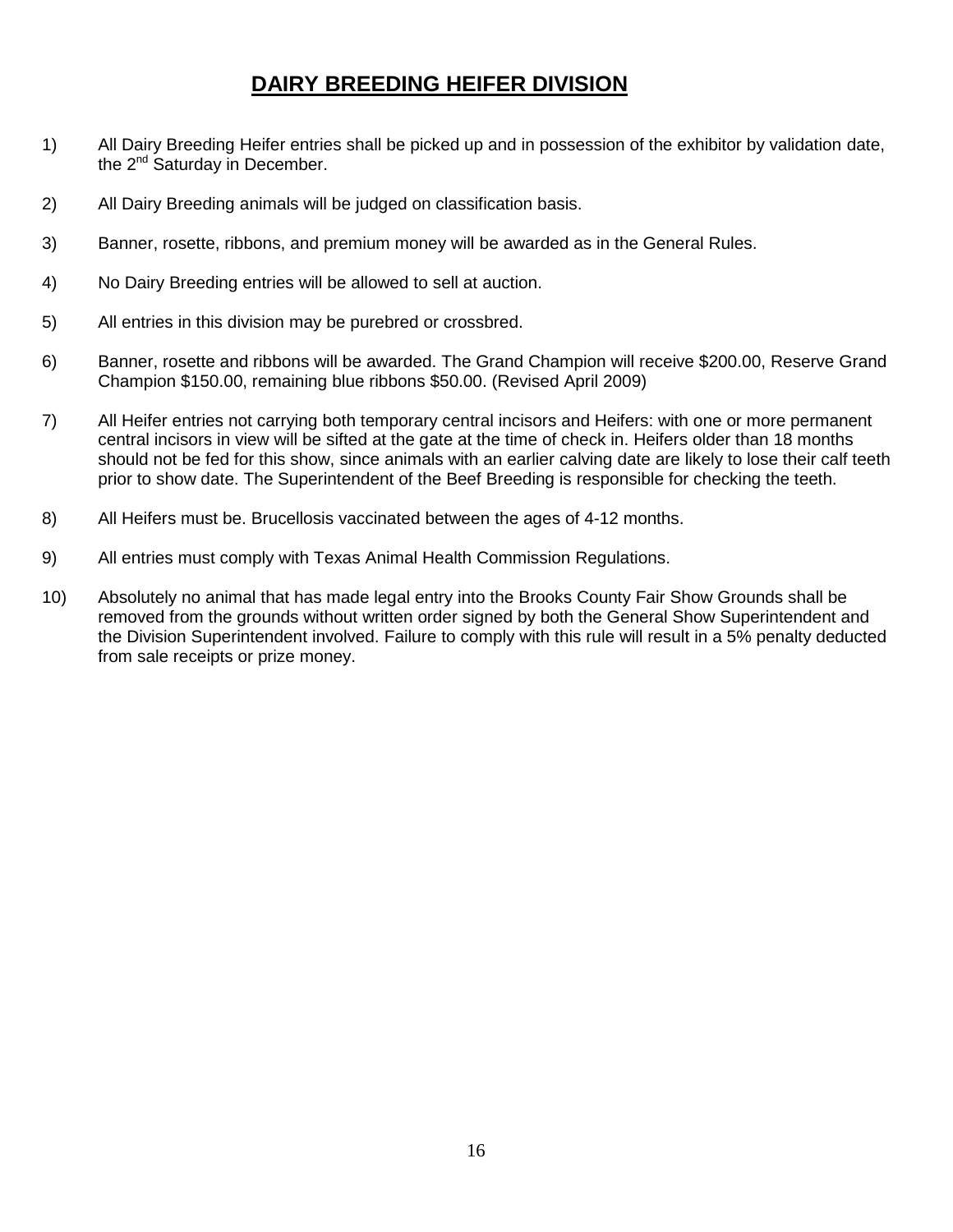# DAIRY BREEDING HEIFER DIVISION

1) All Dairy Breeding Heifer entries shall be picked up and in possession of the exhibitor by validation date, the 2nd Saturday in December.

2) All Dairy Breeding animals will be judged on classification basis.

3) Banner, rosette, ribbons, and premium money will be awarded as in the General Rules.

4) No Dairy Breeding entries will be allowed to sell at auction.

5) All entries in this division may be purebred or crossbred.

6) Banner, rosette and ribbons will be awarded. The Grand Champion will receive $200.00, Reserve Grand Champion $150.00, remaining blue ribbons $50.00. (Revised April 2009)

7) All Heifer entries not carrying both temporary central incisors and Heifers: with one or more permanent central incisors in view will be sifted at the gate at the time of check in. Heifers older than 18 months should not be fed for this show, since animals with an earlier calving date are likely to lose their calf teeth prior to show date. The Superintendent of the Beef Breeding is responsible for checking the teeth.

8) All Heifers must be. Brucellosis vaccinated between the ages of 4-12 months.

9) All entries must comply with Texas Animal Health Commission Regulations.

10) Absolutely no animal that has made legal entry into the Brooks County Fair Show Grounds shall be removed from the grounds without written order signed by both the General Show Superintendent and the Division Superintendent involved. Failure to comply with this rule will result in a 5% penalty deducted from sale receipts or prize money.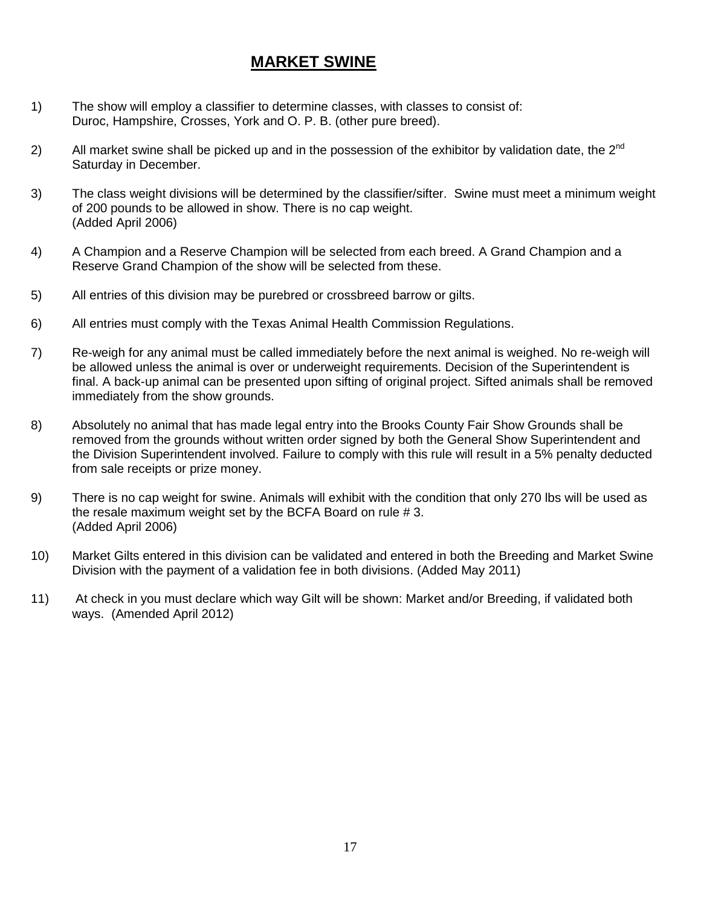# MARKET SWINE

1) The show will employ a classifier to determine classes, with classes to consist of: Duroc, Hampshire, Crosses, York and O. P. B. (other pure breed).

2) All market swine shall be picked up and in the possession of the exhibitor by validation date, the 2nd Saturday in December.

3) The class weight divisions will be determined by the classifier/sifter. Swine must meet a minimum weight of 200 pounds to be allowed in show. There is no cap weight. (Added April 2006)

4) A Champion and a Reserve Champion will be selected from each breed. A Grand Champion and a Reserve Grand Champion of the show will be selected from these.

5) All entries of this division may be purebred or crossbreed barrow or gilts.

6) All entries must comply with the Texas Animal Health Commission Regulations.

7) Re-weigh for any animal must be called immediately before the next animal is weighed. No re-weigh will be allowed unless the animal is over or underweight requirements. Decision of the Superintendent is final. A back-up animal can be presented upon sifting of original project. Sifted animals shall be removed immediately from the show grounds.

8) Absolutely no animal that has made legal entry into the Brooks County Fair Show Grounds shall be removed from the grounds without written order signed by both the General Show Superintendent and the Division Superintendent involved. Failure to comply with this rule will result in a 5% penalty deducted from sale receipts or prize money.

9) There is no cap weight for swine. Animals will exhibit with the condition that only 270 lbs will be used as the resale maximum weight set by the BCFA Board on rule # 3. (Added April 2006)

10) Market Gilts entered in this division can be validated and entered in both the Breeding and Market Swine Division with the payment of a validation fee in both divisions. (Added May 2011)

11) At check in you must declare which way Gilt will be shown: Market and/or Breeding, if validated both ways. (Amended April 2012)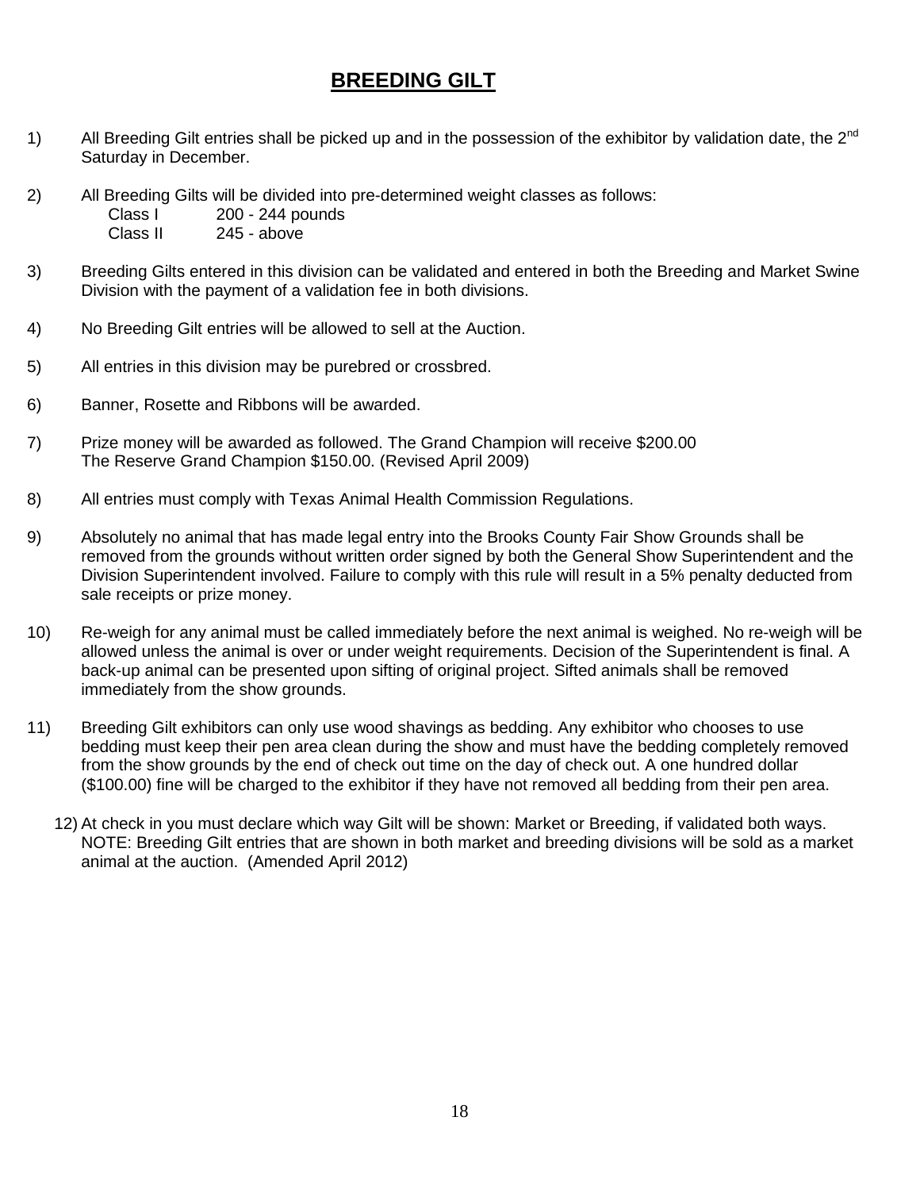# BREEDING GILT

1) All Breeding Gilt entries shall be picked up and in the possession of the exhibitor by validation date, the 2nd Saturday in December.

2) All Breeding Gilts will be divided into pre-determined weight classes as follows:
   Class I 200 - 244 pounds
   Class II 245 - above

3) Breeding Gilts entered in this division can be validated and entered in both the Breeding and Market Swine Division with the payment of a validation fee in both divisions.

4) No Breeding Gilt entries will be allowed to sell at the Auction.

5) All entries in this division may be purebred or crossbred.

6) Banner, Rosette and Ribbons will be awarded.

7) Prize money will be awarded as followed. The Grand Champion will receive $200.00 The Reserve Grand Champion $150.00. (Revised April 2009)

8) All entries must comply with Texas Animal Health Commission Regulations.

9) Absolutely no animal that has made legal entry into the Brooks County Fair Show Grounds shall be removed from the grounds without written order signed by both the General Show Superintendent and the Division Superintendent involved. Failure to comply with this rule will result in a 5% penalty deducted from sale receipts or prize money.

10) Re-weigh for any animal must be called immediately before the next animal is weighed. No re-weigh will be allowed unless the animal is over or under weight requirements. Decision of the Superintendent is final. A back-up animal can be presented upon sifting of original project. Sifted animals shall be removed immediately from the show grounds.

11) Breeding Gilt exhibitors can only use wood shavings as bedding. Any exhibitor who chooses to use bedding must keep their pen area clean during the show and must have the bedding completely removed from the show grounds by the end of check out time on the day of check out. A one hundred dollar ($100.00) fine will be charged to the exhibitor if they have not removed all bedding from their pen area.

12) At check in you must declare which way Gilt will be shown: Market or Breeding, if validated both ways. NOTE: Breeding Gilt entries that are shown in both market and breeding divisions will be sold as a market animal at the auction. (Amended April 2012)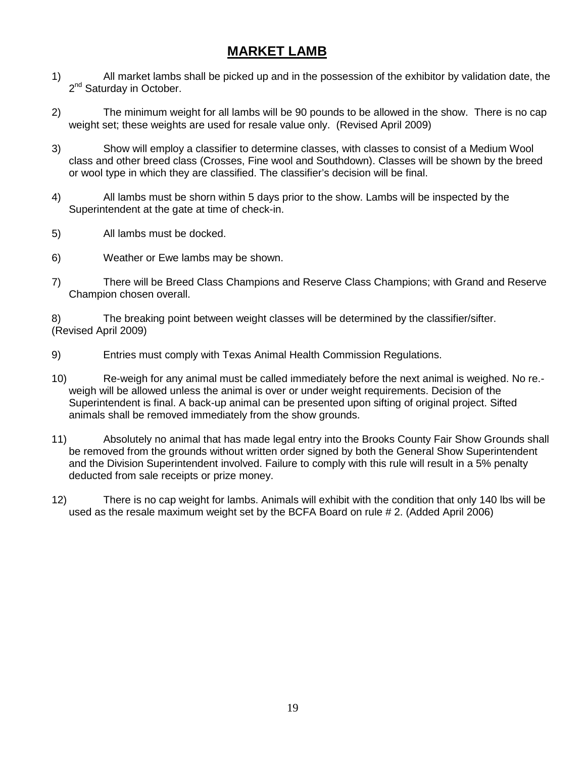# MARKET LAMB

1) All market lambs shall be picked up and in the possession of the exhibitor by validation date, the 2nd Saturday in October.

2) The minimum weight for all lambs will be 90 pounds to be allowed in the show. There is no cap weight set; these weights are used for resale value only. (Revised April 2009)

3) Show will employ a classifier to determine classes, with classes to consist of a Medium Wool class and other breed class (Crosses, Fine wool and Southdown). Classes will be shown by the breed or wool type in which they are classified. The classifier's decision will be final.

4) All lambs must be shorn within 5 days prior to the show. Lambs will be inspected by the Superintendent at the gate at time of check-in.

5) All lambs must be docked.

6) Weather or Ewe lambs may be shown.

7) There will be Breed Class Champions and Reserve Class Champions; with Grand and Reserve Champion chosen overall.

8) The breaking point between weight classes will be determined by the classifier/sifter. (Revised April 2009)

9) Entries must comply with Texas Animal Health Commission Regulations.

10) Re-weigh for any animal must be called immediately before the next animal is weighed. No re.-weigh will be allowed unless the animal is over or under weight requirements. Decision of the Superintendent is final. A back-up animal can be presented upon sifting of original project. Sifted animals shall be removed immediately from the show grounds.

11) Absolutely no animal that has made legal entry into the Brooks County Fair Show Grounds shall be removed from the grounds without written order signed by both the General Show Superintendent and the Division Superintendent involved. Failure to comply with this rule will result in a 5% penalty deducted from sale receipts or prize money.

12) There is no cap weight for lambs. Animals will exhibit with the condition that only 140 lbs will be used as the resale maximum weight set by the BCFA Board on rule # 2. (Added April 2006)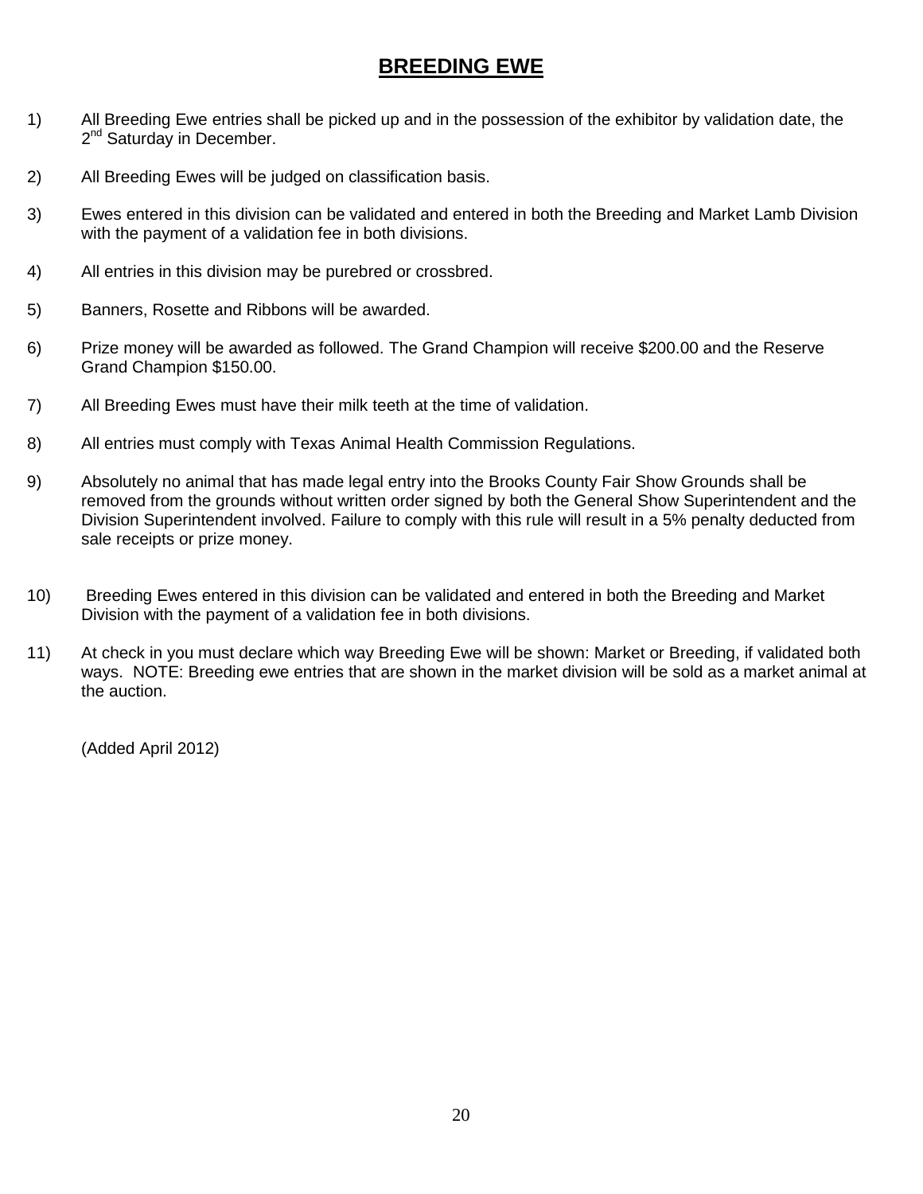# BREEDING EWE

1) All Breeding Ewe entries shall be picked up and in the possession of the exhibitor by validation date, the 2nd Saturday in December.

2) All Breeding Ewes will be judged on classification basis.

3) Ewes entered in this division can be validated and entered in both the Breeding and Market Lamb Division with the payment of a validation fee in both divisions.

4) All entries in this division may be purebred or crossbred.

5) Banners, Rosette and Ribbons will be awarded.

6) Prize money will be awarded as followed. The Grand Champion will receive $200.00 and the Reserve Grand Champion $150.00.

7) All Breeding Ewes must have their milk teeth at the time of validation.

8) All entries must comply with Texas Animal Health Commission Regulations.

9) Absolutely no animal that has made legal entry into the Brooks County Fair Show Grounds shall be removed from the grounds without written order signed by both the General Show Superintendent and the Division Superintendent involved. Failure to comply with this rule will result in a 5% penalty deducted from sale receipts or prize money.

10) Breeding Ewes entered in this division can be validated and entered in both the Breeding and Market Division with the payment of a validation fee in both divisions.

11) At check in you must declare which way Breeding Ewe will be shown: Market or Breeding, if validated both ways. NOTE: Breeding ewe entries that are shown in the market division will be sold as a market animal at the auction.

(Added April 2012)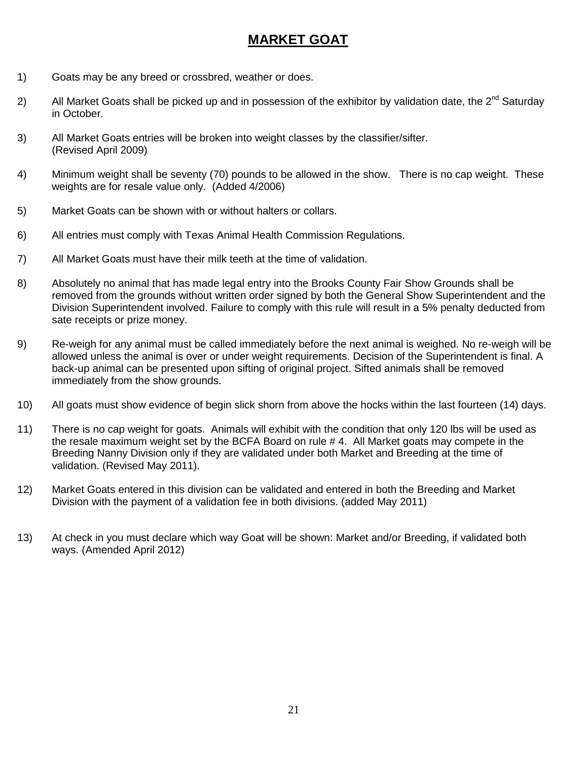# MARKET GOAT

1) Goats may be any breed or crossbred, weather or does.

2) All Market Goats shall be picked up and in possession of the exhibitor by validation date, the 2nd Saturday in October.

3) All Market Goats entries will be broken into weight classes by the classifier/sifter. (Revised April 2009)

4) Minimum weight shall be seventy (70) pounds to be allowed in the show. There is no cap weight. These weights are for resale value only. (Added 4/2006)

5) Market Goats can be shown with or without halters or collars.

6) All entries must comply with Texas Animal Health Commission Regulations.

7) All Market Goats must have their milk teeth at the time of validation.

8) Absolutely no animal that has made legal entry into the Brooks County Fair Show Grounds shall be removed from the grounds without written order signed by both the General Show Superintendent and the Division Superintendent involved. Failure to comply with this rule will result in a 5% penalty deducted from sate receipts or prize money.

9) Re-weigh for any animal must be called immediately before the next animal is weighed. No re-weigh will be allowed unless the animal is over or under weight requirements. Decision of the Superintendent is final. A back-up animal can be presented upon sifting of original project. Sifted animals shall be removed immediately from the show grounds.

10) All goats must show evidence of begin slick shorn from above the hocks within the last fourteen (14) days.

11) There is no cap weight for goats. Animals will exhibit with the condition that only 120 lbs will be used as the resale maximum weight set by the BCFA Board on rule # 4. All Market goats may compete in the Breeding Nanny Division only if they are validated under both Market and Breeding at the time of validation. (Revised May 2011).

12) Market Goats entered in this division can be validated and entered in both the Breeding and Market Division with the payment of a validation fee in both divisions. (added May 2011)

13) At check in you must declare which way Goat will be shown: Market and/or Breeding, if validated both ways. (Amended April 2012)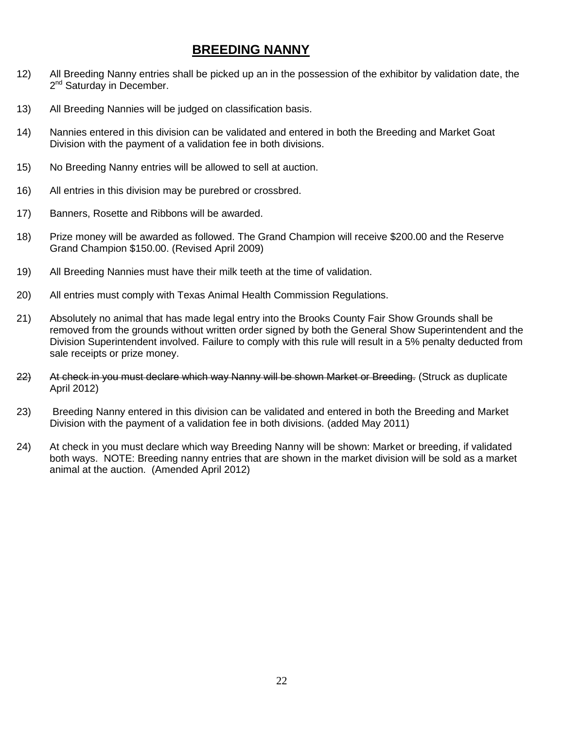## BREEDING NANNY

12) All Breeding Nanny entries shall be picked up an in the possession of the exhibitor by validation date, the 2nd Saturday in December.

13) All Breeding Nannies will be judged on classification basis.

14) Nannies entered in this division can be validated and entered in both the Breeding and Market Goat Division with the payment of a validation fee in both divisions.

15) No Breeding Nanny entries will be allowed to sell at auction.

16) All entries in this division may be purebred or crossbred.

17) Banners, Rosette and Ribbons will be awarded.

18) Prize money will be awarded as followed. The Grand Champion will receive $200.00 and the Reserve Grand Champion $150.00. (Revised April 2009)

19) All Breeding Nannies must have their milk teeth at the time of validation.

20) All entries must comply with Texas Animal Health Commission Regulations.

21) Absolutely no animal that has made legal entry into the Brooks County Fair Show Grounds shall be removed from the grounds without written order signed by both the General Show Superintendent and the Division Superintendent involved. Failure to comply with this rule will result in a 5% penalty deducted from sale receipts or prize money.

~~22) At check in you must declare which way Nanny will be shown Market or Breeding.~~ (Struck as duplicate April 2012)

23) Breeding Nanny entered in this division can be validated and entered in both the Breeding and Market Division with the payment of a validation fee in both divisions. (added May 2011)

24) At check in you must declare which way Breeding Nanny will be shown: Market or breeding, if validated both ways. NOTE: Breeding nanny entries that are shown in the market division will be sold as a market animal at the auction. (Amended April 2012)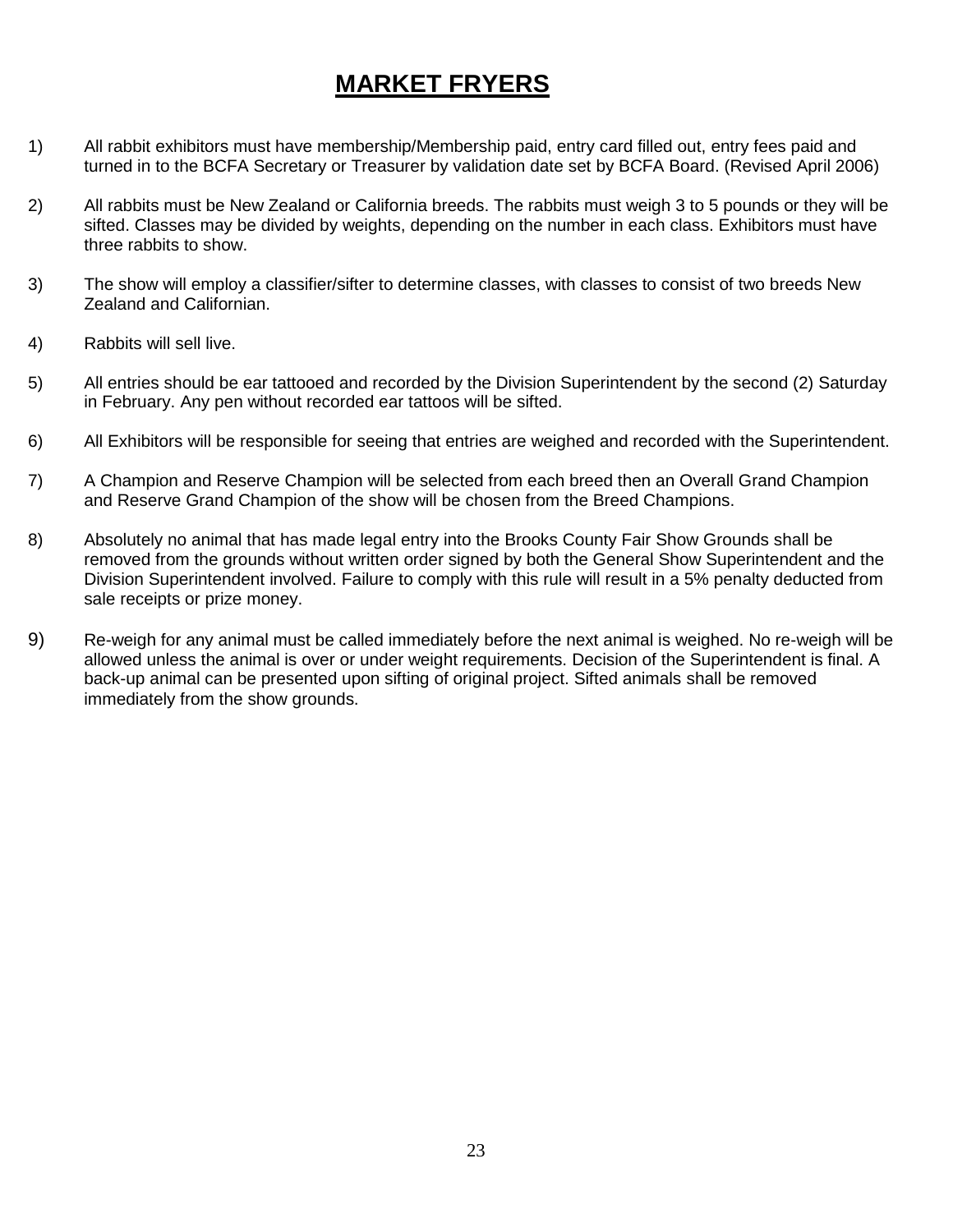# MARKET FRYERS

1) All rabbit exhibitors must have membership/Membership paid, entry card filled out, entry fees paid and turned in to the BCFA Secretary or Treasurer by validation date set by BCFA Board. (Revised April 2006)

2) All rabbits must be New Zealand or California breeds. The rabbits must weigh 3 to 5 pounds or they will be sifted. Classes may be divided by weights, depending on the number in each class. Exhibitors must have three rabbits to show.

3) The show will employ a classifier/sifter to determine classes, with classes to consist of two breeds New Zealand and Californian.

4) Rabbits will sell live.

5) All entries should be ear tattooed and recorded by the Division Superintendent by the second (2) Saturday in February. Any pen without recorded ear tattoos will be sifted.

6) All Exhibitors will be responsible for seeing that entries are weighed and recorded with the Superintendent.

7) A Champion and Reserve Champion will be selected from each breed then an Overall Grand Champion and Reserve Grand Champion of the show will be chosen from the Breed Champions.

8) Absolutely no animal that has made legal entry into the Brooks County Fair Show Grounds shall be removed from the grounds without written order signed by both the General Show Superintendent and the Division Superintendent involved. Failure to comply with this rule will result in a 5% penalty deducted from sale receipts or prize money.

9) Re-weigh for any animal must be called immediately before the next animal is weighed. No re-weigh will be allowed unless the animal is over or under weight requirements. Decision of the Superintendent is final. A back-up animal can be presented upon sifting of original project. Sifted animals shall be removed immediately from the show grounds.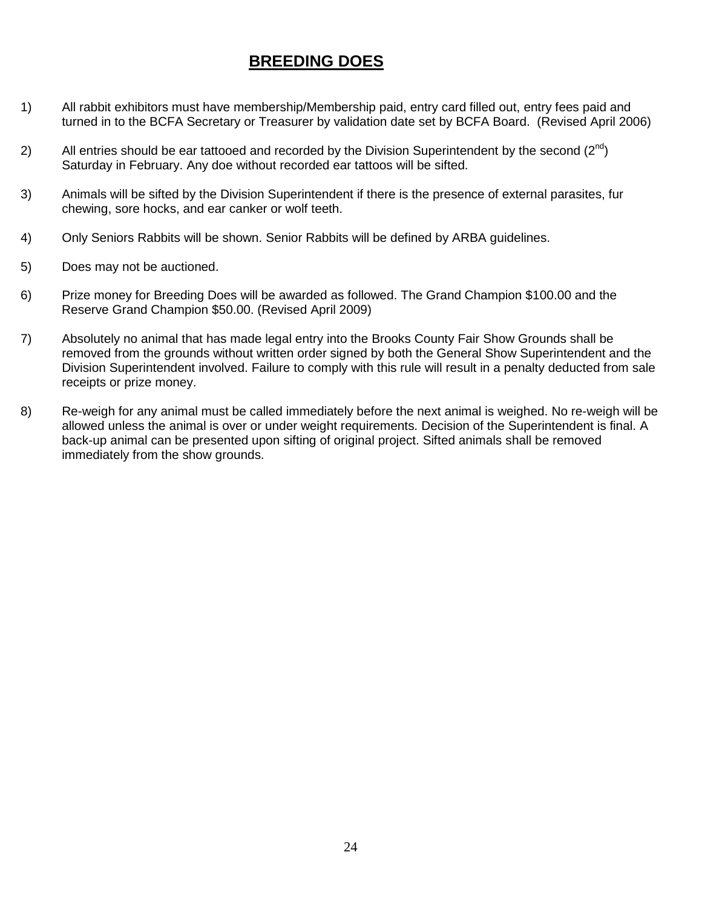# BREEDING DOES

1) All rabbit exhibitors must have membership/Membership paid, entry card filled out, entry fees paid and turned in to the BCFA Secretary or Treasurer by validation date set by BCFA Board. (Revised April 2006)

2) All entries should be ear tattooed and recorded by the Division Superintendent by the second (2nd) Saturday in February. Any doe without recorded ear tattoos will be sifted.

3) Animals will be sifted by the Division Superintendent if there is the presence of external parasites, fur chewing, sore hocks, and ear canker or wolf teeth.

4) Only Seniors Rabbits will be shown. Senior Rabbits will be defined by ARBA guidelines.

5) Does may not be auctioned.

6) Prize money for Breeding Does will be awarded as followed. The Grand Champion $100.00 and the Reserve Grand Champion $50.00. (Revised April 2009)

7) Absolutely no animal that has made legal entry into the Brooks County Fair Show Grounds shall be removed from the grounds without written order signed by both the General Show Superintendent and the Division Superintendent involved. Failure to comply with this rule will result in a penalty deducted from sale receipts or prize money.

8) Re-weigh for any animal must be called immediately before the next animal is weighed. No re-weigh will be allowed unless the animal is over or under weight requirements. Decision of the Superintendent is final. A back-up animal can be presented upon sifting of original project. Sifted animals shall be removed immediately from the show grounds.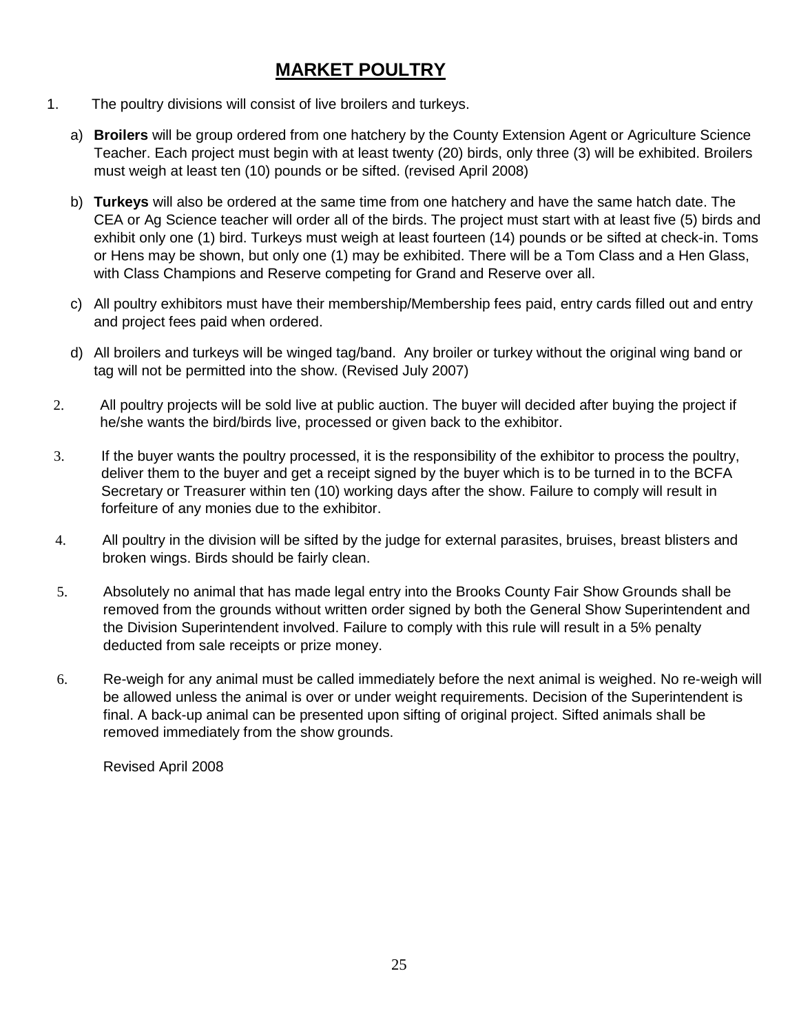# MARKET POULTRY

1. The poultry divisions will consist of live broilers and turkeys.

   a) **Broilers** will be group ordered from one hatchery by the County Extension Agent or Agriculture Science Teacher. Each project must begin with at least twenty (20) birds, only three (3) will be exhibited. Broilers must weigh at least ten (10) pounds or be sifted. (revised April 2008)

   b) **Turkeys** will also be ordered at the same time from one hatchery and have the same hatch date. The CEA or Ag Science teacher will order all of the birds. The project must start with at least five (5) birds and exhibit only one (1) bird. Turkeys must weigh at least fourteen (14) pounds or be sifted at check-in. Toms or Hens may be shown, but only one (1) may be exhibited. There will be a Tom Class and a Hen Glass, with Class Champions and Reserve competing for Grand and Reserve over all.

   c) All poultry exhibitors must have their membership/Membership fees paid, entry cards filled out and entry and project fees paid when ordered.

   d) All broilers and turkeys will be winged tag/band. Any broiler or turkey without the original wing band or tag will not be permitted into the show. (Revised July 2007)

2. All poultry projects will be sold live at public auction. The buyer will decided after buying the project if he/she wants the bird/birds live, processed or given back to the exhibitor.

3. If the buyer wants the poultry processed, it is the responsibility of the exhibitor to process the poultry, deliver them to the buyer and get a receipt signed by the buyer which is to be turned in to the BCFA Secretary or Treasurer within ten (10) working days after the show. Failure to comply will result in forfeiture of any monies due to the exhibitor.

4. All poultry in the division will be sifted by the judge for external parasites, bruises, breast blisters and broken wings. Birds should be fairly clean.

5. Absolutely no animal that has made legal entry into the Brooks County Fair Show Grounds shall be removed from the grounds without written order signed by both the General Show Superintendent and the Division Superintendent involved. Failure to comply with this rule will result in a 5% penalty deducted from sale receipts or prize money.

6. Re-weigh for any animal must be called immediately before the next animal is weighed. No re-weigh will be allowed unless the animal is over or under weight requirements. Decision of the Superintendent is final. A back-up animal can be presented upon sifting of original project. Sifted animals shall be removed immediately from the show grounds.

   Revised April 2008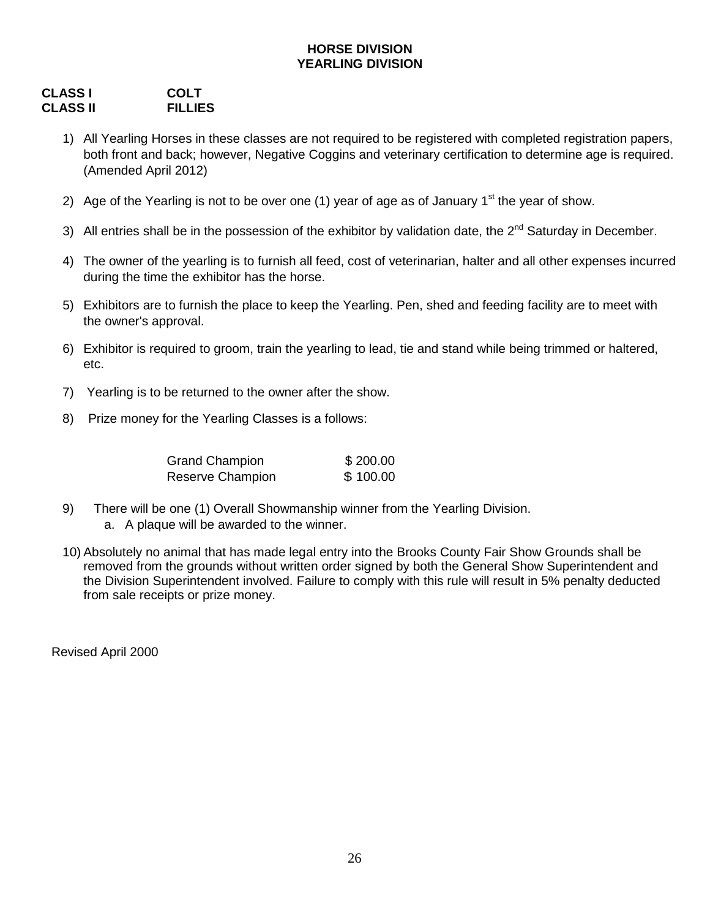## HORSE DIVISION
## YEARLING DIVISION

**CLASS I COLT**
**CLASS II FILLIES**

1) All Yearling Horses in these classes are not required to be registered with completed registration papers, both front and back; however, Negative Coggins and veterinary certification to determine age is required. (Amended April 2012)

2) Age of the Yearling is not to be over one (1) year of age as of January 1st the year of show.

3) All entries shall be in the possession of the exhibitor by validation date, the 2nd Saturday in December.

4) The owner of the yearling is to furnish all feed, cost of veterinarian, halter and all other expenses incurred during the time the exhibitor has the horse.

5) Exhibitors are to furnish the place to keep the Yearling. Pen, shed and feeding facility are to meet with the owner's approval.

6) Exhibitor is required to groom, train the yearling to lead, tie and stand while being trimmed or haltered, etc.

7) Yearling is to be returned to the owner after the show.

8) Prize money for the Yearling Classes is a follows:

| | |
|---|---|
| Grand Champion | $ 200.00 |
| Reserve Champion | $ 100.00 |

9) There will be one (1) Overall Showmanship winner from the Yearling Division.
   a. A plaque will be awarded to the winner.

10) Absolutely no animal that has made legal entry into the Brooks County Fair Show Grounds shall be removed from the grounds without written order signed by both the General Show Superintendent and the Division Superintendent involved. Failure to comply with this rule will result in 5% penalty deducted from sale receipts or prize money.

Revised April 2000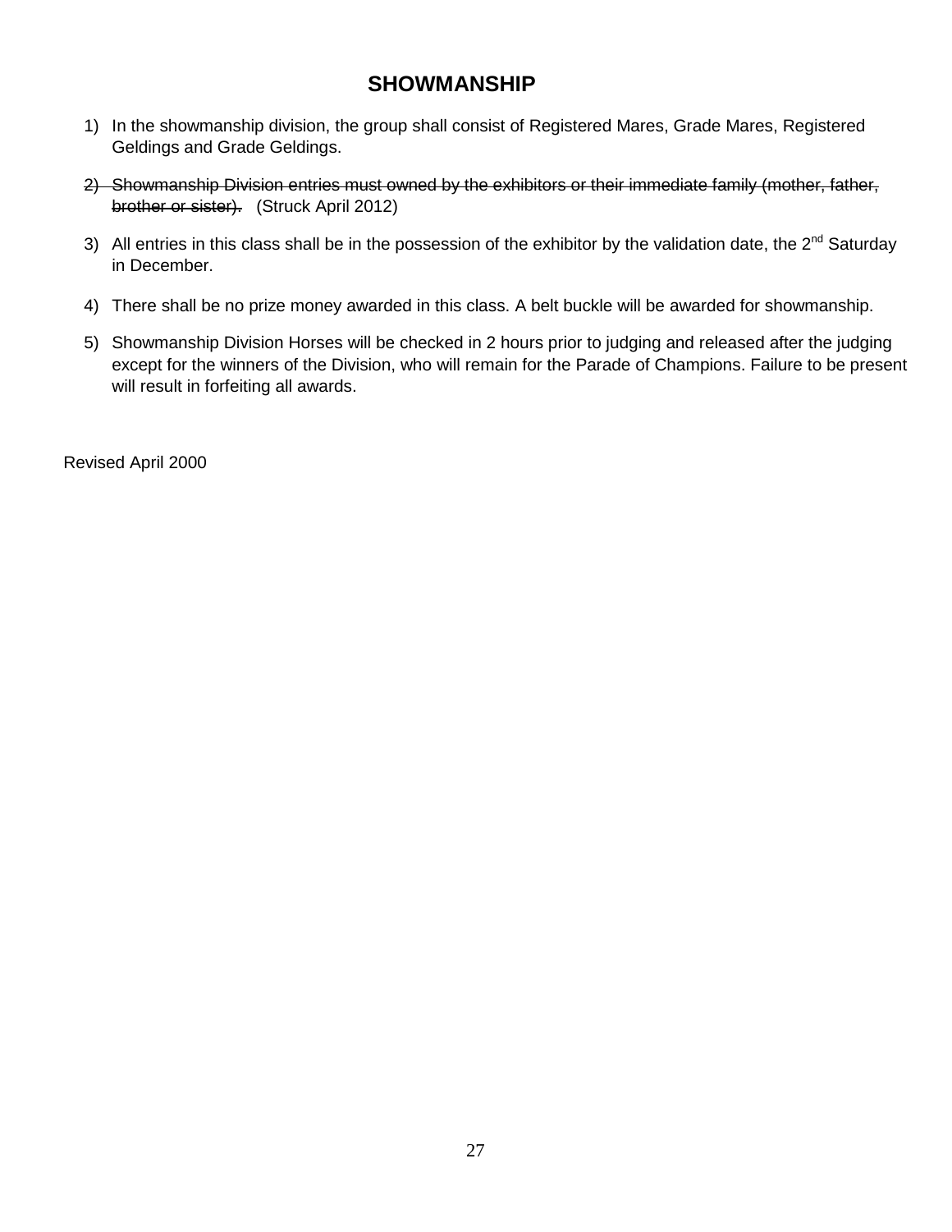# SHOWMANSHIP

1) In the showmanship division, the group shall consist of Registered Mares, Grade Mares, Registered Geldings and Grade Geldings.

2) ~~Showmanship Division entries must owned by the exhibitors or their immediate family (mother, father, brother or sister).~~ (Struck April 2012)

3) All entries in this class shall be in the possession of the exhibitor by the validation date, the 2nd Saturday in December.

4) There shall be no prize money awarded in this class. A belt buckle will be awarded for showmanship.

5) Showmanship Division Horses will be checked in 2 hours prior to judging and released after the judging except for the winners of the Division, who will remain for the Parade of Champions. Failure to be present will result in forfeiting all awards.

Revised April 2000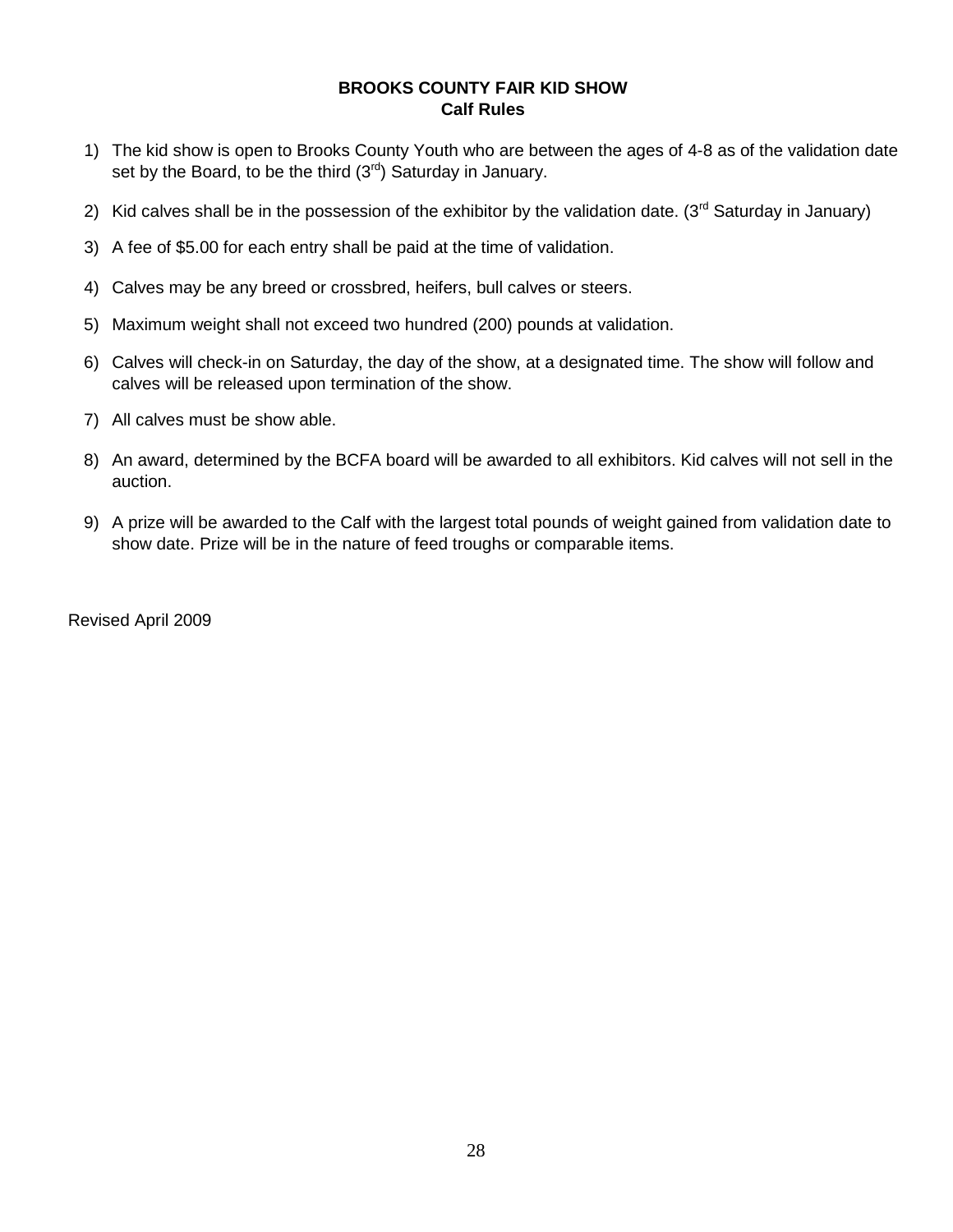**BROOKS COUNTY FAIR KID SHOW**
**Calf Rules**

1) The kid show is open to Brooks County Youth who are between the ages of 4-8 as of the validation date set by the Board, to be the third (3rd) Saturday in January.
2) Kid calves shall be in the possession of the exhibitor by the validation date. (3rd Saturday in January)
3) A fee of $5.00 for each entry shall be paid at the time of validation.
4) Calves may be any breed or crossbred, heifers, bull calves or steers.
5) Maximum weight shall not exceed two hundred (200) pounds at validation.
6) Calves will check-in on Saturday, the day of the show, at a designated time. The show will follow and calves will be released upon termination of the show.
7) All calves must be show able.
8) An award, determined by the BCFA board will be awarded to all exhibitors. Kid calves will not sell in the auction.
9) A prize will be awarded to the Calf with the largest total pounds of weight gained from validation date to show date. Prize will be in the nature of feed troughs or comparable items.

Revised April 2009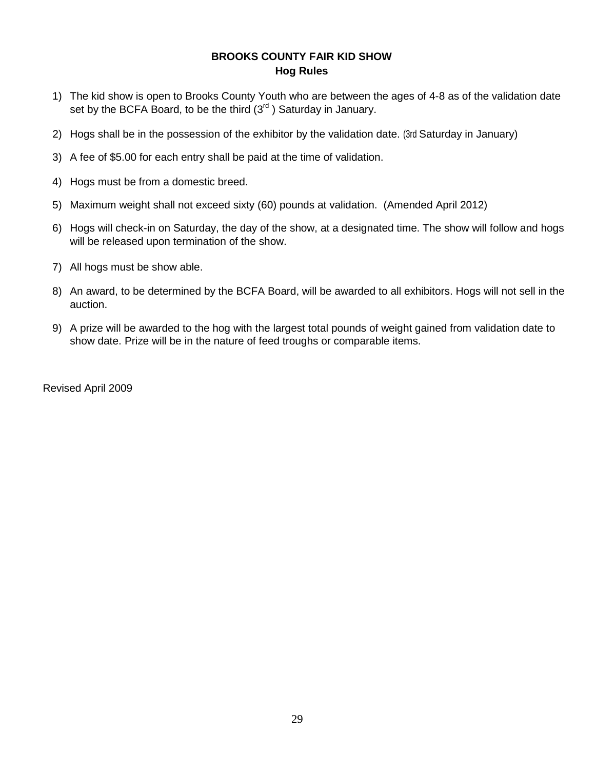## BROOKS COUNTY FAIR KID SHOW
### Hog Rules

1) The kid show is open to Brooks County Youth who are between the ages of 4-8 as of the validation date set by the BCFA Board, to be the third (3rd ) Saturday in January.

2) Hogs shall be in the possession of the exhibitor by the validation date. (3rd Saturday in January)

3) A fee of $5.00 for each entry shall be paid at the time of validation.

4) Hogs must be from a domestic breed.

5) Maximum weight shall not exceed sixty (60) pounds at validation. (Amended April 2012)

6) Hogs will check-in on Saturday, the day of the show, at a designated time. The show will follow and hogs will be released upon termination of the show.

7) All hogs must be show able.

8) An award, to be determined by the BCFA Board, will be awarded to all exhibitors. Hogs will not sell in the auction.

9) A prize will be awarded to the hog with the largest total pounds of weight gained from validation date to show date. Prize will be in the nature of feed troughs or comparable items.

Revised April 2009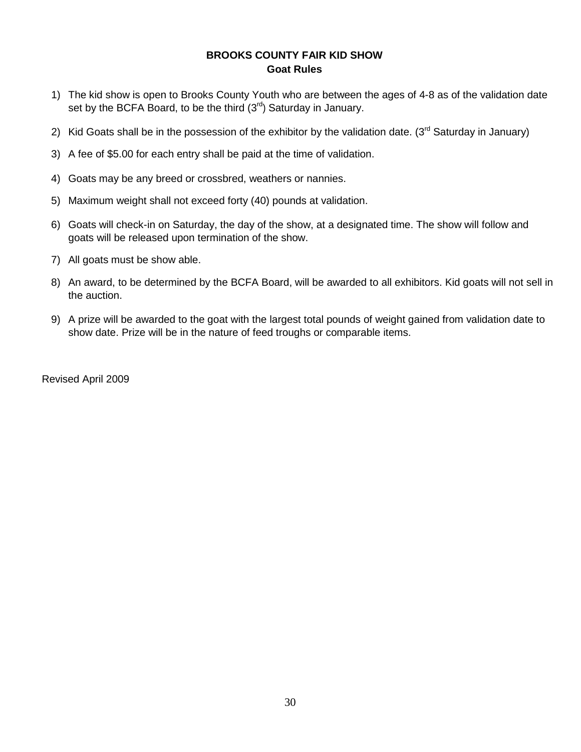## BROOKS COUNTY FAIR KID SHOW
### Goat Rules

1) The kid show is open to Brooks County Youth who are between the ages of 4-8 as of the validation date set by the BCFA Board, to be the third (3rd) Saturday in January.
2) Kid Goats shall be in the possession of the exhibitor by the validation date. (3rd Saturday in January)
3) A fee of $5.00 for each entry shall be paid at the time of validation.
4) Goats may be any breed or crossbred, weathers or nannies.
5) Maximum weight shall not exceed forty (40) pounds at validation.
6) Goats will check-in on Saturday, the day of the show, at a designated time. The show will follow and goats will be released upon termination of the show.
7) All goats must be show able.
8) An award, to be determined by the BCFA Board, will be awarded to all exhibitors. Kid goats will not sell in the auction.
9) A prize will be awarded to the goat with the largest total pounds of weight gained from validation date to show date. Prize will be in the nature of feed troughs or comparable items.

Revised April 2009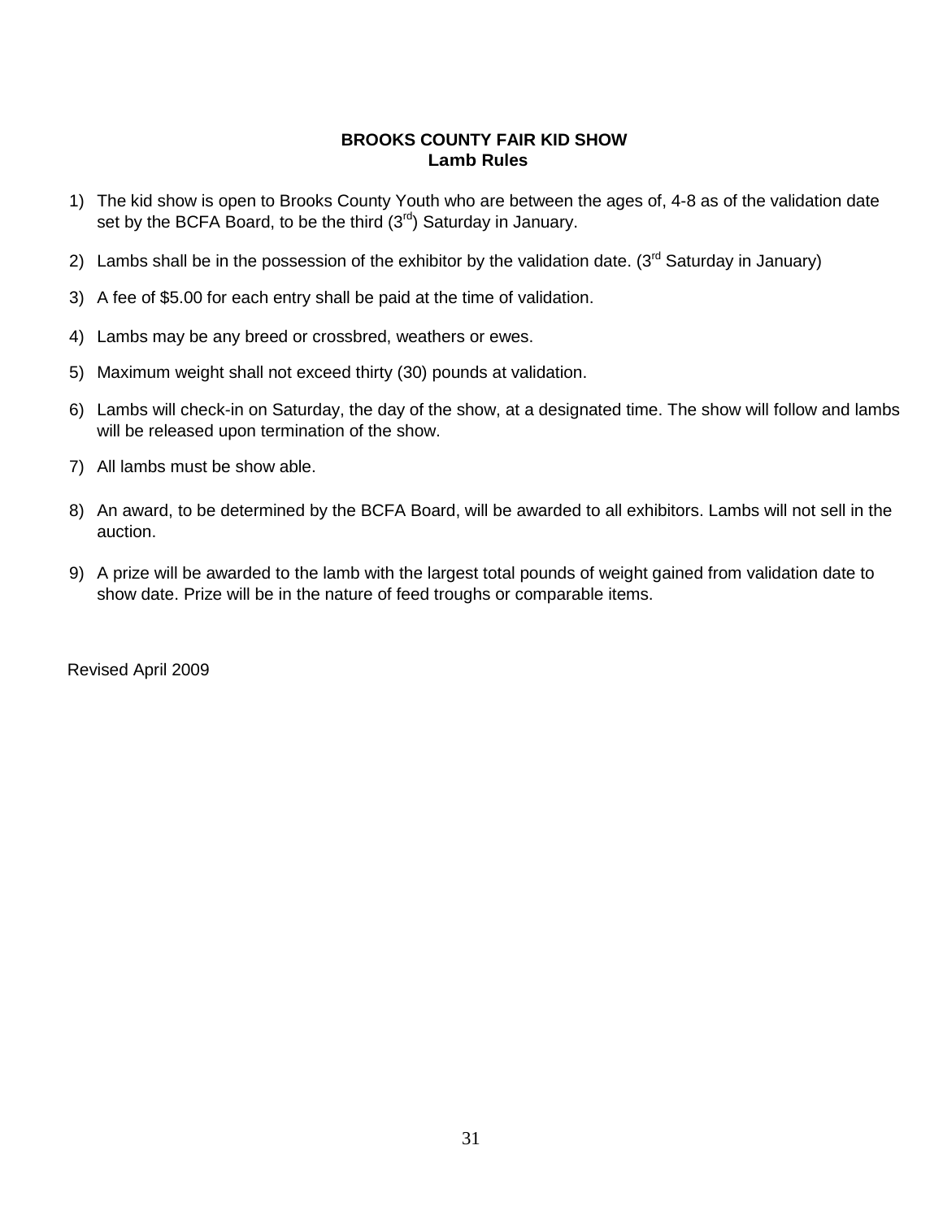# BROOKS COUNTY FAIR KID SHOW
## Lamb Rules

1) The kid show is open to Brooks County Youth who are between the ages of, 4-8 as of the validation date set by the BCFA Board, to be the third (3rd) Saturday in January.

2) Lambs shall be in the possession of the exhibitor by the validation date. (3rd Saturday in January)

3) A fee of $5.00 for each entry shall be paid at the time of validation.

4) Lambs may be any breed or crossbred, weathers or ewes.

5) Maximum weight shall not exceed thirty (30) pounds at validation.

6) Lambs will check-in on Saturday, the day of the show, at a designated time. The show will follow and lambs will be released upon termination of the show.

7) All lambs must be show able.

8) An award, to be determined by the BCFA Board, will be awarded to all exhibitors. Lambs will not sell in the auction.

9) A prize will be awarded to the lamb with the largest total pounds of weight gained from validation date to show date. Prize will be in the nature of feed troughs or comparable items.

Revised April 2009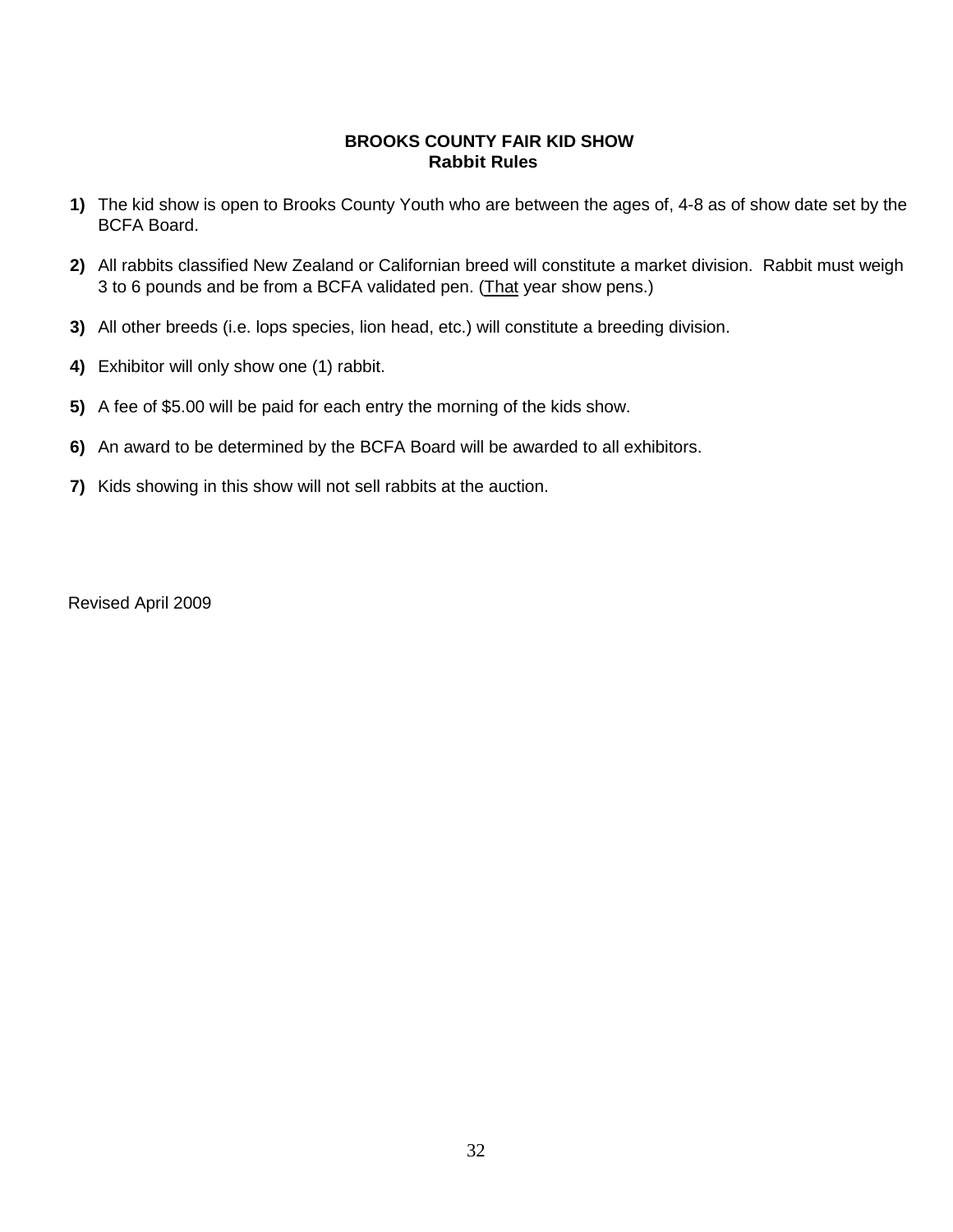**BROOKS COUNTY FAIR KID SHOW**
**Rabbit Rules**

1) The kid show is open to Brooks County Youth who are between the ages of, 4-8 as of show date set by the BCFA Board.

2) All rabbits classified New Zealand or Californian breed will constitute a market division. Rabbit must weigh 3 to 6 pounds and be from a BCFA validated pen. (<u>That</u> year show pens.)

3) All other breeds (i.e. lops species, lion head, etc.) will constitute a breeding division.

4) Exhibitor will only show one (1) rabbit.

5) A fee of $5.00 will be paid for each entry the morning of the kids show.

6) An award to be determined by the BCFA Board will be awarded to all exhibitors.

7) Kids showing in this show will not sell rabbits at the auction.

Revised April 2009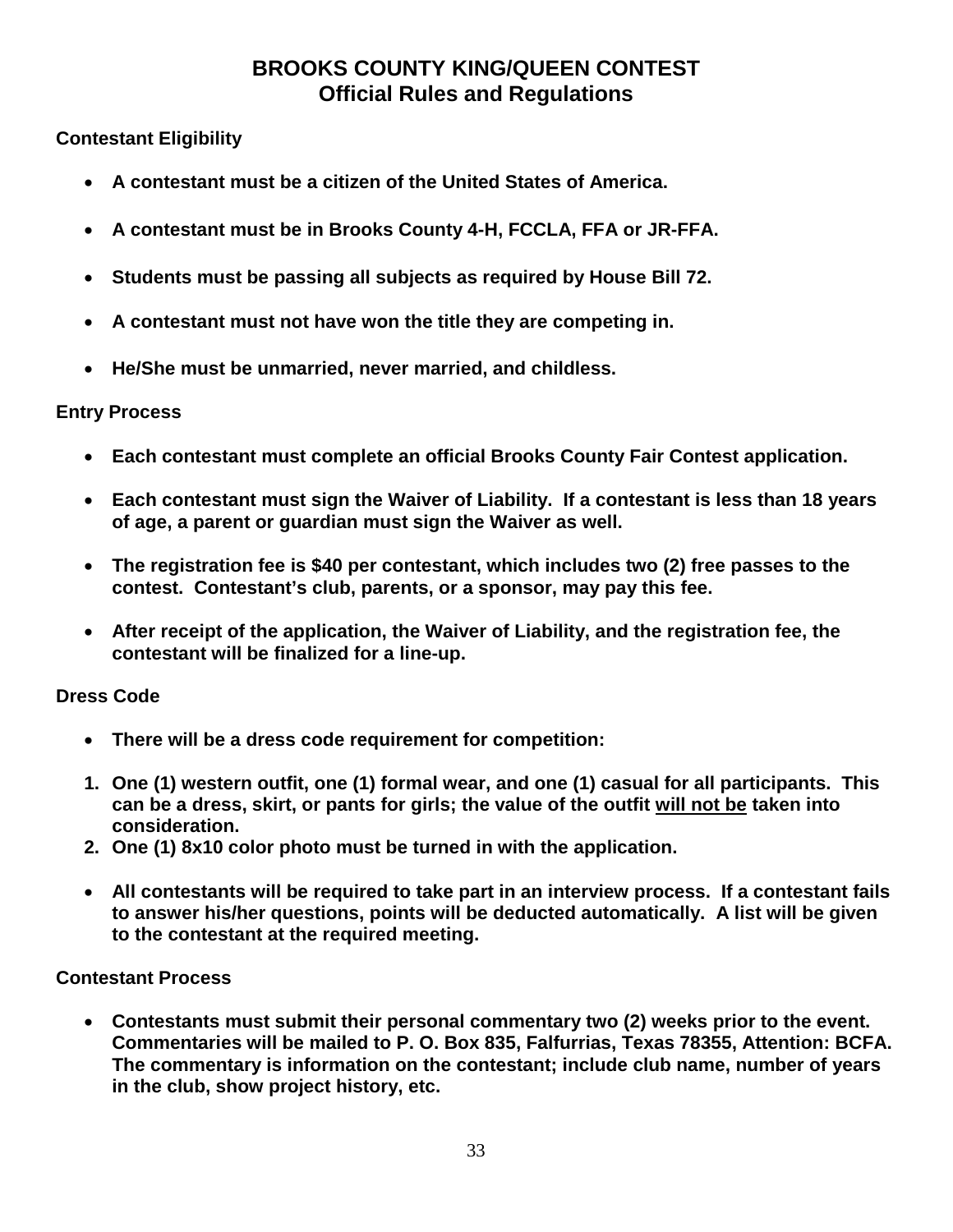# BROOKS COUNTY KING/QUEEN CONTEST
## Official Rules and Regulations

### Contestant Eligibility

- **A contestant must be a citizen of the United States of America.**
- **A contestant must be in Brooks County 4-H, FCCLA, FFA or JR-FFA.**
- **Students must be passing all subjects as required by House Bill 72.**
- **A contestant must not have won the title they are competing in.**
- **He/She must be unmarried, never married, and childless.**

### Entry Process

- **Each contestant must complete an official Brooks County Fair Contest application.**
- **Each contestant must sign the Waiver of Liability. If a contestant is less than 18 years of age, a parent or guardian must sign the Waiver as well.**
- **The registration fee is $40 per contestant, which includes two (2) free passes to the contest. Contestant's club, parents, or a sponsor, may pay this fee.**
- **After receipt of the application, the Waiver of Liability, and the registration fee, the contestant will be finalized for a line-up.**

### Dress Code

- **There will be a dress code requirement for competition:**

1. **One (1) western outfit, one (1) formal wear, and one (1) casual for all participants. This can be a dress, skirt, or pants for girls; the value of the outfit <u>will not be</u> taken into consideration.**
2. **One (1) 8x10 color photo must be turned in with the application.**

- **All contestants will be required to take part in an interview process. If a contestant fails to answer his/her questions, points will be deducted automatically. A list will be given to the contestant at the required meeting.**

### Contestant Process

- **Contestants must submit their personal commentary two (2) weeks prior to the event. Commentaries will be mailed to P. O. Box 835, Falfurrias, Texas 78355, Attention: BCFA. The commentary is information on the contestant; include club name, number of years in the club, show project history, etc.**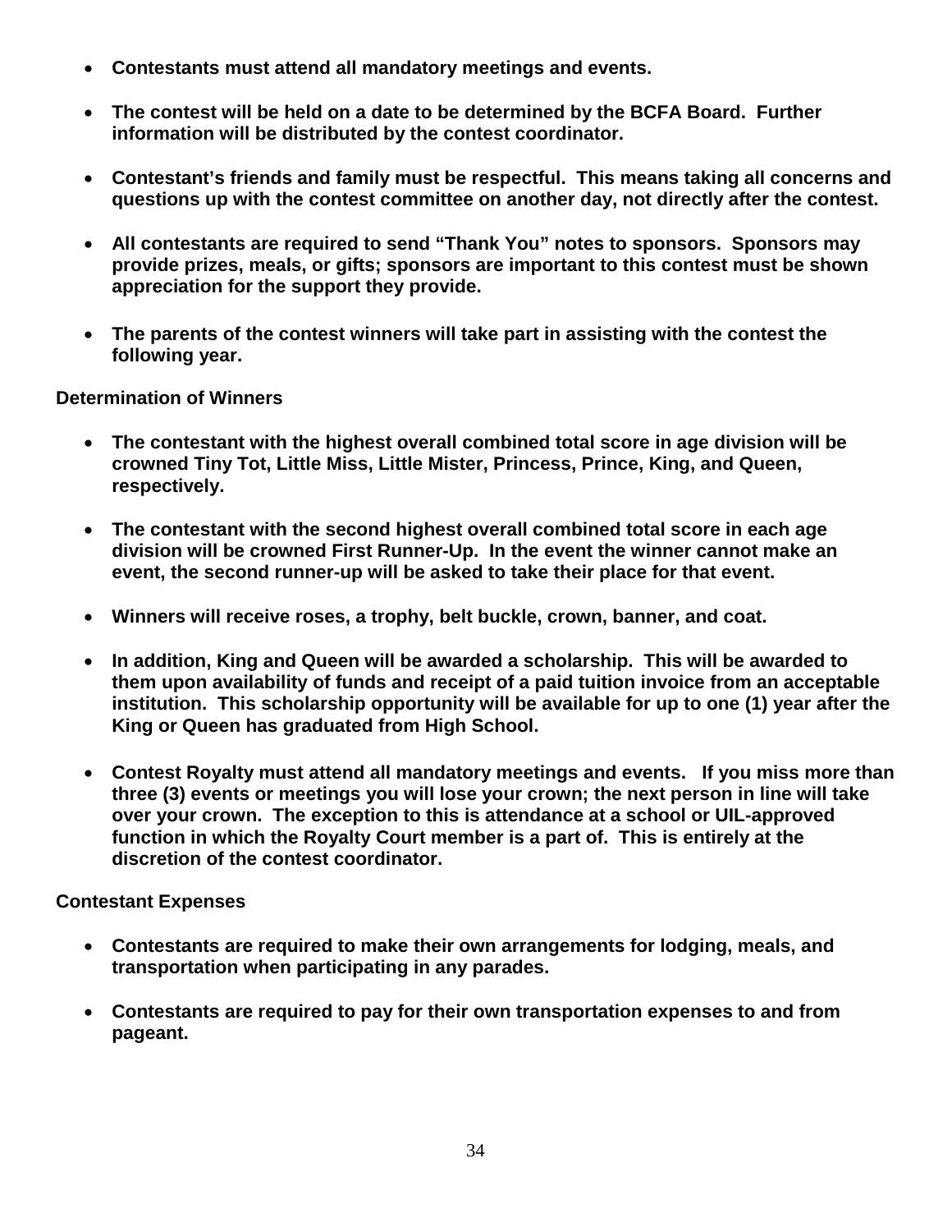- **Contestants must attend all mandatory meetings and events.**

- **The contest will be held on a date to be determined by the BCFA Board. Further information will be distributed by the contest coordinator.**

- **Contestant's friends and family must be respectful. This means taking all concerns and questions up with the contest committee on another day, not directly after the contest.**

- **All contestants are required to send "Thank You" notes to sponsors. Sponsors may provide prizes, meals, or gifts; sponsors are important to this contest must be shown appreciation for the support they provide.**

- **The parents of the contest winners will take part in assisting with the contest the following year.**

**Determination of Winners**

- **The contestant with the highest overall combined total score in age division will be crowned Tiny Tot, Little Miss, Little Mister, Princess, Prince, King, and Queen, respectively.**

- **The contestant with the second highest overall combined total score in each age division will be crowned First Runner-Up. In the event the winner cannot make an event, the second runner-up will be asked to take their place for that event.**

- **Winners will receive roses, a trophy, belt buckle, crown, banner, and coat.**

- **In addition, King and Queen will be awarded a scholarship. This will be awarded to them upon availability of funds and receipt of a paid tuition invoice from an acceptable institution. This scholarship opportunity will be available for up to one (1) year after the King or Queen has graduated from High School.**

- **Contest Royalty must attend all mandatory meetings and events. If you miss more than three (3) events or meetings you will lose your crown; the next person in line will take over your crown. The exception to this is attendance at a school or UIL-approved function in which the Royalty Court member is a part of. This is entirely at the discretion of the contest coordinator.**

**Contestant Expenses**

- **Contestants are required to make their own arrangements for lodging, meals, and transportation when participating in any parades.**

- **Contestants are required to pay for their own transportation expenses to and from pageant.**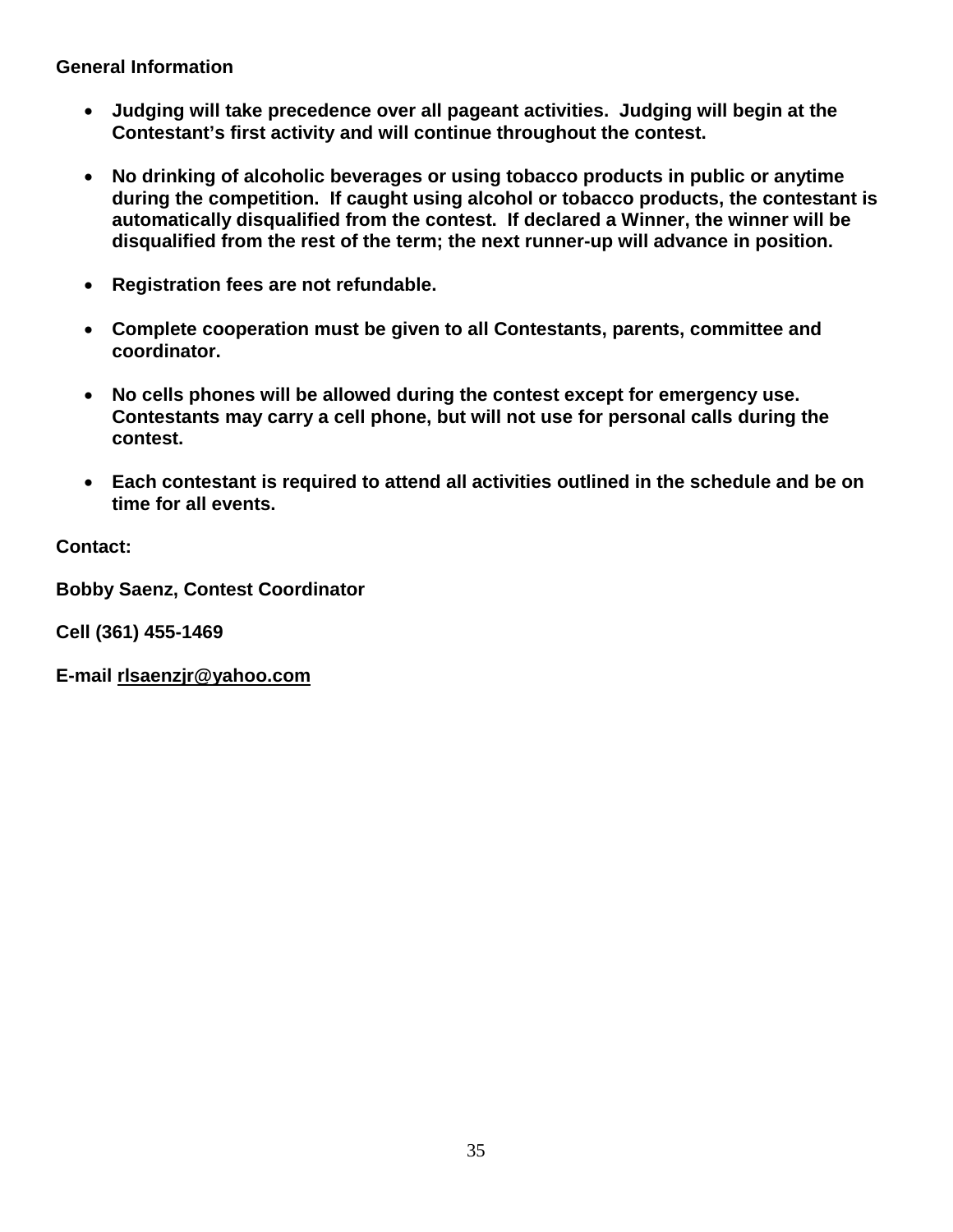**General Information**

- **Judging will take precedence over all pageant activities. Judging will begin at the Contestant's first activity and will continue throughout the contest.**

- **No drinking of alcoholic beverages or using tobacco products in public or anytime during the competition. If caught using alcohol or tobacco products, the contestant is automatically disqualified from the contest. If declared a Winner, the winner will be disqualified from the rest of the term; the next runner-up will advance in position.**

- **Registration fees are not refundable.**

- **Complete cooperation must be given to all Contestants, parents, committee and coordinator.**

- **No cells phones will be allowed during the contest except for emergency use. Contestants may carry a cell phone, but will not use for personal calls during the contest.**

- **Each contestant is required to attend all activities outlined in the schedule and be on time for all events.**

**Contact:**

**Bobby Saenz, Contest Coordinator**

**Cell (361) 455-1469**

**E-mail rlsaenzjr@yahoo.com**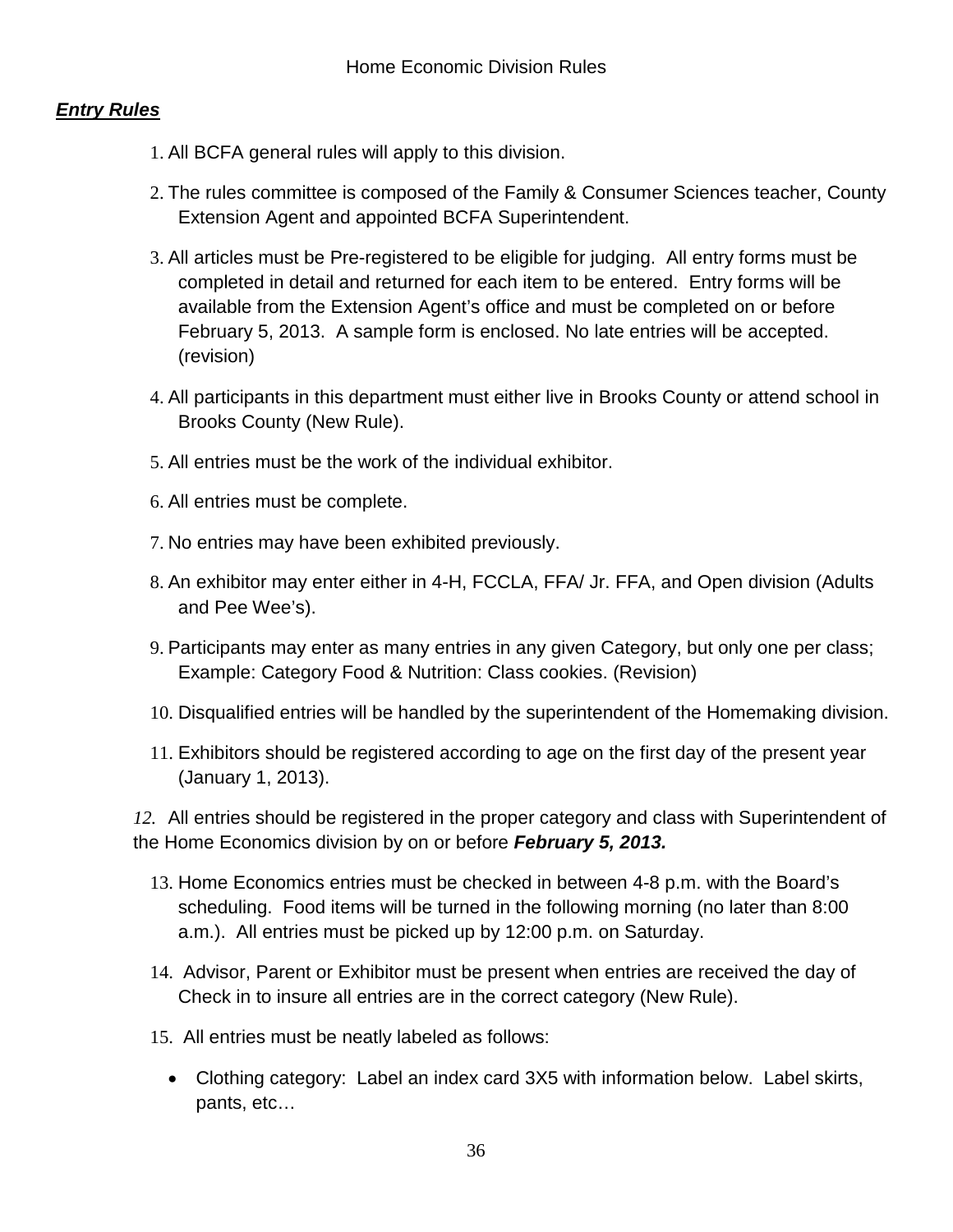Home Economic Division Rules

***Entry Rules***

1. All BCFA general rules will apply to this division.
2. The rules committee is composed of the Family & Consumer Sciences teacher, County Extension Agent and appointed BCFA Superintendent.
3. All articles must be Pre-registered to be eligible for judging. All entry forms must be completed in detail and returned for each item to be entered. Entry forms will be available from the Extension Agent's office and must be completed on or before February 5, 2013. A sample form is enclosed. No late entries will be accepted. (revision)
4. All participants in this department must either live in Brooks County or attend school in Brooks County (New Rule).
5. All entries must be the work of the individual exhibitor.
6. All entries must be complete.
7. No entries may have been exhibited previously.
8. An exhibitor may enter either in 4-H, FCCLA, FFA/ Jr. FFA, and Open division (Adults and Pee Wee's).
9. Participants may enter as many entries in any given Category, but only one per class; Example: Category Food & Nutrition: Class cookies. (Revision)
10. Disqualified entries will be handled by the superintendent of the Homemaking division.
11. Exhibitors should be registered according to age on the first day of the present year (January 1, 2013).
12. All entries should be registered in the proper category and class with Superintendent of the Home Economics division by on or before ***February 5, 2013.***
13. Home Economics entries must be checked in between 4-8 p.m. with the Board's scheduling. Food items will be turned in the following morning (no later than 8:00 a.m.). All entries must be picked up by 12:00 p.m. on Saturday.
14. Advisor, Parent or Exhibitor must be present when entries are received the day of Check in to insure all entries are in the correct category (New Rule).
15. All entries must be neatly labeled as follows:
    - Clothing category: Label an index card 3X5 with information below. Label skirts, pants, etc…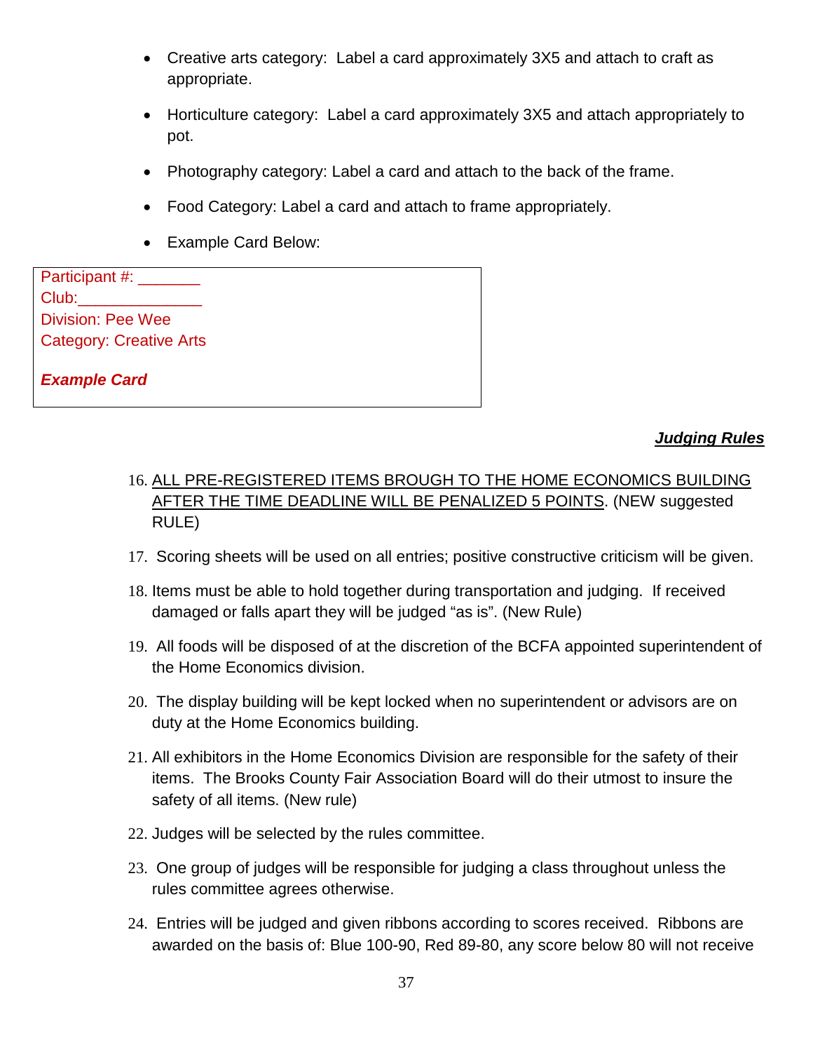- Creative arts category: Label a card approximately 3X5 and attach to craft as appropriate.
- Horticulture category: Label a card approximately 3X5 and attach appropriately to pot.
- Photography category: Label a card and attach to the back of the frame.
- Food Category: Label a card and attach to frame appropriately.
- Example Card Below:

| Participant #: _______ |
|---|
| Club:______________ |
| Division: Pee Wee |
| Category: Creative Arts |
| ***Example Card*** |

***Judging Rules***

16. ALL PRE-REGISTERED ITEMS BROUGH TO THE HOME ECONOMICS BUILDING AFTER THE TIME DEADLINE WILL BE PENALIZED 5 POINTS. (NEW suggested RULE)
17. Scoring sheets will be used on all entries; positive constructive criticism will be given.
18. Items must be able to hold together during transportation and judging. If received damaged or falls apart they will be judged "as is". (New Rule)
19. All foods will be disposed of at the discretion of the BCFA appointed superintendent of the Home Economics division.
20. The display building will be kept locked when no superintendent or advisors are on duty at the Home Economics building.
21. All exhibitors in the Home Economics Division are responsible for the safety of their items. The Brooks County Fair Association Board will do their utmost to insure the safety of all items. (New rule)
22. Judges will be selected by the rules committee.
23. One group of judges will be responsible for judging a class throughout unless the rules committee agrees otherwise.
24. Entries will be judged and given ribbons according to scores received. Ribbons are awarded on the basis of: Blue 100-90, Red 89-80, any score below 80 will not receive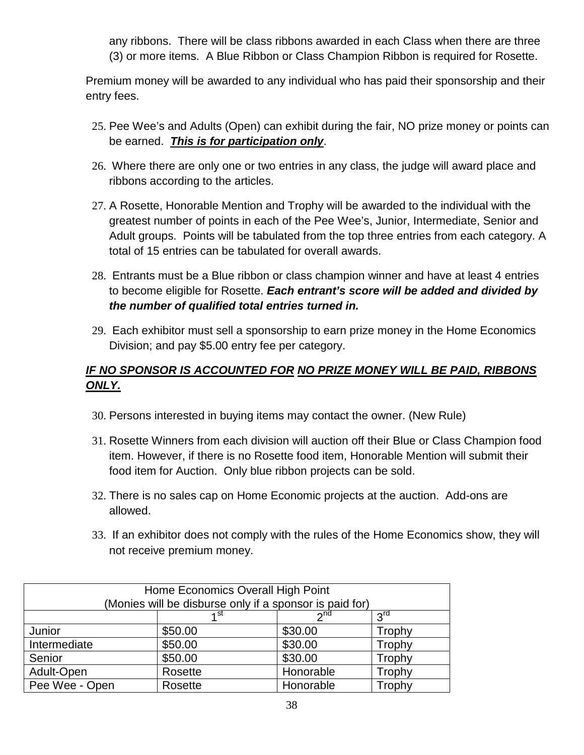any ribbons. There will be class ribbons awarded in each Class when there are three (3) or more items. A Blue Ribbon or Class Champion Ribbon is required for Rosette.

Premium money will be awarded to any individual who has paid their sponsorship and their entry fees.

25. Pee Wee's and Adults (Open) can exhibit during the fair, NO prize money or points can be earned. ***<u>This is for participation only</u>***.
26. Where there are only one or two entries in any class, the judge will award place and ribbons according to the articles.
27. A Rosette, Honorable Mention and Trophy will be awarded to the individual with the greatest number of points in each of the Pee Wee's, Junior, Intermediate, Senior and Adult groups. Points will be tabulated from the top three entries from each category. A total of 15 entries can be tabulated for overall awards.
28. Entrants must be a Blue ribbon or class champion winner and have at least 4 entries to become eligible for Rosette. ***Each entrant's score will be added and divided by the number of qualified total entries turned in.***
29. Each exhibitor must sell a sponsorship to earn prize money in the Home Economics Division; and pay $5.00 entry fee per category.

***<u>IF NO SPONSOR IS ACCOUNTED FOR NO PRIZE MONEY WILL BE PAID, RIBBONS ONLY.</u>***

30. Persons interested in buying items may contact the owner. (New Rule)
31. Rosette Winners from each division will auction off their Blue or Class Champion food item. However, if there is no Rosette food item, Honorable Mention will submit their food item for Auction. Only blue ribbon projects can be sold.
32. There is no sales cap on Home Economic projects at the auction. Add-ons are allowed.
33. If an exhibitor does not comply with the rules of the Home Economics show, they will not receive premium money.

| Home Economics Overall High Point (Monies will be disburse only if a sponsor is paid for) | | | |
|---|---|---|---|
| | 1st | 2nd | 3rd |
| Junior | $50.00 | $30.00 | Trophy |
| Intermediate | $50.00 | $30.00 | Trophy |
| Senior | $50.00 | $30.00 | Trophy |
| Adult-Open | Rosette | Honorable | Trophy |
| Pee Wee - Open | Rosette | Honorable | Trophy |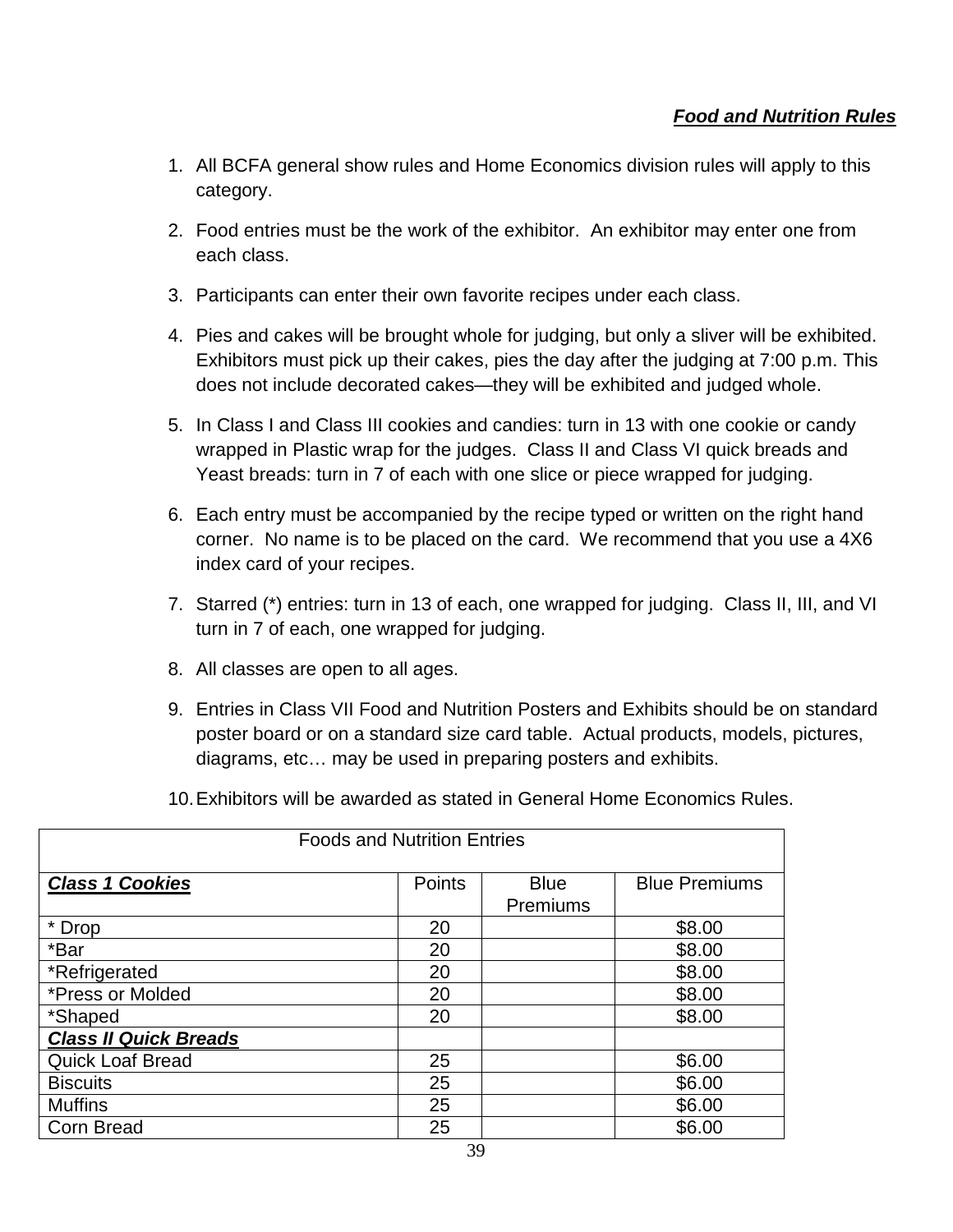***Food and Nutrition Rules***

1. All BCFA general show rules and Home Economics division rules will apply to this category.
2. Food entries must be the work of the exhibitor. An exhibitor may enter one from each class.
3. Participants can enter their own favorite recipes under each class.
4. Pies and cakes will be brought whole for judging, but only a sliver will be exhibited. Exhibitors must pick up their cakes, pies the day after the judging at 7:00 p.m. This does not include decorated cakes—they will be exhibited and judged whole.
5. In Class I and Class III cookies and candies: turn in 13 with one cookie or candy wrapped in Plastic wrap for the judges. Class II and Class VI quick breads and Yeast breads: turn in 7 of each with one slice or piece wrapped for judging.
6. Each entry must be accompanied by the recipe typed or written on the right hand corner. No name is to be placed on the card. We recommend that you use a 4X6 index card of your recipes.
7. Starred (*) entries: turn in 13 of each, one wrapped for judging. Class II, III, and VI turn in 7 of each, one wrapped for judging.
8. All classes are open to all ages.
9. Entries in Class VII Food and Nutrition Posters and Exhibits should be on standard poster board or on a standard size card table. Actual products, models, pictures, diagrams, etc… may be used in preparing posters and exhibits.
10. Exhibitors will be awarded as stated in General Home Economics Rules.

| Foods and Nutrition Entries | | | |
|---|---|---|---|
| ***Class 1 Cookies*** | Points | Blue Premiums | Blue Premiums |
| * Drop | 20 | | $8.00 |
| *Bar | 20 | | $8.00 |
| *Refrigerated | 20 | | $8.00 |
| *Press or Molded | 20 | | $8.00 |
| *Shaped | 20 | | $8.00 |
| ***Class II Quick Breads*** | | | |
| Quick Loaf Bread | 25 | | $6.00 |
| Biscuits | 25 | | $6.00 |
| Muffins | 25 | | $6.00 |
| Corn Bread | 25 | | $6.00 |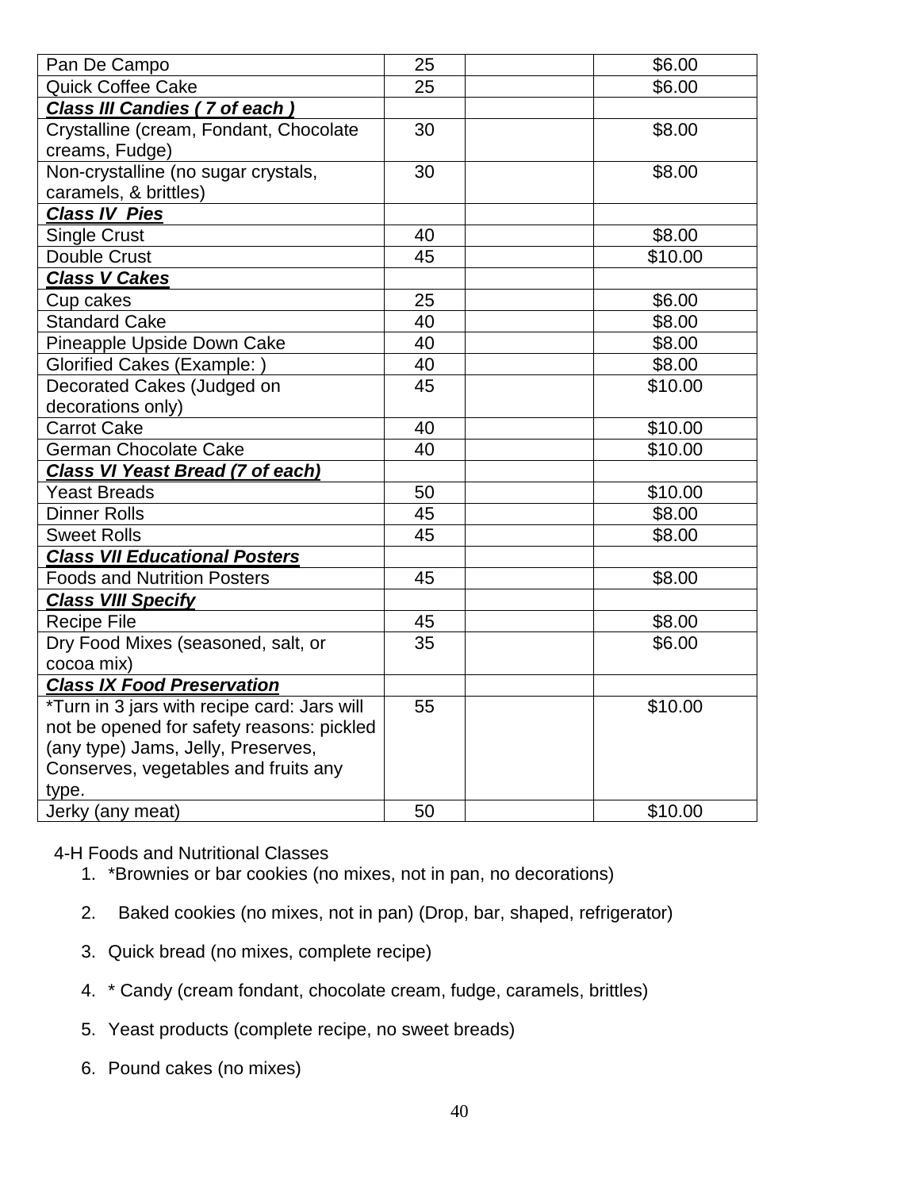| | | | |
|---|---|---|---|
| Pan De Campo | 25 | | $6.00 |
| Quick Coffee Cake | 25 | | $6.00 |
| ***Class III Candies ( 7 of each )*** | | | |
| Crystalline (cream, Fondant, Chocolate creams, Fudge) | 30 | | $8.00 |
| Non-crystalline (no sugar crystals, caramels, & brittles) | 30 | | $8.00 |
| ***Class IV Pies*** | | | |
| Single Crust | 40 | | $8.00 |
| Double Crust | 45 | | $10.00 |
| ***Class V Cakes*** | | | |
| Cup cakes | 25 | | $6.00 |
| Standard Cake | 40 | | $8.00 |
| Pineapple Upside Down Cake | 40 | | $8.00 |
| Glorified Cakes (Example: ) | 40 | | $8.00 |
| Decorated Cakes (Judged on decorations only) | 45 | | $10.00 |
| Carrot Cake | 40 | | $10.00 |
| German Chocolate Cake | 40 | | $10.00 |
| ***Class VI Yeast Bread (7 of each)*** | | | |
| Yeast Breads | 50 | | $10.00 |
| Dinner Rolls | 45 | | $8.00 |
| Sweet Rolls | 45 | | $8.00 |
| ***Class VII Educational Posters*** | | | |
| Foods and Nutrition Posters | 45 | | $8.00 |
| ***Class VIII Specify*** | | | |
| Recipe File | 45 | | $8.00 |
| Dry Food Mixes (seasoned, salt, or cocoa mix) | 35 | | $6.00 |
| ***Class IX Food Preservation*** | | | |
| *Turn in 3 jars with recipe card: Jars will not be opened for safety reasons: pickled (any type) Jams, Jelly, Preserves, Conserves, vegetables and fruits any type. | 55 | | $10.00 |
| Jerky (any meat) | 50 | | $10.00 |

4-H Foods and Nutritional Classes

1. *Brownies or bar cookies (no mixes, not in pan, no decorations)
2. Baked cookies (no mixes, not in pan) (Drop, bar, shaped, refrigerator)
3. Quick bread (no mixes, complete recipe)
4. * Candy (cream fondant, chocolate cream, fudge, caramels, brittles)
5. Yeast products (complete recipe, no sweet breads)
6. Pound cakes (no mixes)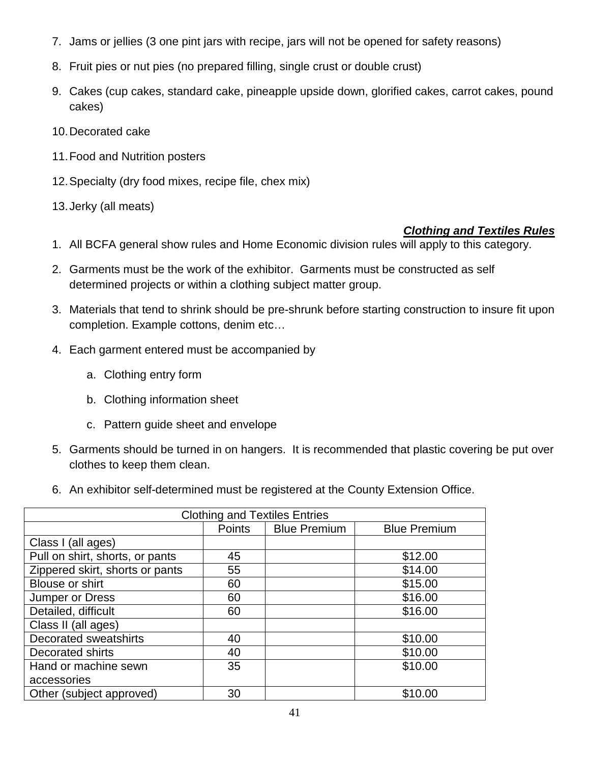7. Jams or jellies (3 one pint jars with recipe, jars will not be opened for safety reasons)

8. Fruit pies or nut pies (no prepared filling, single crust or double crust)

9. Cakes (cup cakes, standard cake, pineapple upside down, glorified cakes, carrot cakes, pound cakes)

10. Decorated cake

11. Food and Nutrition posters

12. Specialty (dry food mixes, recipe file, chex mix)

13. Jerky (all meats)

### ***Clothing and Textiles Rules***

1. All BCFA general show rules and Home Economic division rules will apply to this category.

2. Garments must be the work of the exhibitor. Garments must be constructed as self determined projects or within a clothing subject matter group.

3. Materials that tend to shrink should be pre-shrunk before starting construction to insure fit upon completion. Example cottons, denim etc…

4. Each garment entered must be accompanied by

   a. Clothing entry form

   b. Clothing information sheet

   c. Pattern guide sheet and envelope

5. Garments should be turned in on hangers. It is recommended that plastic covering be put over clothes to keep them clean.

6. An exhibitor self-determined must be registered at the County Extension Office.

| Clothing and Textiles Entries | | | |
|---|---|---|---|
| | Points | Blue Premium | Blue Premium |
| Class I (all ages) | | | |
| Pull on shirt, shorts, or pants | 45 | | $12.00 |
| Zippered skirt, shorts or pants | 55 | | $14.00 |
| Blouse or shirt | 60 | | $15.00 |
| Jumper or Dress | 60 | | $16.00 |
| Detailed, difficult | 60 | | $16.00 |
| Class II (all ages) | | | |
| Decorated sweatshirts | 40 | | $10.00 |
| Decorated shirts | 40 | | $10.00 |
| Hand or machine sewn accessories | 35 | | $10.00 |
| Other (subject approved) | 30 | | $10.00 |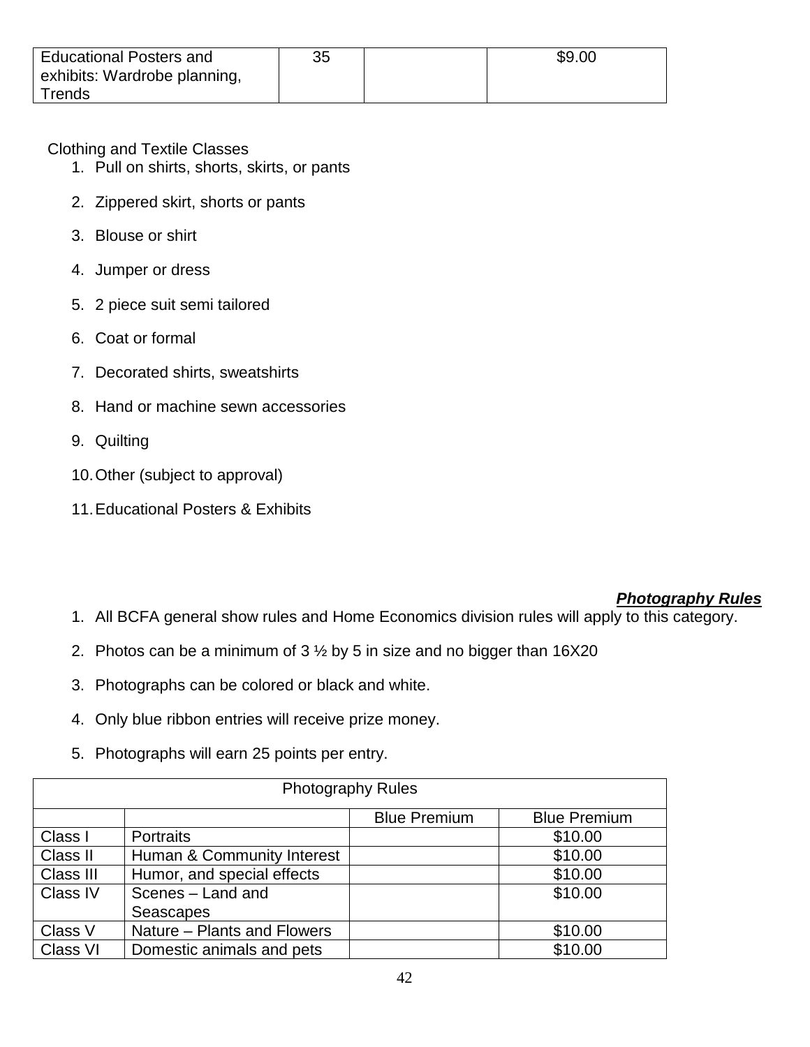| Educational Posters and exhibits: Wardrobe planning, Trends | 35 | | $9.00 |
|---|---|---|---|

Clothing and Textile Classes

1. Pull on shirts, shorts, skirts, or pants
2. Zippered skirt, shorts or pants
3. Blouse or shirt
4. Jumper or dress
5. 2 piece suit semi tailored
6. Coat or formal
7. Decorated shirts, sweatshirts
8. Hand or machine sewn accessories
9. Quilting
10. Other (subject to approval)
11. Educational Posters & Exhibits

### ***Photography Rules***

1. All BCFA general show rules and Home Economics division rules will apply to this category.
2. Photos can be a minimum of 3 ½ by 5 in size and no bigger than 16X20
3. Photographs can be colored or black and white.
4. Only blue ribbon entries will receive prize money.
5. Photographs will earn 25 points per entry.

| Photography Rules | | | |
|---|---|---|---|
| | | Blue Premium | Blue Premium |
| Class I | Portraits | | $10.00 |
| Class II | Human & Community Interest | | $10.00 |
| Class III | Humor, and special effects | | $10.00 |
| Class IV | Scenes – Land and Seascapes | | $10.00 |
| Class V | Nature – Plants and Flowers | | $10.00 |
| Class VI | Domestic animals and pets | | $10.00 |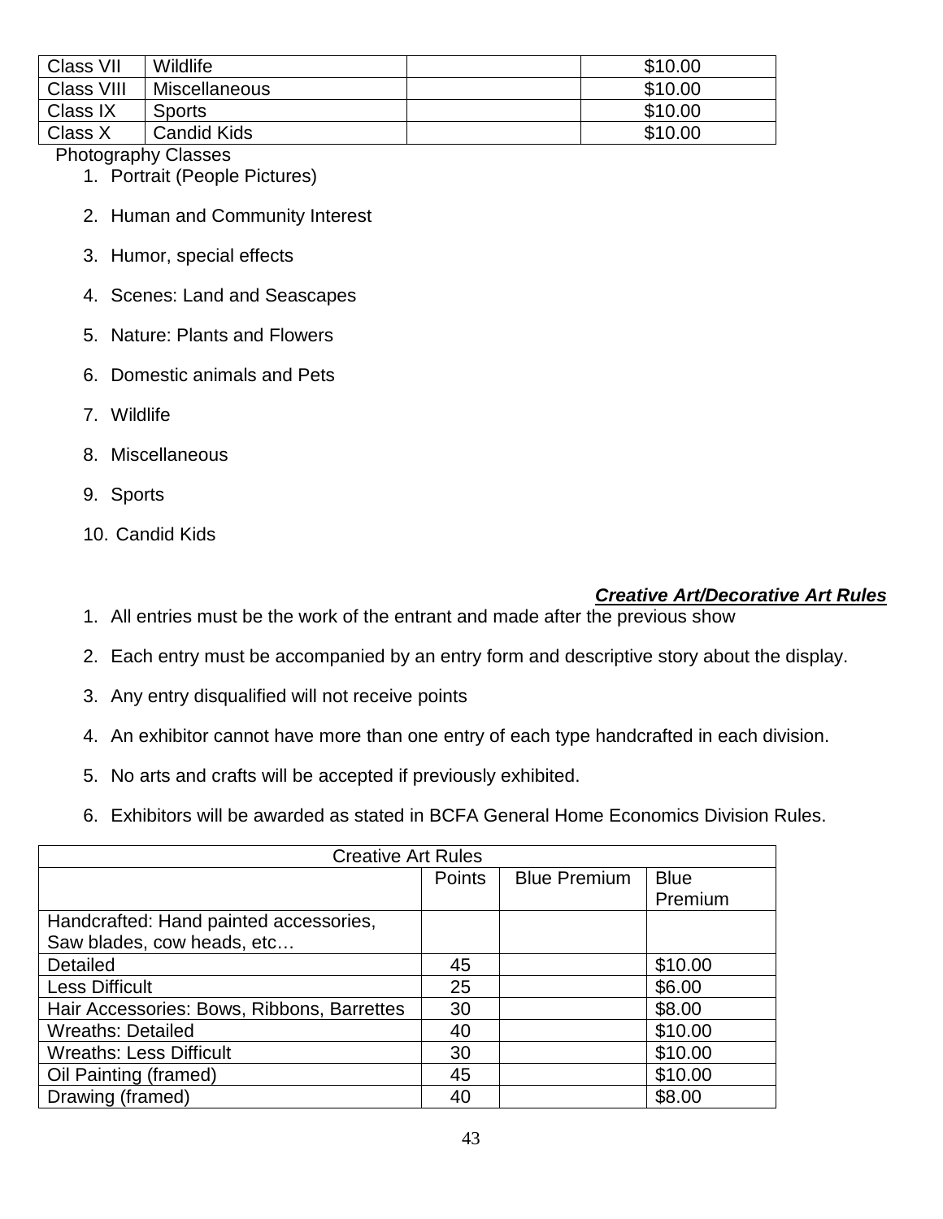| Class VII | Wildlife | | $10.00 |
|---|---|---|---|
| Class VIII | Miscellaneous | | $10.00 |
| Class IX | Sports | | $10.00 |
| Class X | Candid Kids | | $10.00 |

Photography Classes

1. Portrait (People Pictures)
2. Human and Community Interest
3. Humor, special effects
4. Scenes: Land and Seascapes
5. Nature: Plants and Flowers
6. Domestic animals and Pets
7. Wildlife
8. Miscellaneous
9. Sports
10. Candid Kids

## ***Creative Art/Decorative Art Rules***

1. All entries must be the work of the entrant and made after the previous show
2. Each entry must be accompanied by an entry form and descriptive story about the display.
3. Any entry disqualified will not receive points
4. An exhibitor cannot have more than one entry of each type handcrafted in each division.
5. No arts and crafts will be accepted if previously exhibited.
6. Exhibitors will be awarded as stated in BCFA General Home Economics Division Rules.

| Creative Art Rules | | | |
|---|---|---|---|
| | Points | Blue Premium | Blue Premium |
| Handcrafted: Hand painted accessories, Saw blades, cow heads, etc… | | | |
| Detailed | 45 | | $10.00 |
| Less Difficult | 25 | | $6.00 |
| Hair Accessories: Bows, Ribbons, Barrettes | 30 | | $8.00 |
| Wreaths: Detailed | 40 | | $10.00 |
| Wreaths: Less Difficult | 30 | | $10.00 |
| Oil Painting (framed) | 45 | | $10.00 |
| Drawing (framed) | 40 | | $8.00 |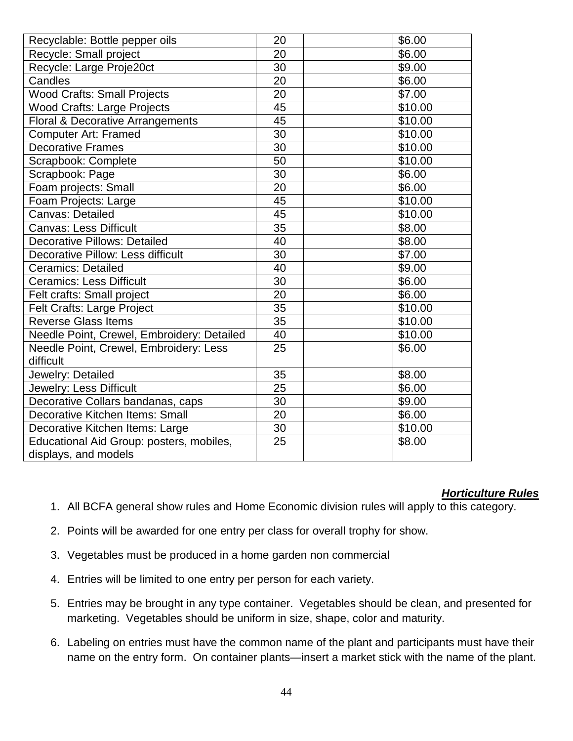| | | | |
|---|---|---|---|
| Recyclable: Bottle pepper oils | 20 | | $6.00 |
| Recycle: Small project | 20 | | $6.00 |
| Recycle: Large Proje20ct | 30 | | $9.00 |
| Candles | 20 | | $6.00 |
| Wood Crafts: Small Projects | 20 | | $7.00 |
| Wood Crafts: Large Projects | 45 | | $10.00 |
| Floral & Decorative Arrangements | 45 | | $10.00 |
| Computer Art: Framed | 30 | | $10.00 |
| Decorative Frames | 30 | | $10.00 |
| Scrapbook: Complete | 50 | | $10.00 |
| Scrapbook: Page | 30 | | $6.00 |
| Foam projects: Small | 20 | | $6.00 |
| Foam Projects: Large | 45 | | $10.00 |
| Canvas: Detailed | 45 | | $10.00 |
| Canvas: Less Difficult | 35 | | $8.00 |
| Decorative Pillows: Detailed | 40 | | $8.00 |
| Decorative Pillow: Less difficult | 30 | | $7.00 |
| Ceramics: Detailed | 40 | | $9.00 |
| Ceramics: Less Difficult | 30 | | $6.00 |
| Felt crafts: Small project | 20 | | $6.00 |
| Felt Crafts: Large Project | 35 | | $10.00 |
| Reverse Glass Items | 35 | | $10.00 |
| Needle Point, Crewel, Embroidery: Detailed | 40 | | $10.00 |
| Needle Point, Crewel, Embroidery: Less difficult | 25 | | $6.00 |
| Jewelry: Detailed | 35 | | $8.00 |
| Jewelry: Less Difficult | 25 | | $6.00 |
| Decorative Collars bandanas, caps | 30 | | $9.00 |
| Decorative Kitchen Items: Small | 20 | | $6.00 |
| Decorative Kitchen Items: Large | 30 | | $10.00 |
| Educational Aid Group: posters, mobiles, displays, and models | 25 | | $8.00 |

## ***Horticulture Rules***

1. All BCFA general show rules and Home Economic division rules will apply to this category.
2. Points will be awarded for one entry per class for overall trophy for show.
3. Vegetables must be produced in a home garden non commercial
4. Entries will be limited to one entry per person for each variety.
5. Entries may be brought in any type container. Vegetables should be clean, and presented for marketing. Vegetables should be uniform in size, shape, color and maturity.
6. Labeling on entries must have the common name of the plant and participants must have their name on the entry form. On container plants—insert a market stick with the name of the plant.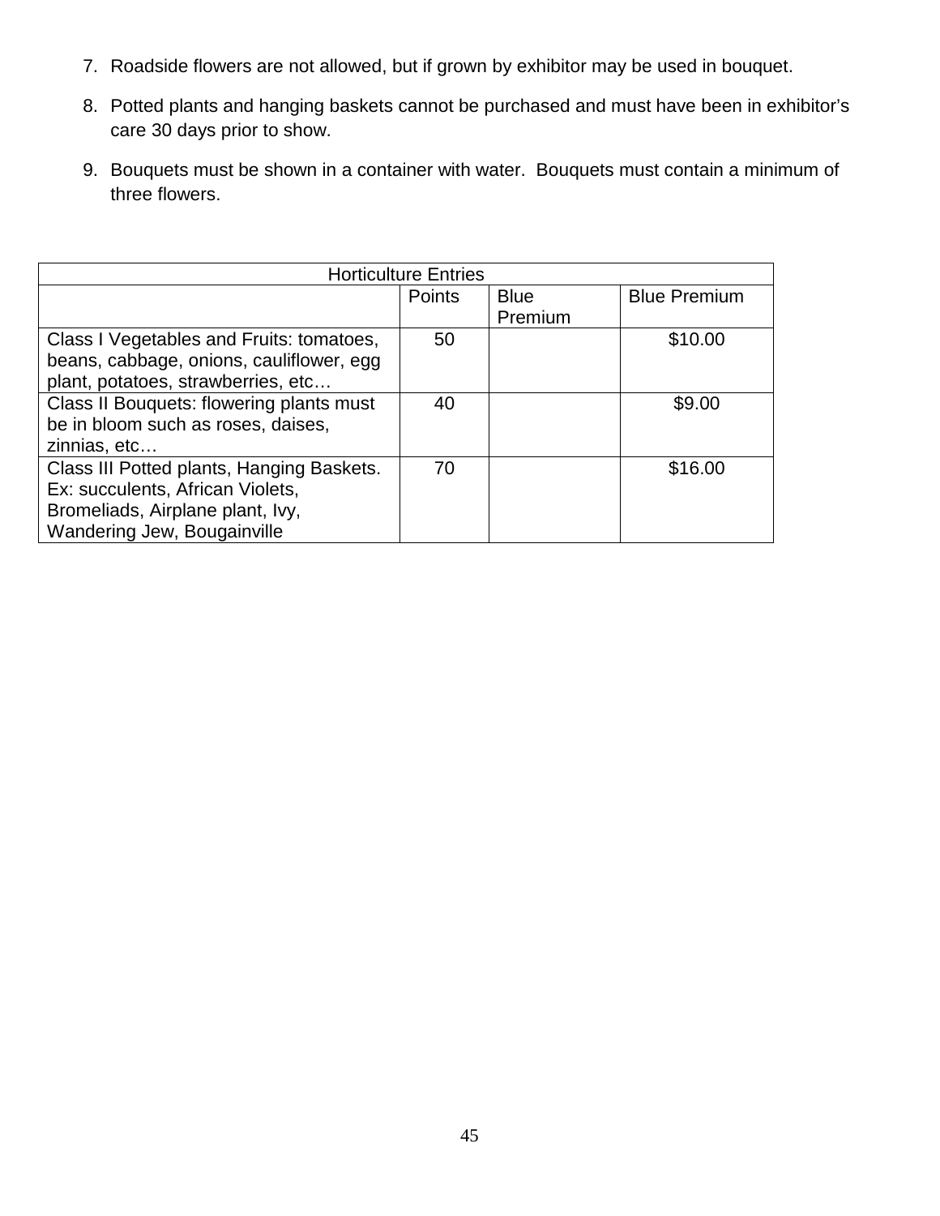7. Roadside flowers are not allowed, but if grown by exhibitor may be used in bouquet.
8. Potted plants and hanging baskets cannot be purchased and must have been in exhibitor's care 30 days prior to show.
9. Bouquets must be shown in a container with water. Bouquets must contain a minimum of three flowers.

| Horticulture Entries | | | |
|---|---|---|---|
| | Points | Blue Premium | Blue Premium |
| Class I Vegetables and Fruits: tomatoes, beans, cabbage, onions, cauliflower, egg plant, potatoes, strawberries, etc… | 50 | | $10.00 |
| Class II Bouquets: flowering plants must be in bloom such as roses, daises, zinnias, etc… | 40 | | $9.00 |
| Class III Potted plants, Hanging Baskets. Ex: succulents, African Violets, Bromeliads, Airplane plant, Ivy, Wandering Jew, Bougainville | 70 | | $16.00 |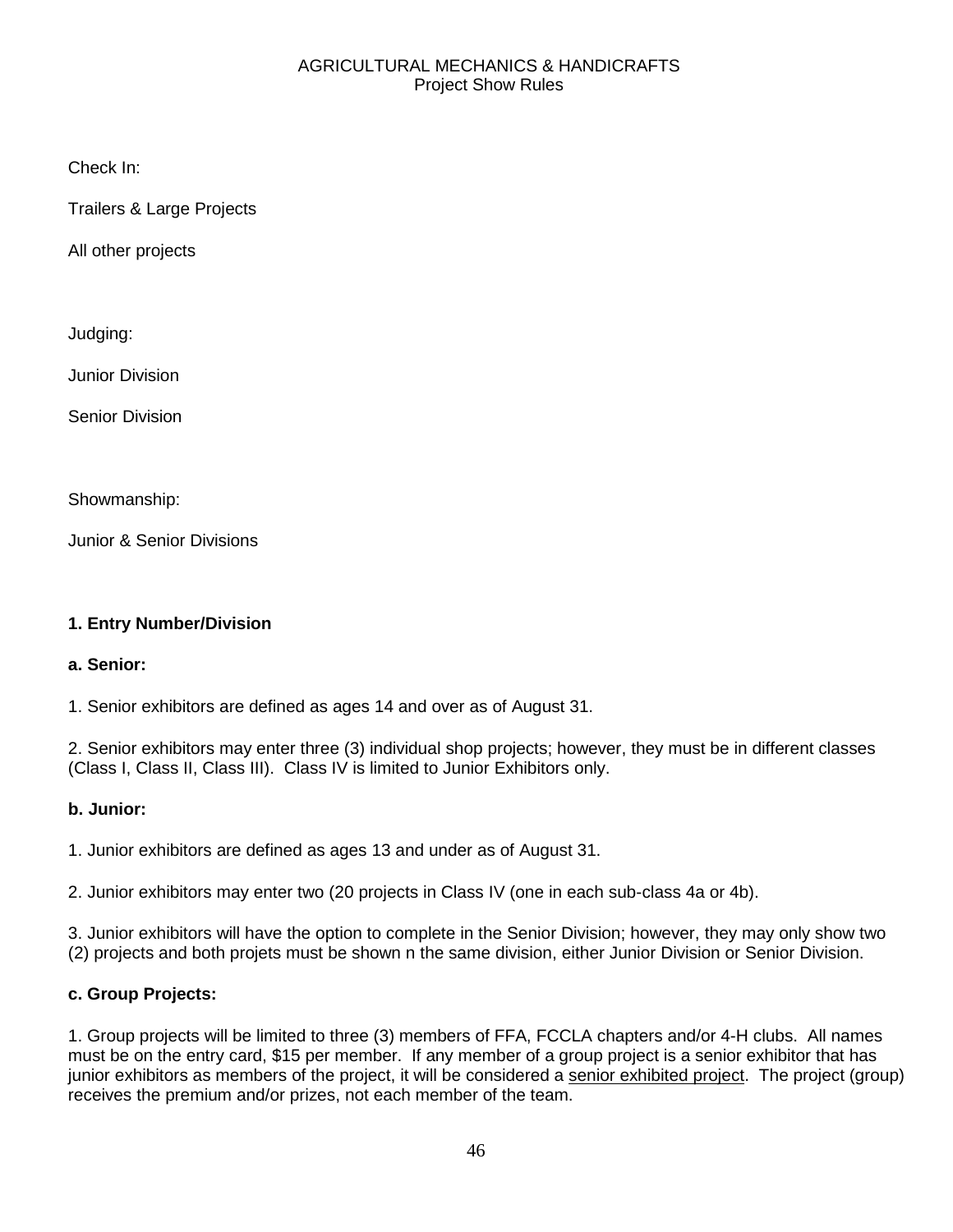AGRICULTURAL MECHANICS & HANDICRAFTS
Project Show Rules

Check In:

Trailers & Large Projects

All other projects

Judging:

Junior Division

Senior Division

Showmanship:

Junior & Senior Divisions

**1. Entry Number/Division**

**a. Senior:**

1. Senior exhibitors are defined as ages 14 and over as of August 31.

2. Senior exhibitors may enter three (3) individual shop projects; however, they must be in different classes (Class I, Class II, Class III). Class IV is limited to Junior Exhibitors only.

**b. Junior:**

1. Junior exhibitors are defined as ages 13 and under as of August 31.

2. Junior exhibitors may enter two (20 projects in Class IV (one in each sub-class 4a or 4b).

3. Junior exhibitors will have the option to complete in the Senior Division; however, they may only show two (2) projects and both projets must be shown n the same division, either Junior Division or Senior Division.

**c. Group Projects:**

1. Group projects will be limited to three (3) members of FFA, FCCLA chapters and/or 4-H clubs. All names must be on the entry card, $15 per member. If any member of a group project is a senior exhibitor that has junior exhibitors as members of the project, it will be considered a <u>senior exhibited project</u>. The project (group) receives the premium and/or prizes, not each member of the team.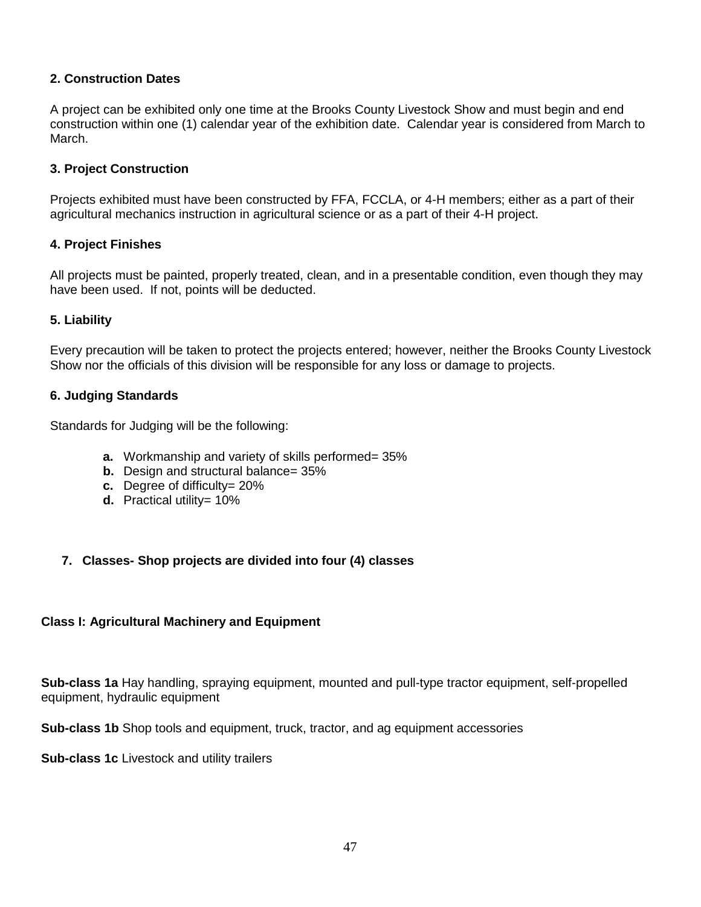**2. Construction Dates**

A project can be exhibited only one time at the Brooks County Livestock Show and must begin and end construction within one (1) calendar year of the exhibition date. Calendar year is considered from March to March.

**3. Project Construction**

Projects exhibited must have been constructed by FFA, FCCLA, or 4-H members; either as a part of their agricultural mechanics instruction in agricultural science or as a part of their 4-H project.

**4. Project Finishes**

All projects must be painted, properly treated, clean, and in a presentable condition, even though they may have been used. If not, points will be deducted.

**5. Liability**

Every precaution will be taken to protect the projects entered; however, neither the Brooks County Livestock Show nor the officials of this division will be responsible for any loss or damage to projects.

**6. Judging Standards**

Standards for Judging will be the following:

- **a.** Workmanship and variety of skills performed= 35%
- **b.** Design and structural balance= 35%
- **c.** Degree of difficulty= 20%
- **d.** Practical utility= 10%

**7. Classes- Shop projects are divided into four (4) classes**

**Class I: Agricultural Machinery and Equipment**

**Sub-class 1a** Hay handling, spraying equipment, mounted and pull-type tractor equipment, self-propelled equipment, hydraulic equipment

**Sub-class 1b** Shop tools and equipment, truck, tractor, and ag equipment accessories

**Sub-class 1c** Livestock and utility trailers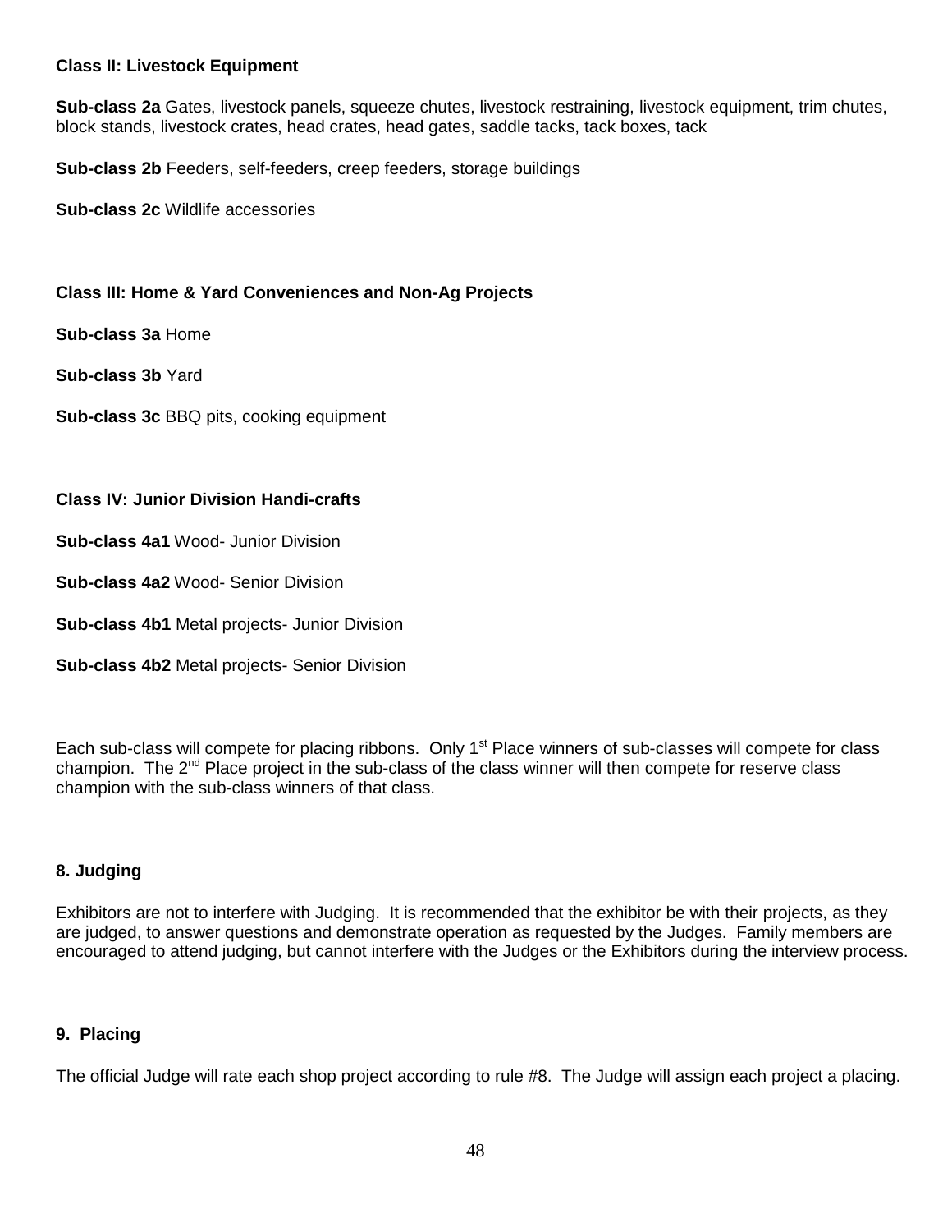**Class II: Livestock Equipment**

**Sub-class 2a** Gates, livestock panels, squeeze chutes, livestock restraining, livestock equipment, trim chutes, block stands, livestock crates, head crates, head gates, saddle tacks, tack boxes, tack

**Sub-class 2b** Feeders, self-feeders, creep feeders, storage buildings

**Sub-class 2c** Wildlife accessories

**Class III: Home & Yard Conveniences and Non-Ag Projects**

**Sub-class 3a** Home

**Sub-class 3b** Yard

**Sub-class 3c** BBQ pits, cooking equipment

**Class IV: Junior Division Handi-crafts**

**Sub-class 4a1** Wood- Junior Division

**Sub-class 4a2** Wood- Senior Division

**Sub-class 4b1** Metal projects- Junior Division

**Sub-class 4b2** Metal projects- Senior Division

Each sub-class will compete for placing ribbons. Only 1st Place winners of sub-classes will compete for class champion. The 2nd Place project in the sub-class of the class winner will then compete for reserve class champion with the sub-class winners of that class.

**8. Judging**

Exhibitors are not to interfere with Judging. It is recommended that the exhibitor be with their projects, as they are judged, to answer questions and demonstrate operation as requested by the Judges. Family members are encouraged to attend judging, but cannot interfere with the Judges or the Exhibitors during the interview process.

**9. Placing**

The official Judge will rate each shop project according to rule #8. The Judge will assign each project a placing.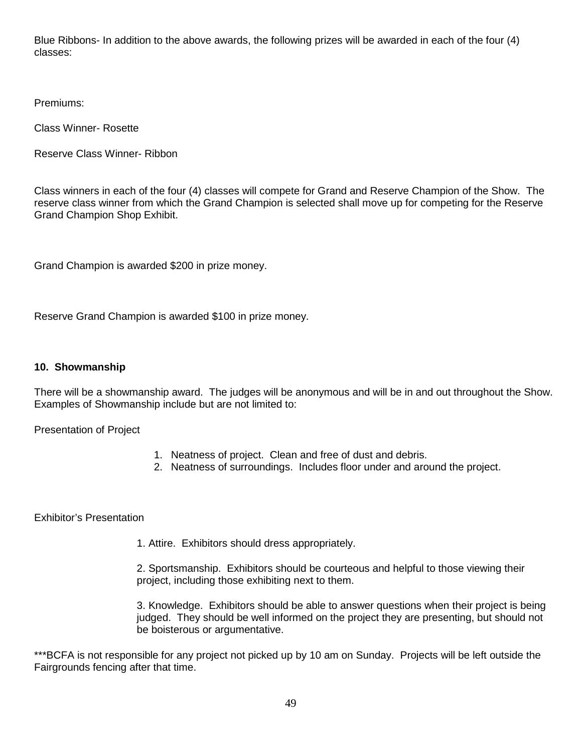Blue Ribbons- In addition to the above awards, the following prizes will be awarded in each of the four (4) classes:

Premiums:

Class Winner- Rosette

Reserve Class Winner- Ribbon

Class winners in each of the four (4) classes will compete for Grand and Reserve Champion of the Show. The reserve class winner from which the Grand Champion is selected shall move up for competing for the Reserve Grand Champion Shop Exhibit.

Grand Champion is awarded $200 in prize money.

Reserve Grand Champion is awarded $100 in prize money.

**10. Showmanship**

There will be a showmanship award. The judges will be anonymous and will be in and out throughout the Show. Examples of Showmanship include but are not limited to:

Presentation of Project

1. Neatness of project. Clean and free of dust and debris.
2. Neatness of surroundings. Includes floor under and around the project.

Exhibitor's Presentation

1. Attire. Exhibitors should dress appropriately.

2. Sportsmanship. Exhibitors should be courteous and helpful to those viewing their project, including those exhibiting next to them.

3. Knowledge. Exhibitors should be able to answer questions when their project is being judged. They should be well informed on the project they are presenting, but should not be boisterous or argumentative.

***BCFA is not responsible for any project not picked up by 10 am on Sunday. Projects will be left outside the Fairgrounds fencing after that time.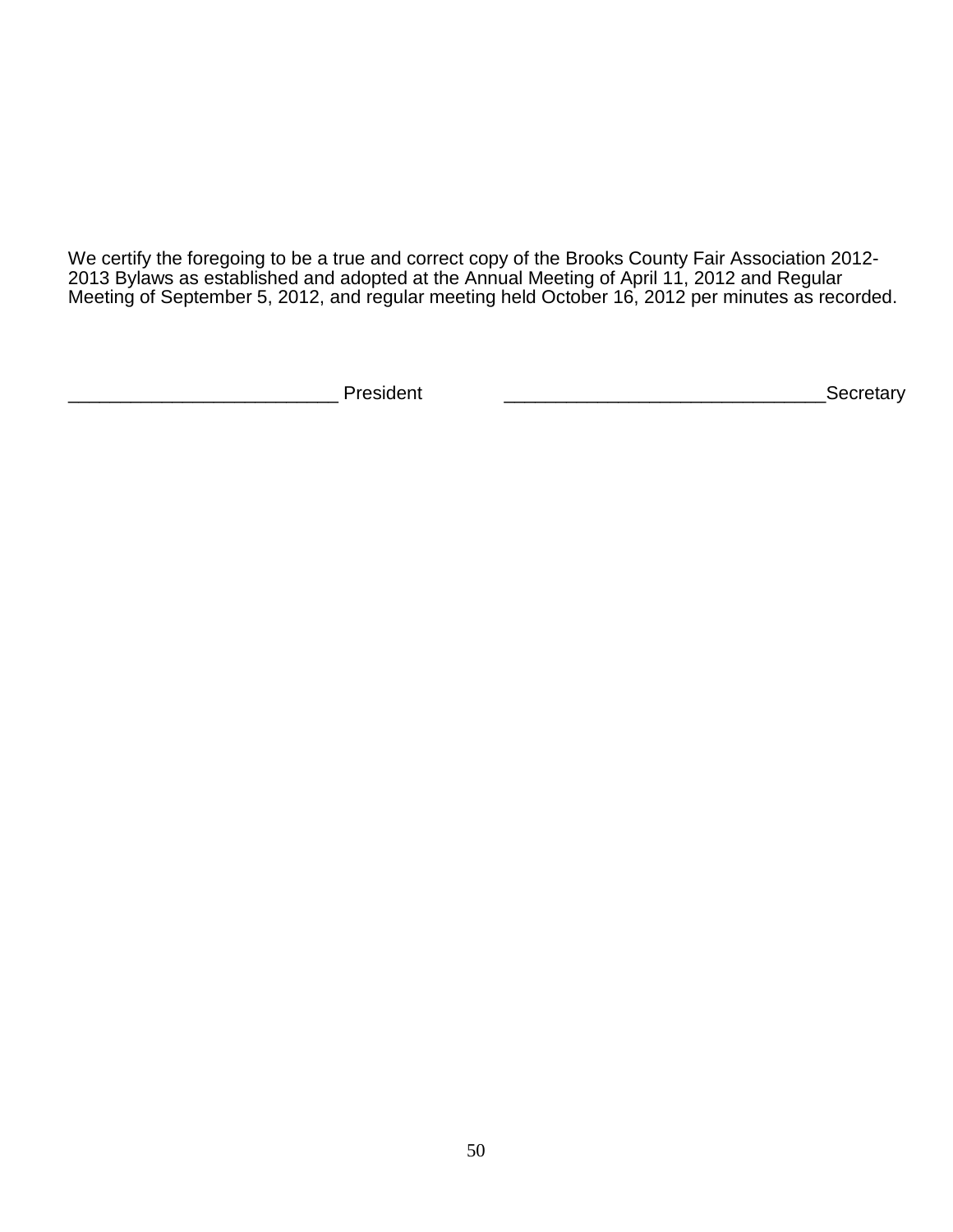We certify the foregoing to be a true and correct copy of the Brooks County Fair Association 2012-2013 Bylaws as established and adopted at the Annual Meeting of April 11, 2012 and Regular Meeting of September 5, 2012, and regular meeting held October 16, 2012 per minutes as recorded.

__________________________ President ______________________________Secretary